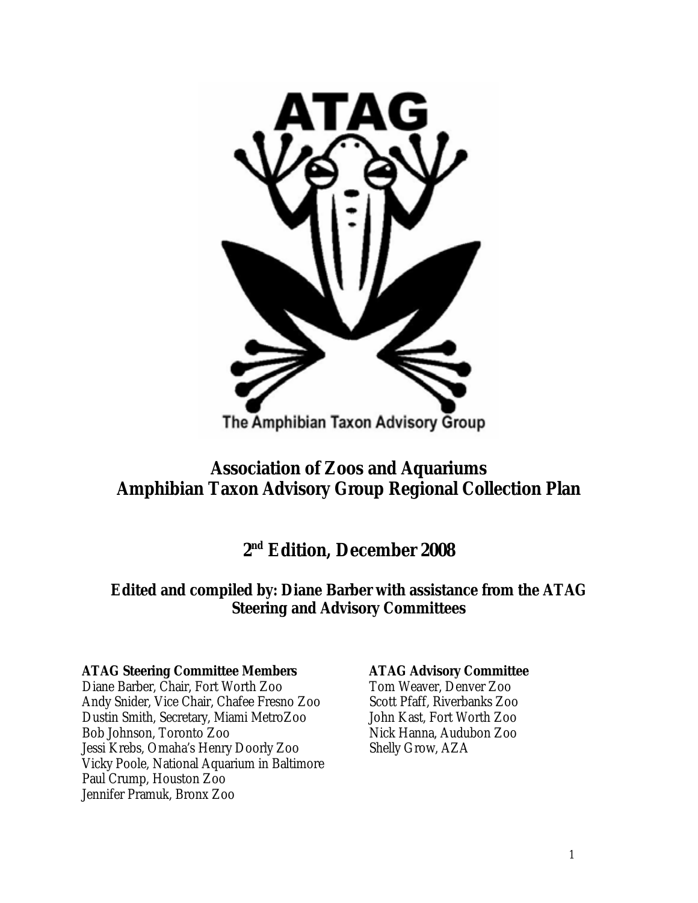# Association of Zoos and Aquariums
# Amphibian Taxon Advisory Group Regional Collection Plan

## 2nd Edition, December 2008

### Edited and compiled by: Diane Barber with assistance from the ATAG Steering and Advisory Committees

**ATAG Steering Committee Members**
Diane Barber, Chair, Fort Worth Zoo
Andy Snider, Vice Chair, Chafee Fresno Zoo
Dustin Smith, Secretary, Miami MetroZoo
Bob Johnson, Toronto Zoo
Jessi Krebs, Omaha's Henry Doorly Zoo
Vicky Poole, National Aquarium in Baltimore
Paul Crump, Houston Zoo
Jennifer Pramuk, Bronx Zoo

**ATAG Advisory Committee**
Tom Weaver, Denver Zoo
Scott Pfaff, Riverbanks Zoo
John Kast, Fort Worth Zoo
Nick Hanna, Audubon Zoo
Shelly Grow, AZA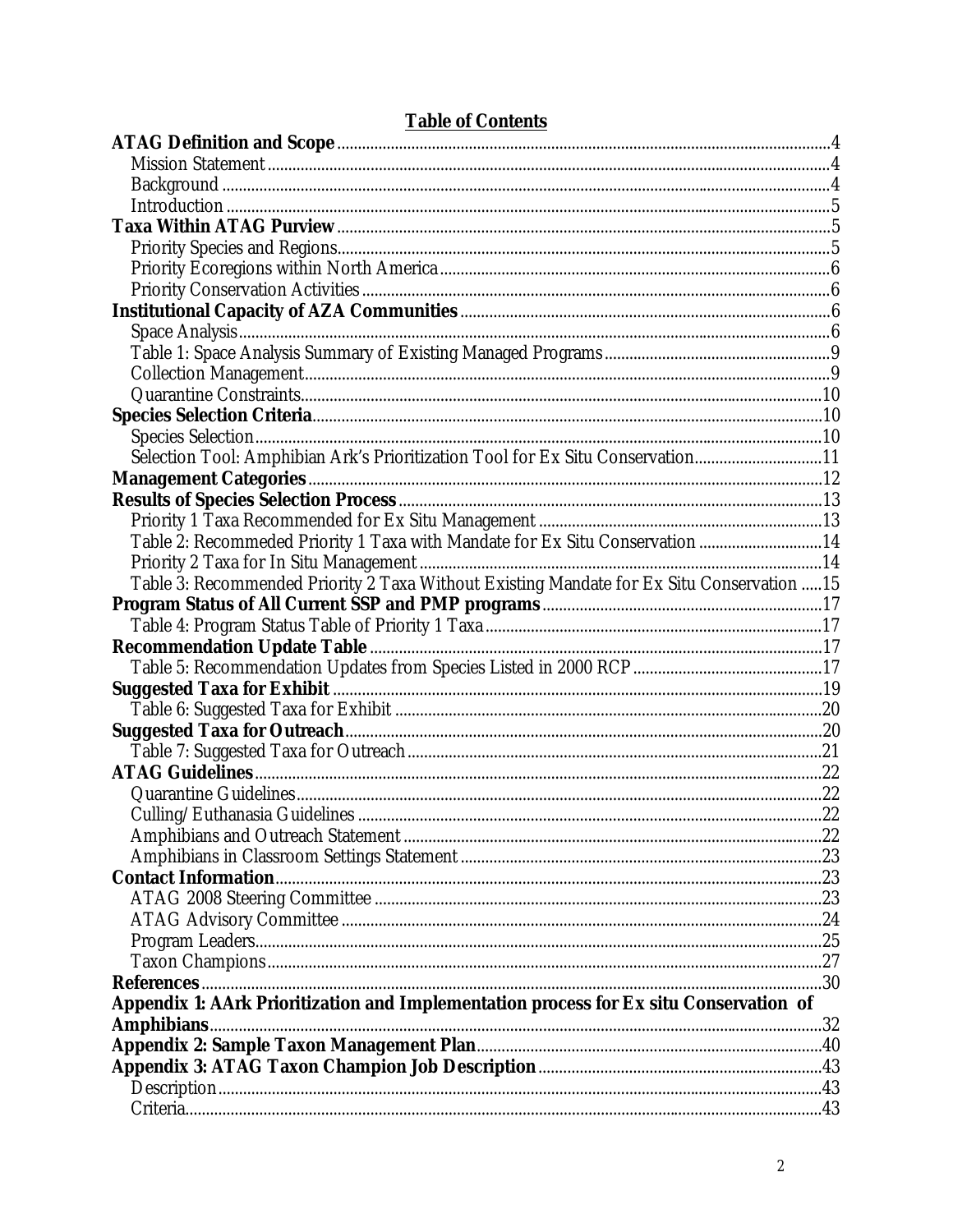## Table of Contents

**ATAG Definition and Scope** ....................................................................................................4
- Mission Statement .......................................................................................................................4
- Background .................................................................................................................................4
- Introduction ................................................................................................................................5

**Taxa Within ATAG Purview** ....................................................................................................5
- Priority Species and Regions ......................................................................................................5
- Priority Ecoregions within North America ..................................................................................6
- Priority Conservation Activities ..................................................................................................6

**Institutional Capacity of AZA Communities** ............................................................................6
- Space Analysis .............................................................................................................................6
- Table 1: Space Analysis Summary of Existing Managed Programs ..............................................9
- Collection Management ...............................................................................................................9
- Quarantine Constraints ..............................................................................................................10

**Species Selection Criteria** ........................................................................................................10
- Species Selection .......................................................................................................................10
- Selection Tool: Amphibian Ark's Prioritization Tool for Ex Situ Conservation ..........................11

**Management Categories** ..........................................................................................................12

**Results of Species Selection Process** .......................................................................................13
- Priority 1 Taxa Recommended for Ex Situ Management ............................................................13
- Table 2: Recommeded Priority 1 Taxa with Mandate for Ex Situ Conservation ..........................14
- Priority 2 Taxa for In Situ Management ......................................................................................14
- Table 3: Recommended Priority 2 Taxa Without Existing Mandate for Ex Situ Conservation .....15

**Program Status of All Current SSP and PMP programs** .........................................................17
- Table 4: Program Status Table of Priority 1 Taxa .......................................................................17

**Recommendation Update Table** ...............................................................................................17
- Table 5: Recommendation Updates from Species Listed in 2000 RCP ........................................17

**Suggested Taxa for Exhibit** ......................................................................................................19
- Table 6: Suggested Taxa for Exhibit ..........................................................................................20

**Suggested Taxa for Outreach** ...................................................................................................20
- Table 7: Suggested Taxa for Outreach ........................................................................................21

**ATAG Guidelines** .....................................................................................................................22
- Quarantine Guidelines ...............................................................................................................22
- Culling/Euthanasia Guidelines ...................................................................................................22
- Amphibians and Outreach Statement .........................................................................................22
- Amphibians in Classroom Settings Statement .............................................................................23

**Contact Information** ..................................................................................................................23
- ATAG 2008 Steering Committee ................................................................................................23
- ATAG Advisory Committee .......................................................................................................24
- Program Leaders .........................................................................................................................25
- Taxon Champions .......................................................................................................................27

**References** .................................................................................................................................30

**Appendix 1: AArk Prioritization and Implementation process for Ex situ Conservation of Amphibians** ...................................................................................................................................32

**Appendix 2: Sample Taxon Management Plan** .........................................................................40

**Appendix 3: ATAG Taxon Champion Job Description** ............................................................43
- Description .................................................................................................................................43
- Criteria .......................................................................................................................................43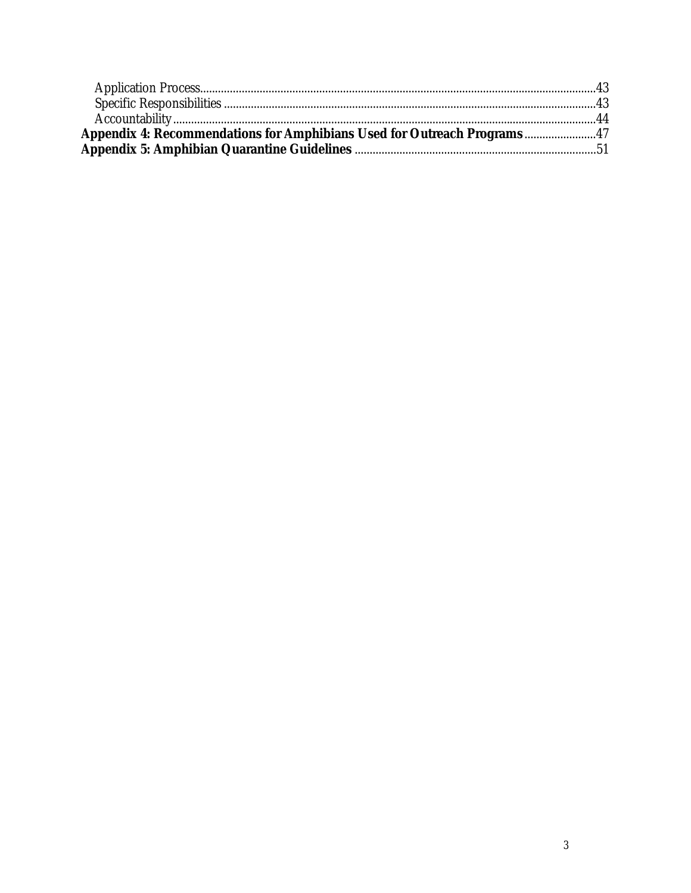Application Process ........................................................................ 43
Specific Responsibilities ................................................................ 43
Accountability ................................................................................ 44

**Appendix 4: Recommendations for Amphibians Used for Outreach Programs** ........................ 47

**Appendix 5: Amphibian Quarantine Guidelines** ............................................................. 51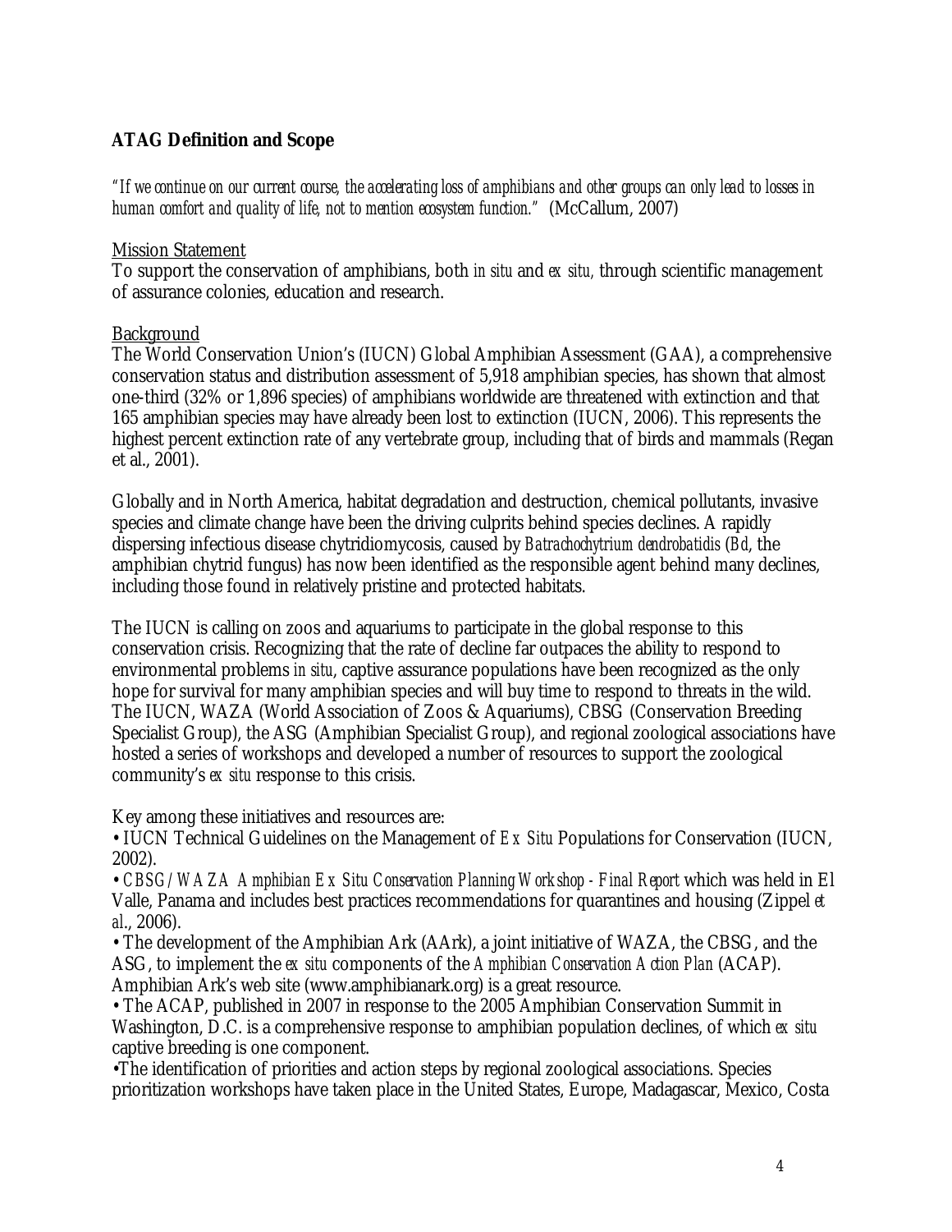## ATAG Definition and Scope

*"If we continue on our current course, the accelerating loss of amphibians and other groups can only lead to losses in human comfort and quality of life, not to mention ecosystem function."* (McCallum, 2007)

Mission Statement

To support the conservation of amphibians, both *in situ* and *ex situ,* through scientific management of assurance colonies, education and research.

Background

The World Conservation Union's (IUCN) Global Amphibian Assessment (GAA), a comprehensive conservation status and distribution assessment of 5,918 amphibian species, has shown that almost one-third (32% or 1,896 species) of amphibians worldwide are threatened with extinction and that 165 amphibian species may have already been lost to extinction (IUCN, 2006). This represents the highest percent extinction rate of any vertebrate group, including that of birds and mammals (Regan et al., 2001).

Globally and in North America, habitat degradation and destruction, chemical pollutants, invasive species and climate change have been the driving culprits behind species declines. A rapidly dispersing infectious disease chytridiomycosis, caused by *Batrachochytrium dendrobatidis* (*Bd*, the amphibian chytrid fungus) has now been identified as the responsible agent behind many declines, including those found in relatively pristine and protected habitats.

The IUCN is calling on zoos and aquariums to participate in the global response to this conservation crisis. Recognizing that the rate of decline far outpaces the ability to respond to environmental problems *in situ*, captive assurance populations have been recognized as the only hope for survival for many amphibian species and will buy time to respond to threats in the wild. The IUCN, WAZA (World Association of Zoos & Aquariums), CBSG (Conservation Breeding Specialist Group), the ASG (Amphibian Specialist Group), and regional zoological associations have hosted a series of workshops and developed a number of resources to support the zoological community's *ex situ* response to this crisis.

Key among these initiatives and resources are:

- IUCN Technical Guidelines on the Management of *Ex Situ* Populations for Conservation (IUCN, 2002).
- *CBSG/WAZA Amphibian Ex Situ Conservation Planning Workshop - Final Report* which was held in El Valle, Panama and includes best practices recommendations for quarantines and housing (Zippel *et al*., 2006).
- The development of the Amphibian Ark (AArk), a joint initiative of WAZA, the CBSG, and the ASG, to implement the *ex situ* components of the *Amphibian Conservation Action Plan* (ACAP). Amphibian Ark's web site (www.amphibianark.org) is a great resource.
- The ACAP, published in 2007 in response to the 2005 Amphibian Conservation Summit in Washington, D.C. is a comprehensive response to amphibian population declines, of which *ex situ* captive breeding is one component.
- The identification of priorities and action steps by regional zoological associations. Species prioritization workshops have taken place in the United States, Europe, Madagascar, Mexico, Costa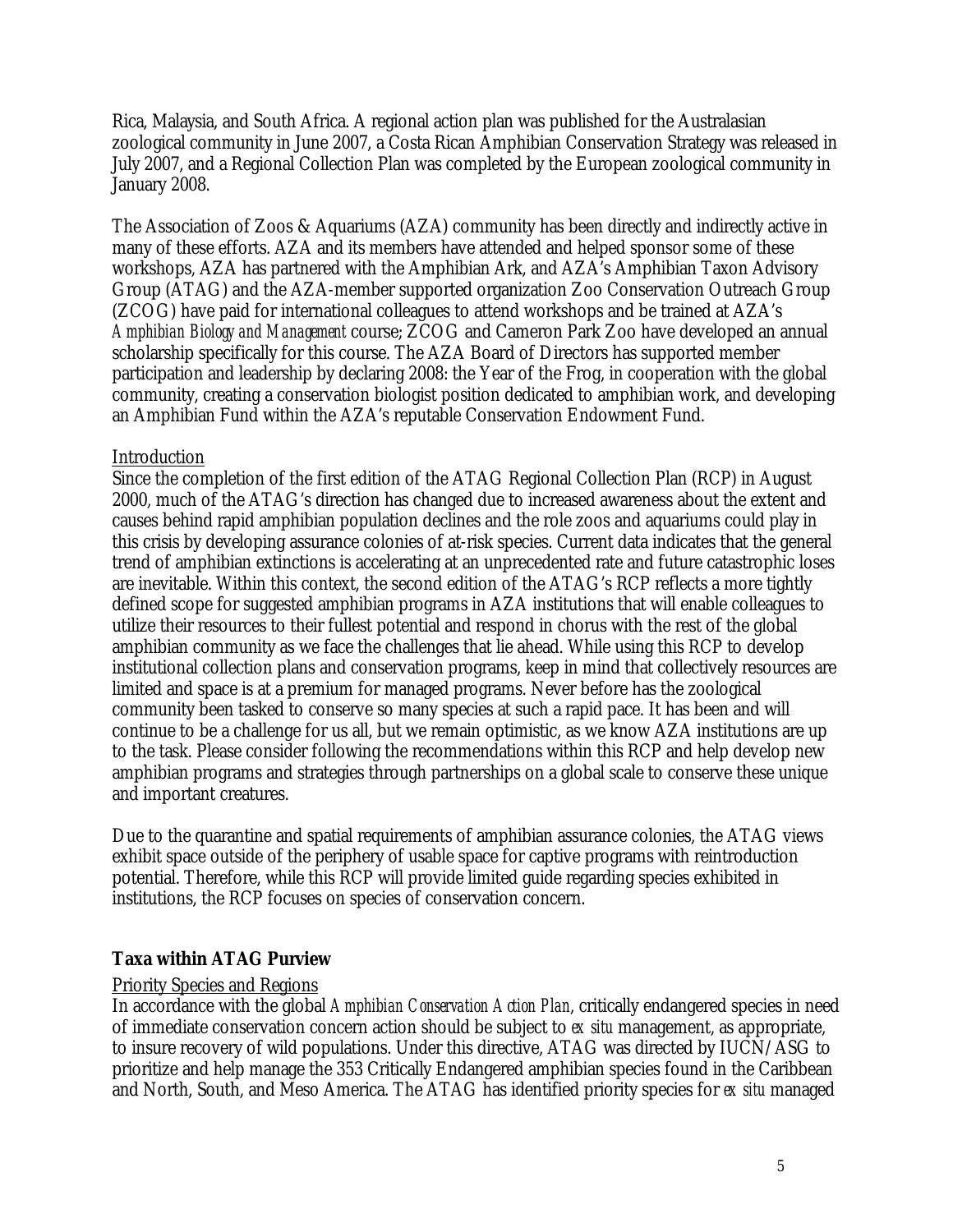Rica, Malaysia, and South Africa. A regional action plan was published for the Australasian zoological community in June 2007, a Costa Rican Amphibian Conservation Strategy was released in July 2007, and a Regional Collection Plan was completed by the European zoological community in January 2008.

The Association of Zoos & Aquariums (AZA) community has been directly and indirectly active in many of these efforts. AZA and its members have attended and helped sponsor some of these workshops, AZA has partnered with the Amphibian Ark, and AZA's Amphibian Taxon Advisory Group (ATAG) and the AZA-member supported organization Zoo Conservation Outreach Group (ZCOG) have paid for international colleagues to attend workshops and be trained at AZA's *Amphibian Biology and Management* course; ZCOG and Cameron Park Zoo have developed an annual scholarship specifically for this course. The AZA Board of Directors has supported member participation and leadership by declaring 2008: the Year of the Frog, in cooperation with the global community, creating a conservation biologist position dedicated to amphibian work, and developing an Amphibian Fund within the AZA's reputable Conservation Endowment Fund.

Introduction

Since the completion of the first edition of the ATAG Regional Collection Plan (RCP) in August 2000, much of the ATAG's direction has changed due to increased awareness about the extent and causes behind rapid amphibian population declines and the role zoos and aquariums could play in this crisis by developing assurance colonies of at-risk species. Current data indicates that the general trend of amphibian extinctions is accelerating at an unprecedented rate and future catastrophic loses are inevitable. Within this context, the second edition of the ATAG's RCP reflects a more tightly defined scope for suggested amphibian programs in AZA institutions that will enable colleagues to utilize their resources to their fullest potential and respond in chorus with the rest of the global amphibian community as we face the challenges that lie ahead. While using this RCP to develop institutional collection plans and conservation programs, keep in mind that collectively resources are limited and space is at a premium for managed programs. Never before has the zoological community been tasked to conserve so many species at such a rapid pace. It has been and will continue to be a challenge for us all, but we remain optimistic, as we know AZA institutions are up to the task. Please consider following the recommendations within this RCP and help develop new amphibian programs and strategies through partnerships on a global scale to conserve these unique and important creatures.

Due to the quarantine and spatial requirements of amphibian assurance colonies, the ATAG views exhibit space outside of the periphery of usable space for captive programs with reintroduction potential. Therefore, while this RCP will provide limited guide regarding species exhibited in institutions, the RCP focuses on species of conservation concern.

## Taxa within ATAG Purview

Priority Species and Regions

In accordance with the global *Amphibian Conservation Action Plan*, critically endangered species in need of immediate conservation concern action should be subject to *ex situ* management, as appropriate, to insure recovery of wild populations. Under this directive, ATAG was directed by IUCN/ASG to prioritize and help manage the 353 Critically Endangered amphibian species found in the Caribbean and North, South, and Meso America. The ATAG has identified priority species for *ex situ* managed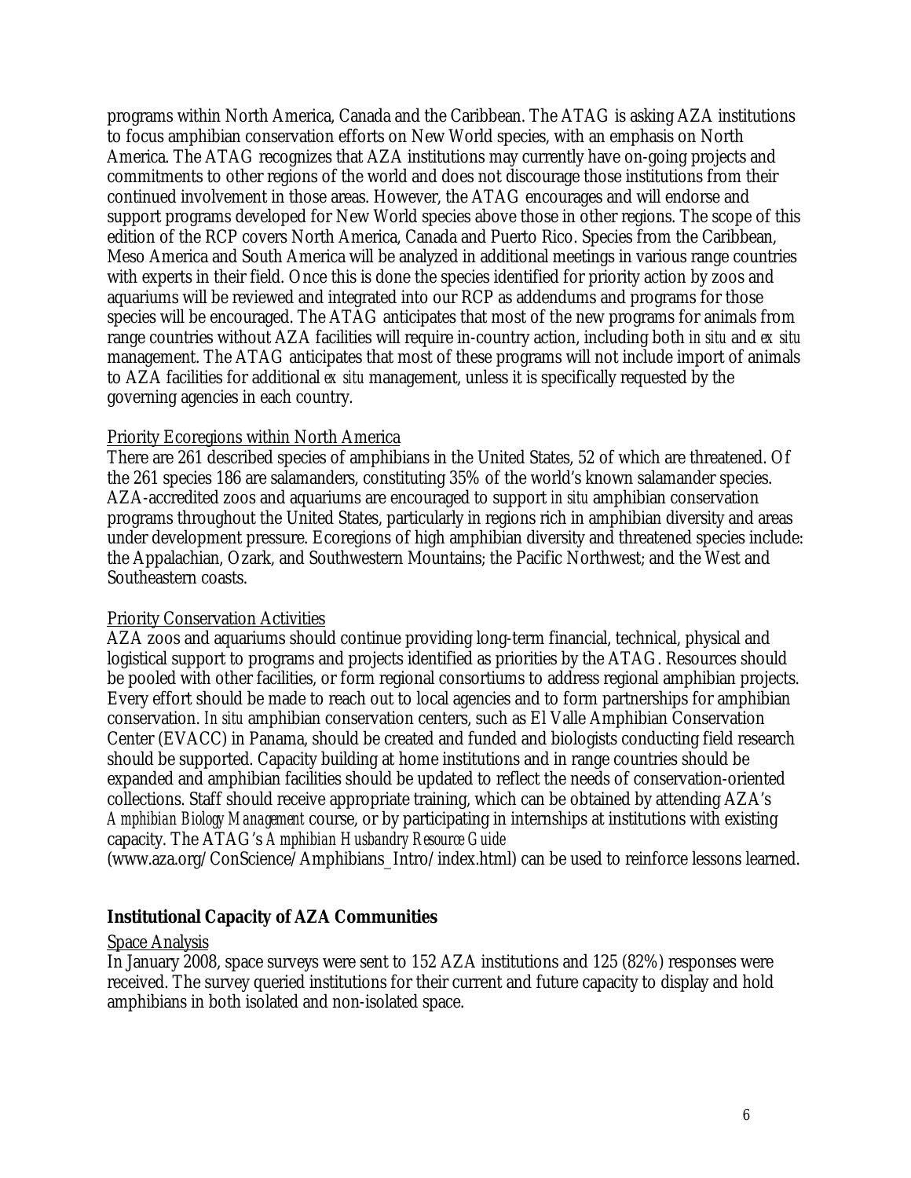programs within North America, Canada and the Caribbean. The ATAG is asking AZA institutions to focus amphibian conservation efforts on New World species, with an emphasis on North America. The ATAG recognizes that AZA institutions may currently have on-going projects and commitments to other regions of the world and does not discourage those institutions from their continued involvement in those areas. However, the ATAG encourages and will endorse and support programs developed for New World species above those in other regions. The scope of this edition of the RCP covers North America, Canada and Puerto Rico. Species from the Caribbean, Meso America and South America will be analyzed in additional meetings in various range countries with experts in their field. Once this is done the species identified for priority action by zoos and aquariums will be reviewed and integrated into our RCP as addendums and programs for those species will be encouraged. The ATAG anticipates that most of the new programs for animals from range countries without AZA facilities will require in-country action, including both *in situ* and *ex situ* management. The ATAG anticipates that most of these programs will not include import of animals to AZA facilities for additional *ex situ* management, unless it is specifically requested by the governing agencies in each country.

Priority Ecoregions within North America

There are 261 described species of amphibians in the United States, 52 of which are threatened. Of the 261 species 186 are salamanders, constituting 35% of the world's known salamander species. AZA-accredited zoos and aquariums are encouraged to support *in situ* amphibian conservation programs throughout the United States, particularly in regions rich in amphibian diversity and areas under development pressure. Ecoregions of high amphibian diversity and threatened species include: the Appalachian, Ozark, and Southwestern Mountains; the Pacific Northwest; and the West and Southeastern coasts.

Priority Conservation Activities

AZA zoos and aquariums should continue providing long-term financial, technical, physical and logistical support to programs and projects identified as priorities by the ATAG. Resources should be pooled with other facilities, or form regional consortiums to address regional amphibian projects. Every effort should be made to reach out to local agencies and to form partnerships for amphibian conservation. *In situ* amphibian conservation centers, such as El Valle Amphibian Conservation Center (EVACC) in Panama, should be created and funded and biologists conducting field research should be supported. Capacity building at home institutions and in range countries should be expanded and amphibian facilities should be updated to reflect the needs of conservation-oriented collections. Staff should receive appropriate training, which can be obtained by attending AZA's *Amphibian Biology Management* course, or by participating in internships at institutions with existing capacity. The ATAG's *Amphibian Husbandry Resource Guide* (www.aza.org/ConScience/Amphibians_Intro/index.html) can be used to reinforce lessons learned.

## Institutional Capacity of AZA Communities

Space Analysis

In January 2008, space surveys were sent to 152 AZA institutions and 125 (82%) responses were received. The survey queried institutions for their current and future capacity to display and hold amphibians in both isolated and non-isolated space.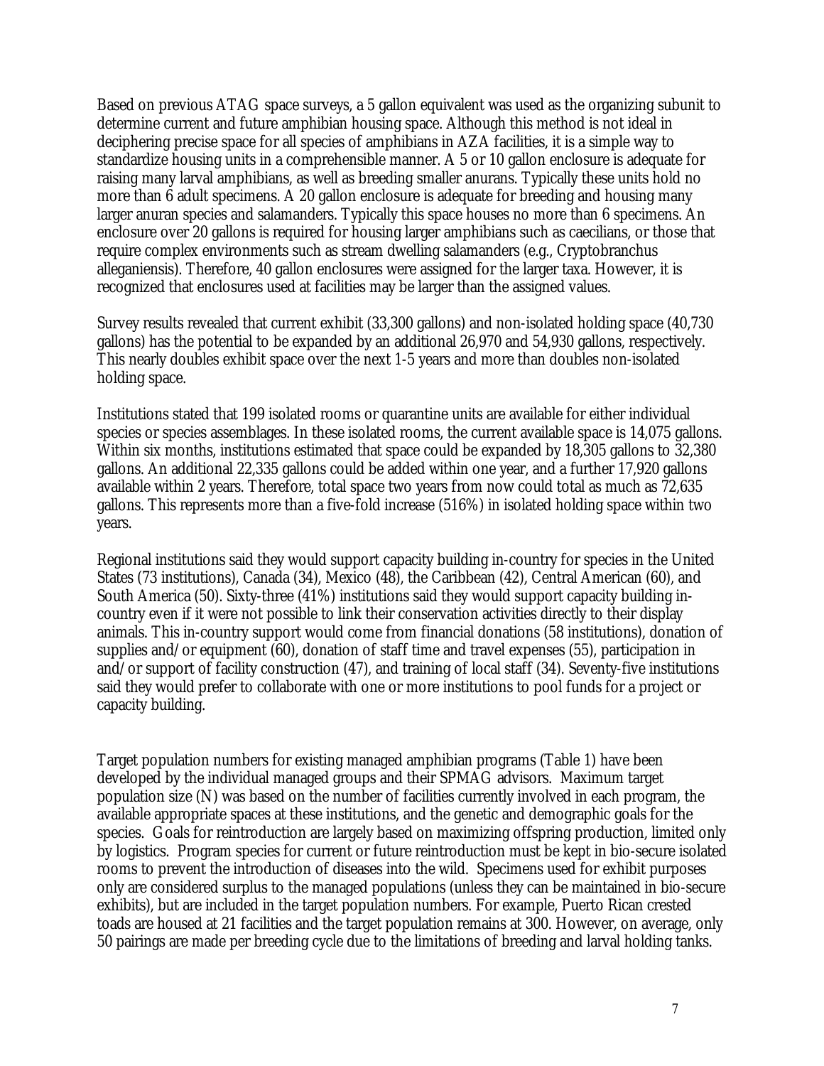Based on previous ATAG space surveys, a 5 gallon equivalent was used as the organizing subunit to determine current and future amphibian housing space. Although this method is not ideal in deciphering precise space for all species of amphibians in AZA facilities, it is a simple way to standardize housing units in a comprehensible manner. A 5 or 10 gallon enclosure is adequate for raising many larval amphibians, as well as breeding smaller anurans. Typically these units hold no more than 6 adult specimens. A 20 gallon enclosure is adequate for breeding and housing many larger anuran species and salamanders. Typically this space houses no more than 6 specimens. An enclosure over 20 gallons is required for housing larger amphibians such as caecilians, or those that require complex environments such as stream dwelling salamanders (e.g., *Cryptobranchus alleganiensis*). Therefore, 40 gallon enclosures were assigned for the larger taxa. However, it is recognized that enclosures used at facilities may be larger than the assigned values.

Survey results revealed that current exhibit (33,300 gallons) and non-isolated holding space (40,730 gallons) has the potential to be expanded by an additional 26,970 and 54,930 gallons, respectively. This nearly doubles exhibit space over the next 1-5 years and more than doubles non-isolated holding space.

Institutions stated that 199 isolated rooms or quarantine units are available for either individual species or species assemblages. In these isolated rooms, the current available space is 14,075 gallons. Within six months, institutions estimated that space could be expanded by 18,305 gallons to 32,380 gallons. An additional 22,335 gallons could be added within one year, and a further 17,920 gallons available within 2 years. Therefore, total space two years from now could total as much as 72,635 gallons. This represents more than a five-fold increase (516%) in isolated holding space within two years.

Regional institutions said they would support capacity building in-country for species in the United States (73 institutions), Canada (34), Mexico (48), the Caribbean (42), Central American (60), and South America (50). Sixty-three (41%) institutions said they would support capacity building in-country even if it were not possible to link their conservation activities directly to their display animals. This in-country support would come from financial donations (58 institutions), donation of supplies and/or equipment (60), donation of staff time and travel expenses (55), participation in and/or support of facility construction (47), and training of local staff (34). Seventy-five institutions said they would prefer to collaborate with one or more institutions to pool funds for a project or capacity building.

Target population numbers for existing managed amphibian programs (Table 1) have been developed by the individual managed groups and their SPMAG advisors. Maximum target population size (N) was based on the number of facilities currently involved in each program, the available appropriate spaces at these institutions, and the genetic and demographic goals for the species. Goals for reintroduction are largely based on maximizing offspring production, limited only by logistics. Program species for current or future reintroduction must be kept in bio-secure isolated rooms to prevent the introduction of diseases into the wild. Specimens used for exhibit purposes only are considered surplus to the managed populations (unless they can be maintained in bio-secure exhibits), but are included in the target population numbers. For example, Puerto Rican crested toads are housed at 21 facilities and the target population remains at 300. However, on average, only 50 pairings are made per breeding cycle due to the limitations of breeding and larval holding tanks.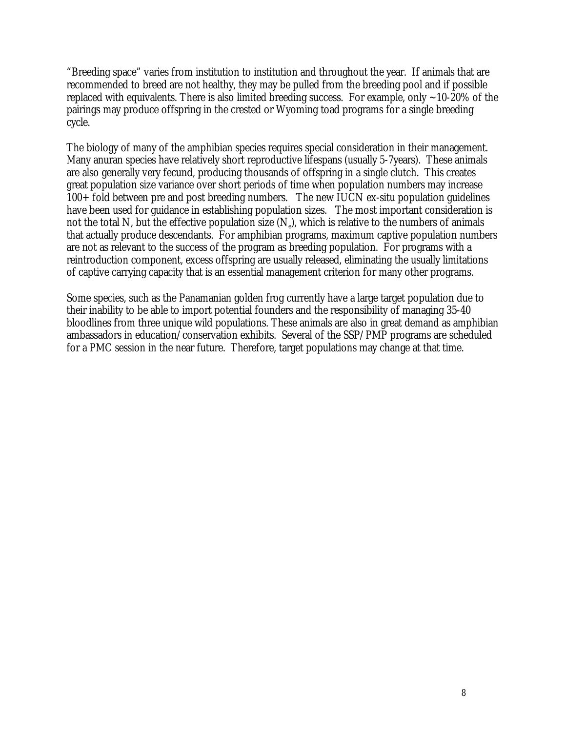"Breeding space" varies from institution to institution and throughout the year. If animals that are recommended to breed are not healthy, they may be pulled from the breeding pool and if possible replaced with equivalents. There is also limited breeding success. For example, only ~10-20% of the pairings may produce offspring in the crested or Wyoming toad programs for a single breeding cycle.

The biology of many of the amphibian species requires special consideration in their management. Many anuran species have relatively short reproductive lifespans (usually 5-7years). These animals are also generally very fecund, producing thousands of offspring in a single clutch. This creates great population size variance over short periods of time when population numbers may increase 100+ fold between pre and post breeding numbers. The new IUCN ex-situ population guidelines have been used for guidance in establishing population sizes. The most important consideration is not the total N, but the effective population size ($N_e$), which is relative to the numbers of animals that actually produce descendants. For amphibian programs, maximum captive population numbers are not as relevant to the success of the program as breeding population. For programs with a reintroduction component, excess offspring are usually released, eliminating the usually limitations of captive carrying capacity that is an essential management criterion for many other programs.

Some species, such as the Panamanian golden frog currently have a large target population due to their inability to be able to import potential founders and the responsibility of managing 35-40 bloodlines from three unique wild populations. These animals are also in great demand as amphibian ambassadors in education/conservation exhibits. Several of the SSP/PMP programs are scheduled for a PMC session in the near future. Therefore, target populations may change at that time.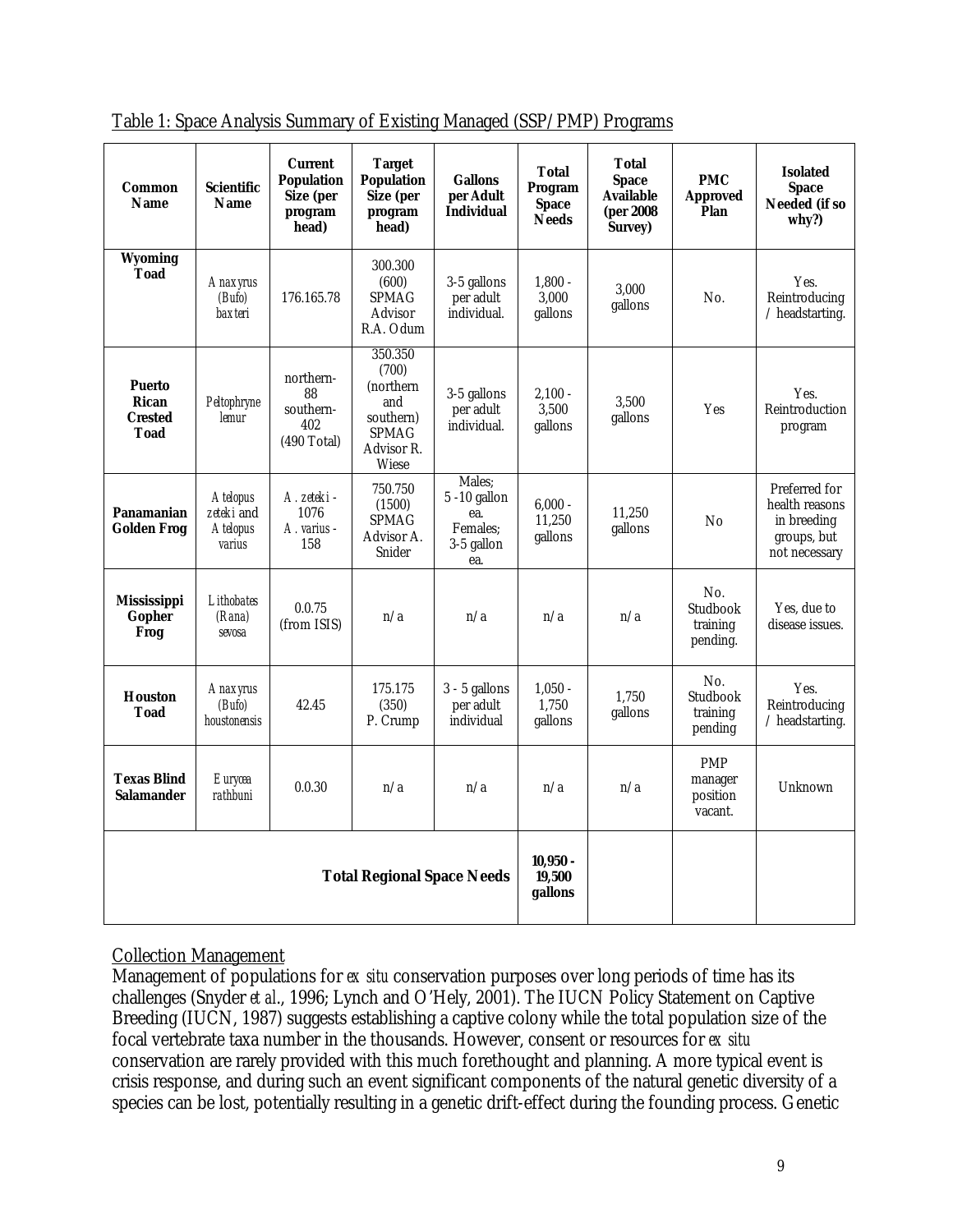Table 1: Space Analysis Summary of Existing Managed (SSP/PMP) Programs

| Common Name | Scientific Name | Current Population Size (per program head) | Target Population Size (per program head) | Gallons per Adult Individual | Total Program Space Needs | Total Space Available (per 2008 Survey) | PMC Approved Plan | Isolated Space Needed (if so why?) |
|---|---|---|---|---|---|---|---|---|
| **Wyoming Toad** | *Anaxyrus (Bufo) baxteri* | 176.165.78 | 300.300 (600) SPMAG Advisor R.A. Odum | 3-5 gallons per adult individual. | 1,800 - 3,000 gallons | 3,000 gallons | No. | Yes. Reintroducing / headstarting. |
| **Puerto Rican Crested Toad** | *Peltophryne lemur* | northern-88 southern-402 (490 Total) | 350.350 (700) (northern and southern) SPMAG Advisor R. Wiese | 3-5 gallons per adult individual. | 2,100 - 3,500 gallons | 3,500 gallons | Yes | Yes. Reintroduction program |
| **Panamanian Golden Frog** | *Atelopus zeteki* and *Atelopus varius* | *A. zeteki* - 1076 *A. varius* - 158 | 750.750 (1500) SPMAG Advisor A. Snider | Males; 5 -10 gallon ea. Females; 3-5 gallon ea. | 6,000 - 11,250 gallons | 11,250 gallons | No | Preferred for health reasons in breeding groups, but not necessary |
| **Mississippi Gopher Frog** | *Lithobates (Rana) sevosa* | 0.0.75 (from ISIS) | n/a | n/a | n/a | n/a | No. Studbook training pending. | Yes, due to disease issues. |
| **Houston Toad** | *Anaxyrus (Bufo) houstonensis* | 42.45 | 175.175 (350) P. Crump | 3 - 5 gallons per adult individual | 1,050 - 1,750 gallons | 1,750 gallons | No. Studbook training pending | Yes. Reintroducing / headstarting. |
| **Texas Blind Salamander** | *Eurycea rathbuni* | 0.0.30 | n/a | n/a | n/a | n/a | PMP manager position vacant. | Unknown |
| **Total Regional Space Needs** | | | | | **10,950 - 19,500 gallons** | | | |

## Collection Management

Management of populations for *ex situ* conservation purposes over long periods of time has its challenges (Snyder *et al*., 1996; Lynch and O'Hely, 2001). The IUCN Policy Statement on Captive Breeding (IUCN, 1987) suggests establishing a captive colony while the total population size of the focal vertebrate taxa number in the thousands. However, consent or resources for *ex situ* conservation are rarely provided with this much forethought and planning. A more typical event is crisis response, and during such an event significant components of the natural genetic diversity of a species can be lost, potentially resulting in a genetic drift-effect during the founding process. Genetic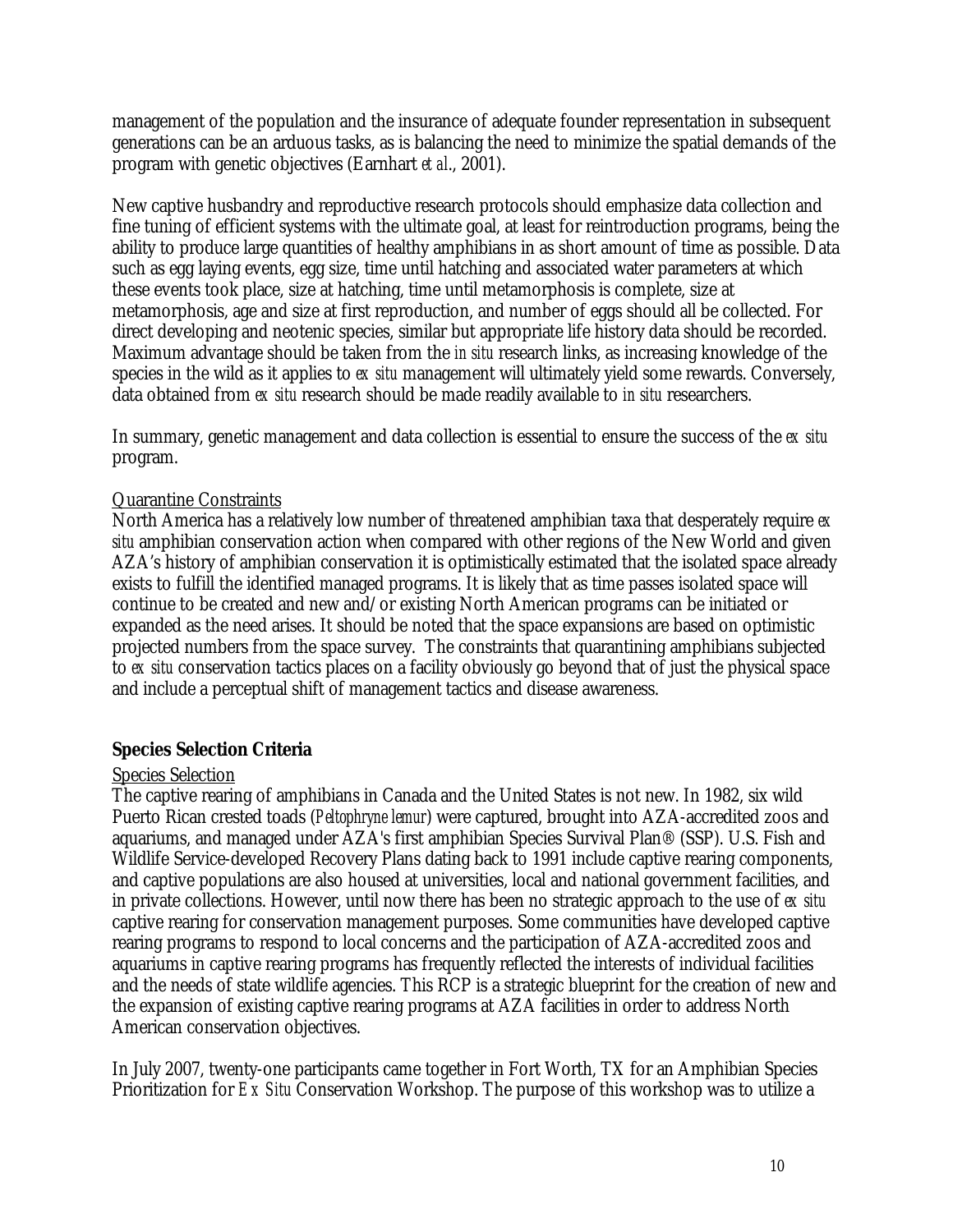management of the population and the insurance of adequate founder representation in subsequent generations can be an arduous tasks, as is balancing the need to minimize the spatial demands of the program with genetic objectives (Earnhart *et al*., 2001).

New captive husbandry and reproductive research protocols should emphasize data collection and fine tuning of efficient systems with the ultimate goal, at least for reintroduction programs, being the ability to produce large quantities of healthy amphibians in as short amount of time as possible. Data such as egg laying events, egg size, time until hatching and associated water parameters at which these events took place, size at hatching, time until metamorphosis is complete, size at metamorphosis, age and size at first reproduction, and number of eggs should all be collected. For direct developing and neotenic species, similar but appropriate life history data should be recorded. Maximum advantage should be taken from the *in situ* research links, as increasing knowledge of the species in the wild as it applies to *ex situ* management will ultimately yield some rewards. Conversely, data obtained from *ex situ* research should be made readily available to *in situ* researchers.

In summary, genetic management and data collection is essential to ensure the success of the *ex situ* program.

<u>Quarantine Constraints</u>

North America has a relatively low number of threatened amphibian taxa that desperately require *ex situ* amphibian conservation action when compared with other regions of the New World and given AZA's history of amphibian conservation it is optimistically estimated that the isolated space already exists to fulfill the identified managed programs. It is likely that as time passes isolated space will continue to be created and new and/or existing North American programs can be initiated or expanded as the need arises. It should be noted that the space expansions are based on optimistic projected numbers from the space survey. The constraints that quarantining amphibians subjected to *ex situ* conservation tactics places on a facility obviously go beyond that of just the physical space and include a perceptual shift of management tactics and disease awareness.

## Species Selection Criteria

<u>Species Selection</u>

The captive rearing of amphibians in Canada and the United States is not new. In 1982, six wild Puerto Rican crested toads (*Peltophryne lemur*) were captured, brought into AZA-accredited zoos and aquariums, and managed under AZA's first amphibian Species Survival Plan® (SSP). U.S. Fish and Wildlife Service-developed Recovery Plans dating back to 1991 include captive rearing components, and captive populations are also housed at universities, local and national government facilities, and in private collections. However, until now there has been no strategic approach to the use of *ex situ* captive rearing for conservation management purposes. Some communities have developed captive rearing programs to respond to local concerns and the participation of AZA-accredited zoos and aquariums in captive rearing programs has frequently reflected the interests of individual facilities and the needs of state wildlife agencies. This RCP is a strategic blueprint for the creation of new and the expansion of existing captive rearing programs at AZA facilities in order to address North American conservation objectives.

In July 2007, twenty-one participants came together in Fort Worth, TX for an Amphibian Species Prioritization for *Ex Situ* Conservation Workshop. The purpose of this workshop was to utilize a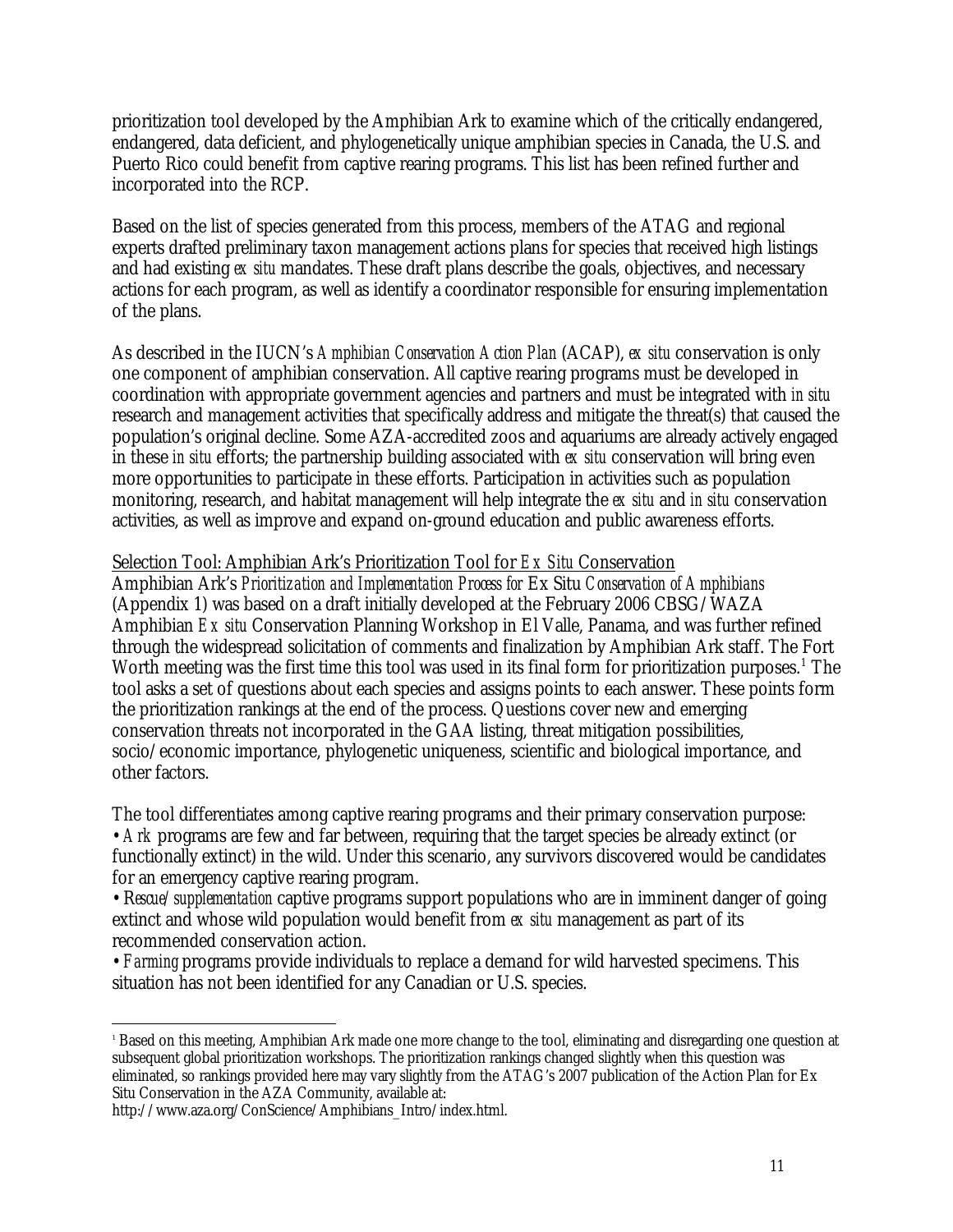prioritization tool developed by the Amphibian Ark to examine which of the critically endangered, endangered, data deficient, and phylogenetically unique amphibian species in Canada, the U.S. and Puerto Rico could benefit from captive rearing programs. This list has been refined further and incorporated into the RCP.

Based on the list of species generated from this process, members of the ATAG and regional experts drafted preliminary taxon management actions plans for species that received high listings and had existing *ex situ* mandates. These draft plans describe the goals, objectives, and necessary actions for each program, as well as identify a coordinator responsible for ensuring implementation of the plans.

As described in the IUCN's *Amphibian Conservation Action Plan* (ACAP), *ex situ* conservation is only one component of amphibian conservation. All captive rearing programs must be developed in coordination with appropriate government agencies and partners and must be integrated with *in situ* research and management activities that specifically address and mitigate the threat(s) that caused the population's original decline. Some AZA-accredited zoos and aquariums are already actively engaged in these *in situ* efforts; the partnership building associated with *ex situ* conservation will bring even more opportunities to participate in these efforts. Participation in activities such as population monitoring, research, and habitat management will help integrate the *ex situ* and *in situ* conservation activities, as well as improve and expand on-ground education and public awareness efforts.

Selection Tool: Amphibian Ark's Prioritization Tool for *Ex Situ* Conservation

Amphibian Ark's *Prioritization and Implementation Process for* Ex Situ *Conservation of Amphibians* (Appendix 1) was based on a draft initially developed at the February 2006 CBSG/WAZA Amphibian *Ex situ* Conservation Planning Workshop in El Valle, Panama, and was further refined through the widespread solicitation of comments and finalization by Amphibian Ark staff. The Fort Worth meeting was the first time this tool was used in its final form for prioritization purposes.[1] The tool asks a set of questions about each species and assigns points to each answer. These points form the prioritization rankings at the end of the process. Questions cover new and emerging conservation threats not incorporated in the GAA listing, threat mitigation possibilities, socio/economic importance, phylogenetic uniqueness, scientific and biological importance, and other factors.

The tool differentiates among captive rearing programs and their primary conservation purpose:

- *Ark* programs are few and far between, requiring that the target species be already extinct (or functionally extinct) in the wild. Under this scenario, any survivors discovered would be candidates for an emergency captive rearing program.
- *Rescue/supplementation* captive programs support populations who are in imminent danger of going extinct and whose wild population would benefit from *ex situ* management as part of its recommended conservation action.
- *Farming* programs provide individuals to replace a demand for wild harvested specimens. This situation has not been identified for any Canadian or U.S. species.

[1] Based on this meeting, Amphibian Ark made one more change to the tool, eliminating and disregarding one question at subsequent global prioritization workshops. The prioritization rankings changed slightly when this question was eliminated, so rankings provided here may vary slightly from the ATAG's 2007 publication of the Action Plan for Ex Situ Conservation in the AZA Community, available at: http://www.aza.org/ConScience/Amphibians_Intro/index.html.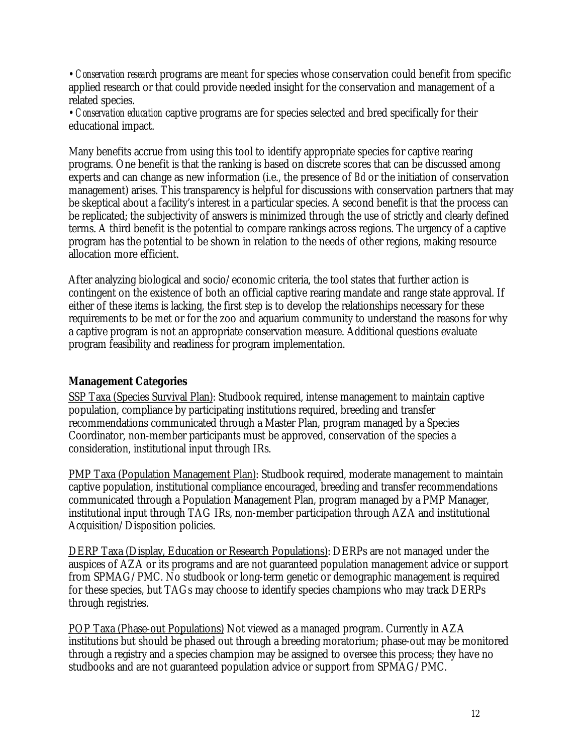• *Conservation research* programs are meant for species whose conservation could benefit from specific applied research or that could provide needed insight for the conservation and management of a related species.
• *Conservation education* captive programs are for species selected and bred specifically for their educational impact.

Many benefits accrue from using this tool to identify appropriate species for captive rearing programs. One benefit is that the ranking is based on discrete scores that can be discussed among experts and can change as new information (i.e., the presence of *Bd* or the initiation of conservation management) arises. This transparency is helpful for discussions with conservation partners that may be skeptical about a facility's interest in a particular species. A second benefit is that the process can be replicated; the subjectivity of answers is minimized through the use of strictly and clearly defined terms. A third benefit is the potential to compare rankings across regions. The urgency of a captive program has the potential to be shown in relation to the needs of other regions, making resource allocation more efficient.

After analyzing biological and socio/economic criteria, the tool states that further action is contingent on the existence of both an official captive rearing mandate and range state approval. If either of these items is lacking, the first step is to develop the relationships necessary for these requirements to be met or for the zoo and aquarium community to understand the reasons for why a captive program is not an appropriate conservation measure. Additional questions evaluate program feasibility and readiness for program implementation.

**Management Categories**

<u>SSP Taxa (Species Survival Plan)</u>: Studbook required, intense management to maintain captive population, compliance by participating institutions required, breeding and transfer recommendations communicated through a Master Plan, program managed by a Species Coordinator, non-member participants must be approved, conservation of the species a consideration, institutional input through IRs.

<u>PMP Taxa (Population Management Plan)</u>: Studbook required, moderate management to maintain captive population, institutional compliance encouraged, breeding and transfer recommendations communicated through a Population Management Plan, program managed by a PMP Manager, institutional input through TAG IRs, non-member participation through AZA and institutional Acquisition/Disposition policies.

<u>DERP Taxa (Display, Education or Research Populations)</u>: DERPs are not managed under the auspices of AZA or its programs and are not guaranteed population management advice or support from SPMAG/PMC. No studbook or long-term genetic or demographic management is required for these species, but TAGs may choose to identify species champions who may track DERPs through registries.

<u>POP Taxa (Phase-out Populations)</u> Not viewed as a managed program. Currently in AZA institutions but should be phased out through a breeding moratorium; phase-out may be monitored through a registry and a species champion may be assigned to oversee this process; they have no studbooks and are not guaranteed population advice or support from SPMAG/PMC.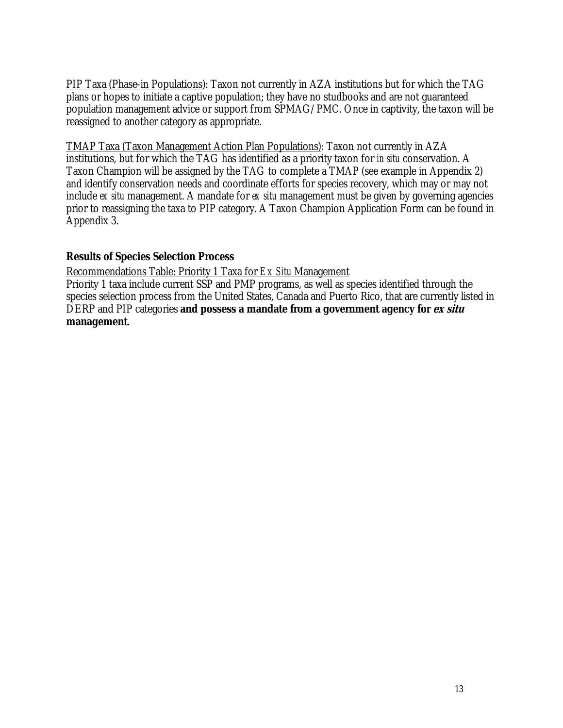PIP Taxa (Phase-in Populations): Taxon not currently in AZA institutions but for which the TAG plans or hopes to initiate a captive population; they have no studbooks and are not guaranteed population management advice or support from SPMAG/PMC. Once in captivity, the taxon will be reassigned to another category as appropriate.

TMAP Taxa (Taxon Management Action Plan Populations): Taxon not currently in AZA institutions, but for which the TAG has identified as a priority taxon for *in situ* conservation. A Taxon Champion will be assigned by the TAG to complete a TMAP (see example in Appendix 2) and identify conservation needs and coordinate efforts for species recovery, which may or may not include *ex situ* management. A mandate for *ex situ* management must be given by governing agencies prior to reassigning the taxa to PIP category. A Taxon Champion Application Form can be found in Appendix 3.

**Results of Species Selection Process**

Recommendations Table: Priority 1 Taxa for *Ex Situ* Management

Priority 1 taxa include current SSP and PMP programs, as well as species identified through the species selection process from the United States, Canada and Puerto Rico, that are currently listed in DERP and PIP categories **and possess a mandate from a government agency for *ex situ* management**.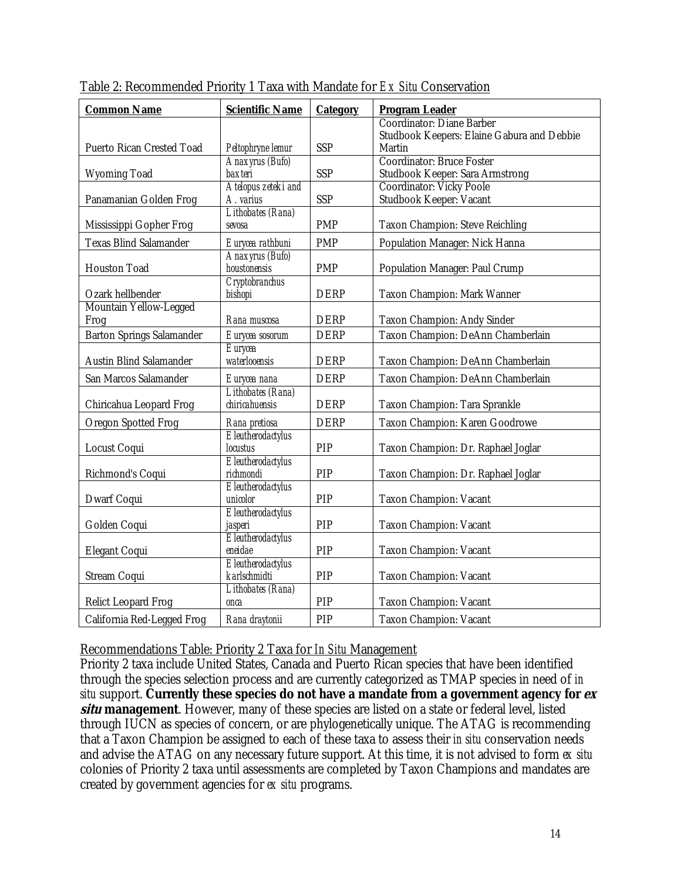Table 2: Recommended Priority 1 Taxa with Mandate for *Ex Situ* Conservation

| Common Name | Scientific Name | Category | Program Leader |
|---|---|---|---|
| Puerto Rican Crested Toad | *Peltophryne lemur* | SSP | Coordinator: Diane Barber<br>Studbook Keepers: Elaine Gabura and Debbie Martin |
| Wyoming Toad | *Anaxyrus (Bufo) baxteri* | SSP | Coordinator: Bruce Foster<br>Studbook Keeper: Sara Armstrong |
| Panamanian Golden Frog | *Atelopus zeteki and A. varius* | SSP | Coordinator: Vicky Poole<br>Studbook Keeper: Vacant |
| Mississippi Gopher Frog | *Lithobates (Rana) sevosa* | PMP | Taxon Champion: Steve Reichling |
| Texas Blind Salamander | *Eurycea rathbuni* | PMP | Population Manager: Nick Hanna |
| Houston Toad | *Anaxyrus (Bufo) houstonensis* | PMP | Population Manager: Paul Crump |
| Ozark hellbender | *Cryptobranchus bishopi* | DERP | Taxon Champion: Mark Wanner |
| Mountain Yellow-Legged Frog | *Rana muscosa* | DERP | Taxon Champion: Andy Sinder |
| Barton Springs Salamander | *Eurycea sosorum* | DERP | Taxon Champion: DeAnn Chamberlain |
| Austin Blind Salamander | *Eurycea waterlooensis* | DERP | Taxon Champion: DeAnn Chamberlain |
| San Marcos Salamander | *Eurycea nana* | DERP | Taxon Champion: DeAnn Chamberlain |
| Chiricahua Leopard Frog | *Lithobates (Rana) chiricahuensis* | DERP | Taxon Champion: Tara Sprankle |
| Oregon Spotted Frog | *Rana pretiosa* | DERP | Taxon Champion: Karen Goodrowe |
| Locust Coqui | *Eleutherodactylus locustus* | PIP | Taxon Champion: Dr. Raphael Joglar |
| Richmond's Coqui | *Eleutherodactylus richmondi* | PIP | Taxon Champion: Dr. Raphael Joglar |
| Dwarf Coqui | *Eleutherodactylus unicolor* | PIP | Taxon Champion: Vacant |
| Golden Coqui | *Eleutherodactylus jasperi* | PIP | Taxon Champion: Vacant |
| Elegant Coqui | *Eleutherodactylus eneidae* | PIP | Taxon Champion: Vacant |
| Stream Coqui | *Eleutherodactylus karlschmidti* | PIP | Taxon Champion: Vacant |
| Relict Leopard Frog | *Lithobates (Rana) onca* | PIP | Taxon Champion: Vacant |
| California Red-Legged Frog | *Rana draytonii* | PIP | Taxon Champion: Vacant |

Recommendations Table: Priority 2 Taxa for *In Situ* Management

Priority 2 taxa include United States, Canada and Puerto Rican species that have been identified through the species selection process and are currently categorized as TMAP species in need of *in situ* support. **Currently these species do not have a mandate from a government agency for *ex situ* management**. However, many of these species are listed on a state or federal level, listed through IUCN as species of concern, or are phylogenetically unique. The ATAG is recommending that a Taxon Champion be assigned to each of these taxa to assess their *in situ* conservation needs and advise the ATAG on any necessary future support. At this time, it is not advised to form *ex situ* colonies of Priority 2 taxa until assessments are completed by Taxon Champions and mandates are created by government agencies for *ex situ* programs.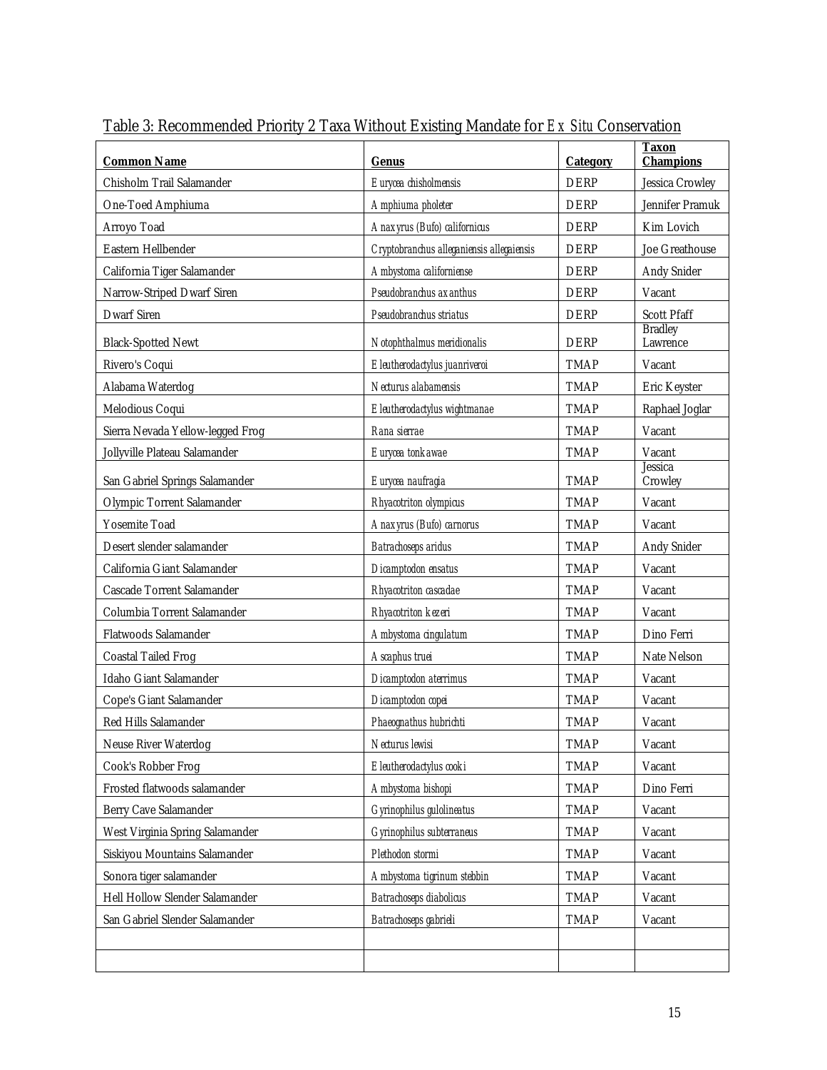Table 3: Recommended Priority 2 Taxa Without Existing Mandate for *Ex Situ* Conservation

| **Common Name** | **Genus** | **Category** | **Taxon Champions** |
|---|---|---|---|
| Chisholm Trail Salamander | *Eurycea chisholmensis* | DERP | Jessica Crowley |
| One-Toed Amphiuma | *Amphiuma pholeter* | DERP | Jennifer Pramuk |
| Arroyo Toad | *Anaxyrus (Bufo) californicus* | DERP | Kim Lovich |
| Eastern Hellbender | *Cryptobranchus alleganiensis allegaiensis* | DERP | Joe Greathouse |
| California Tiger Salamander | *Ambystoma californiense* | DERP | Andy Snider |
| Narrow-Striped Dwarf Siren | *Pseudobranchus axanthus* | DERP | Vacant |
| Dwarf Siren | *Pseudobranchus striatus* | DERP | Scott Pfaff |
| Black-Spotted Newt | *Notophthalmus meridionalis* | DERP | Bradley Lawrence |
| Rivero's Coqui | *Eleutherodactylus juanriveroi* | TMAP | Vacant |
| Alabama Waterdog | *Necturus alabamensis* | TMAP | Eric Keyster |
| Melodious Coqui | *Eleutherodactylus wightmanae* | TMAP | Raphael Joglar |
| Sierra Nevada Yellow-legged Frog | *Rana sierrae* | TMAP | Vacant |
| Jollyville Plateau Salamander | *Eurycea tonkawae* | TMAP | Vacant |
| San Gabriel Springs Salamander | *Eurycea naufragia* | TMAP | Jessica Crowley |
| Olympic Torrent Salamander | *Rhyacotriton olympicus* | TMAP | Vacant |
| Yosemite Toad | *Anaxyrus (Bufo) carnorus* | TMAP | Vacant |
| Desert slender salamander | *Batrachoseps aridus* | TMAP | Andy Snider |
| California Giant Salamander | *Dicamptodon ensatus* | TMAP | Vacant |
| Cascade Torrent Salamander | *Rhyacotriton cascadae* | TMAP | Vacant |
| Columbia Torrent Salamander | *Rhyacotriton kezeri* | TMAP | Vacant |
| Flatwoods Salamander | *Ambystoma cingulatum* | TMAP | Dino Ferri |
| Coastal Tailed Frog | *Ascaphus truei* | TMAP | Nate Nelson |
| Idaho Giant Salamander | *Dicamptodon aterrimus* | TMAP | Vacant |
| Cope's Giant Salamander | *Dicamptodon copei* | TMAP | Vacant |
| Red Hills Salamander | *Phaeognathus hubrichti* | TMAP | Vacant |
| Neuse River Waterdog | *Necturus lewisi* | TMAP | Vacant |
| Cook's Robber Frog | *Eleutherodactylus cooki* | TMAP | Vacant |
| Frosted flatwoods salamander | *Ambystoma bishopi* | TMAP | Dino Ferri |
| Berry Cave Salamander | *Gyrinophilus gulolineatus* | TMAP | Vacant |
| West Virginia Spring Salamander | *Gyrinophilus subterraneus* | TMAP | Vacant |
| Siskiyou Mountains Salamander | *Plethodon stormi* | TMAP | Vacant |
| Sonora tiger salamander | *Ambystoma tigrinum stebbin* | TMAP | Vacant |
| Hell Hollow Slender Salamander | *Batrachoseps diabolicus* | TMAP | Vacant |
| San Gabriel Slender Salamander | *Batrachoseps gabrieli* | TMAP | Vacant |
| | | | |
| | | | |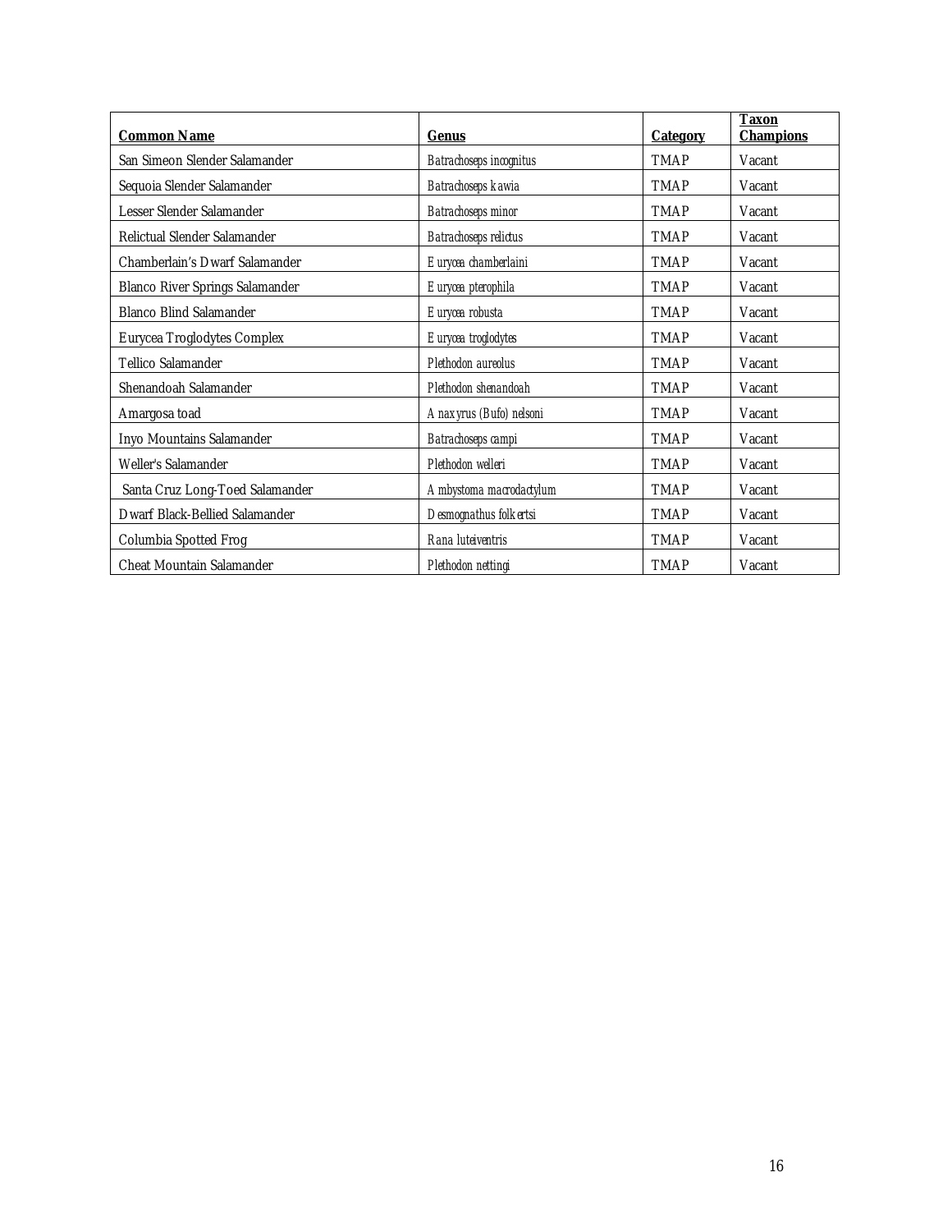| **Common Name** | **Genus** | **Category** | **Taxon Champions** |
|---|---|---|---|
| San Simeon Slender Salamander | *Batrachoseps incognitus* | TMAP | Vacant |
| Sequoia Slender Salamander | *Batrachoseps kawia* | TMAP | Vacant |
| Lesser Slender Salamander | *Batrachoseps minor* | TMAP | Vacant |
| Relictual Slender Salamander | *Batrachoseps relictus* | TMAP | Vacant |
| Chamberlain's Dwarf Salamander | *Eurycea chamberlaini* | TMAP | Vacant |
| Blanco River Springs Salamander | *Eurycea pterophila* | TMAP | Vacant |
| Blanco Blind Salamander | *Eurycea robusta* | TMAP | Vacant |
| Eurycea Troglodytes Complex | *Eurycea troglodytes* | TMAP | Vacant |
| Tellico Salamander | *Plethodon aureolus* | TMAP | Vacant |
| Shenandoah Salamander | *Plethodon shenandoah* | TMAP | Vacant |
| Amargosa toad | *Anaxyrus (Bufo) nelsoni* | TMAP | Vacant |
| Inyo Mountains Salamander | *Batrachoseps campi* | TMAP | Vacant |
| Weller's Salamander | *Plethodon welleri* | TMAP | Vacant |
| Santa Cruz Long-Toed Salamander | *Ambystoma macrodactylum* | TMAP | Vacant |
| Dwarf Black-Bellied Salamander | *Desmognathus folkertsi* | TMAP | Vacant |
| Columbia Spotted Frog | *Rana luteiventris* | TMAP | Vacant |
| Cheat Mountain Salamander | *Plethodon nettingi* | TMAP | Vacant |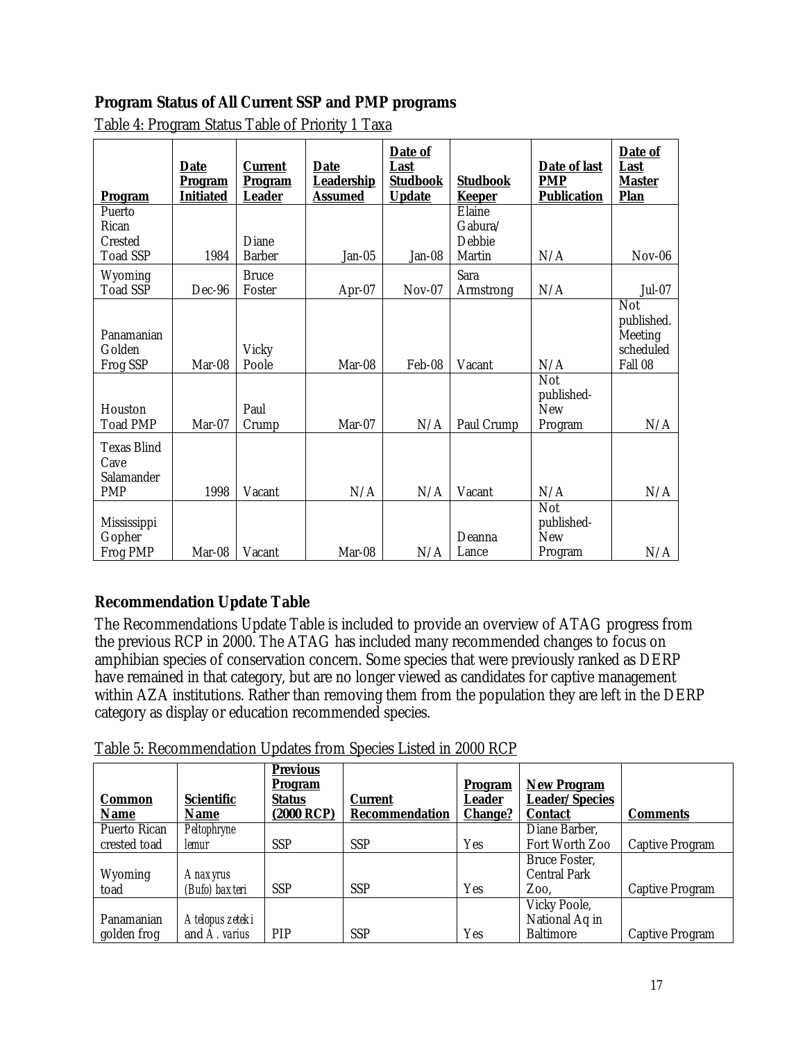## Program Status of All Current SSP and PMP programs

Table 4: Program Status Table of Priority 1 Taxa

| Program | Date Program Initiated | Current Program Leader | Date Leadership Assumed | Date of Last Studbook Update | Studbook Keeper | Date of last PMP Publication | Date of Last Master Plan |
|---|---|---|---|---|---|---|---|
| Puerto Rican Crested Toad SSP | 1984 | Diane Barber | Jan-05 | Jan-08 | Elaine Gabura/ Debbie Martin | N/A | Nov-06 |
| Wyoming Toad SSP | Dec-96 | Bruce Foster | Apr-07 | Nov-07 | Sara Armstrong | N/A | Jul-07 |
| Panamanian Golden Frog SSP | Mar-08 | Vicky Poole | Mar-08 | Feb-08 | Vacant | N/A | Not published. Meeting scheduled Fall 08 |
| Houston Toad PMP | Mar-07 | Paul Crump | Mar-07 | N/A | Paul Crump | Not published- New Program | N/A |
| Texas Blind Cave Salamander PMP | 1998 | Vacant | N/A | N/A | Vacant | N/A | N/A |
| Mississippi Gopher Frog PMP | Mar-08 | Vacant | Mar-08 | N/A | Deanna Lance | Not published- New Program | N/A |

## Recommendation Update Table

The Recommendations Update Table is included to provide an overview of ATAG progress from the previous RCP in 2000. The ATAG has included many recommended changes to focus on amphibian species of conservation concern. Some species that were previously ranked as DERP have remained in that category, but are no longer viewed as candidates for captive management within AZA institutions. Rather than removing them from the population they are left in the DERP category as display or education recommended species.

Table 5: Recommendation Updates from Species Listed in 2000 RCP

| Common Name | Scientific Name | Previous Program Status (2000 RCP) | Current Recommendation | Program Leader Change? | New Program Leader/Species Contact | Comments |
|---|---|---|---|---|---|---|
| Puerto Rican crested toad | *Peltophryne lemur* | SSP | SSP | Yes | Diane Barber, Fort Worth Zoo | Captive Program |
| Wyoming toad | *Anaxyrus (Bufo) baxteri* | SSP | SSP | Yes | Bruce Foster, Central Park Zoo, | Captive Program |
| Panamanian golden frog | *Atelopus zeteki* and *A. varius* | PIP | SSP | Yes | Vicky Poole, National Aq in Baltimore | Captive Program |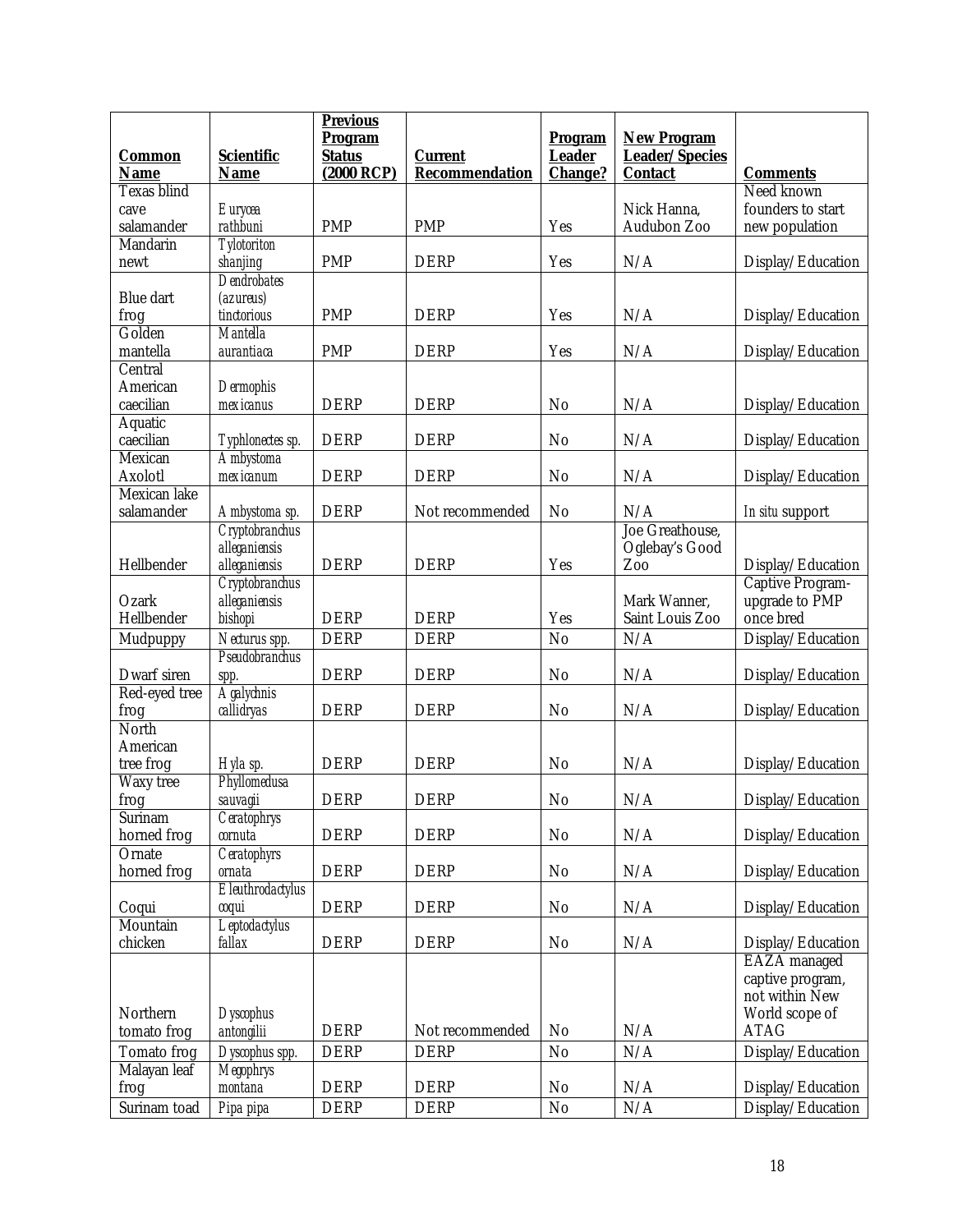| Common Name | Scientific Name | Previous Program Status (2000 RCP) | Current Recommendation | Program Leader Change? | New Program Leader/Species Contact | Comments |
|---|---|---|---|---|---|---|
| Texas blind cave salamander | *Euryoea rathbuni* | PMP | PMP | Yes | Nick Hanna, Audubon Zoo | Need known founders to start new population |
| Mandarin newt | *Tylotoriton shanjing* | PMP | DERP | Yes | N/A | Display/Education |
| Blue dart frog | *Dendrobates (azureus) tinctorious* | PMP | DERP | Yes | N/A | Display/Education |
| Golden mantella | *Mantella aurantiaca* | PMP | DERP | Yes | N/A | Display/Education |
| Central American caecilian | *Dermophis mexicanus* | DERP | DERP | No | N/A | Display/Education |
| Aquatic caecilian | *Typhlonectes sp.* | DERP | DERP | No | N/A | Display/Education |
| Mexican Axolotl | *Ambystoma mexicanum* | DERP | DERP | No | N/A | Display/Education |
| Mexican lake salamander | *Ambystoma sp.* | DERP | Not recommended | No | N/A | *In situ* support |
| Hellbender | *Cryptobranchus alleganiensis alleganiensis* | DERP | DERP | Yes | Joe Greathouse, Oglebay's Good Zoo | Display/Education |
| Ozark Hellbender | *Cryptobranchus alleganiensis bishopi* | DERP | DERP | Yes | Mark Wanner, Saint Louis Zoo | Captive Program-upgrade to PMP once bred |
| Mudpuppy | *Necturus spp.* | DERP | DERP | No | N/A | Display/Education |
| Dwarf siren | *Pseudobranchus spp.* | DERP | DERP | No | N/A | Display/Education |
| Red-eyed tree frog | *Agalychnis callidryas* | DERP | DERP | No | N/A | Display/Education |
| North American tree frog | *Hyla sp.* | DERP | DERP | No | N/A | Display/Education |
| Waxy tree frog | *Phyllomedusa sauvagii* | DERP | DERP | No | N/A | Display/Education |
| Surinam horned frog | *Ceratophrys cornuta* | DERP | DERP | No | N/A | Display/Education |
| Ornate horned frog | *Ceratophyrs ornata* | DERP | DERP | No | N/A | Display/Education |
| Coqui | *Eleuthrodactylus coqui* | DERP | DERP | No | N/A | Display/Education |
| Mountain chicken | *Leptodactylus fallax* | DERP | DERP | No | N/A | Display/Education |
| Northern tomato frog | *Dyscophus antongilii* | DERP | Not recommended | No | N/A | EAZA managed captive program, not within New World scope of ATAG |
| Tomato frog | *Dyscophus spp.* | DERP | DERP | No | N/A | Display/Education |
| Malayan leaf frog | *Megophrys montana* | DERP | DERP | No | N/A | Display/Education |
| Surinam toad | *Pipa pipa* | DERP | DERP | No | N/A | Display/Education |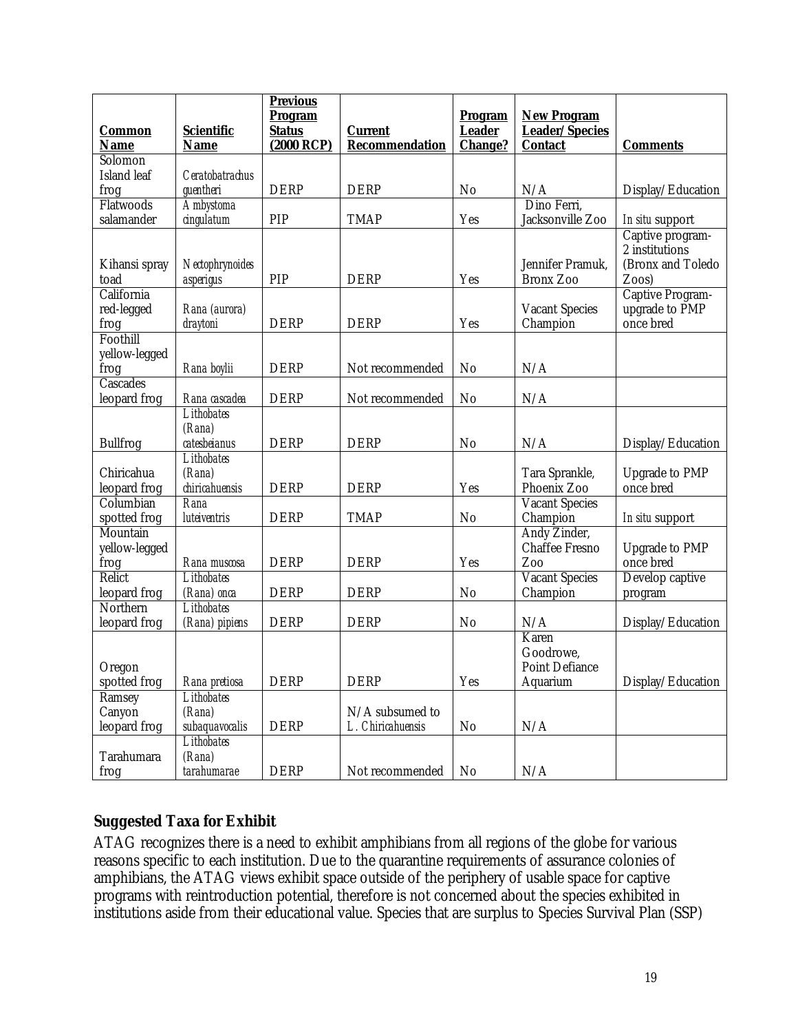| Common Name | Scientific Name | Previous Program Status (2000 RCP) | Current Recommendation | Program Leader Change? | New Program Leader/Species Contact | Comments |
|---|---|---|---|---|---|---|
| Solomon Island leaf frog | *Ceratobatrachus guentheri* | DERP | DERP | No | N/A | Display/Education |
| Flatwoods salamander | *Ambystoma cingulatum* | PIP | TMAP | Yes | Dino Ferri, Jacksonville Zoo | *In situ* support |
| Kihansi spray toad | *Nectophrynoides asperigus* | PIP | DERP | Yes | Jennifer Pramuk, Bronx Zoo | Captive program- 2 institutions (Bronx and Toledo Zoos) |
| California red-legged frog | *Rana (aurora) draytoni* | DERP | DERP | Yes | Vacant Species Champion | Captive Program- upgrade to PMP once bred |
| Foothill yellow-legged frog | *Rana boylii* | DERP | Not recommended | No | N/A | |
| Cascades leopard frog | *Rana cascadea* | DERP | Not recommended | No | N/A | |
| Bullfrog | *Lithobates (Rana) catesbeianus* | DERP | DERP | No | N/A | Display/Education |
| Chiricahua leopard frog | *Lithobates (Rana) chiricahuensis* | DERP | DERP | Yes | Tara Sprankle, Phoenix Zoo | Upgrade to PMP once bred |
| Columbian spotted frog | *Rana luteiventris* | DERP | TMAP | No | Vacant Species Champion | *In situ* support |
| Mountain yellow-legged frog | *Rana muscosa* | DERP | DERP | Yes | Andy Zinder, Chaffee Fresno Zoo | Upgrade to PMP once bred |
| Relict leopard frog | *Lithobates (Rana) onca* | DERP | DERP | No | Vacant Species Champion | Develop captive program |
| Northern leopard frog | *Lithobates (Rana) pipiens* | DERP | DERP | No | N/A | Display/Education |
| Oregon spotted frog | *Rana pretiosa* | DERP | DERP | Yes | Karen Goodrowe, Point Defiance Aquarium | Display/Education |
| Ramsey Canyon leopard frog | *Lithobates (Rana) subaquavocalis* | DERP | N/A subsumed to *L. Chiricahuensis* | No | N/A | |
| Tarahumara frog | *Lithobates (Rana) tarahumarae* | DERP | Not recommended | No | N/A | |

## Suggested Taxa for Exhibit

ATAG recognizes there is a need to exhibit amphibians from all regions of the globe for various reasons specific to each institution. Due to the quarantine requirements of assurance colonies of amphibians, the ATAG views exhibit space outside of the periphery of usable space for captive programs with reintroduction potential, therefore is not concerned about the species exhibited in institutions aside from their educational value. Species that are surplus to Species Survival Plan (SSP)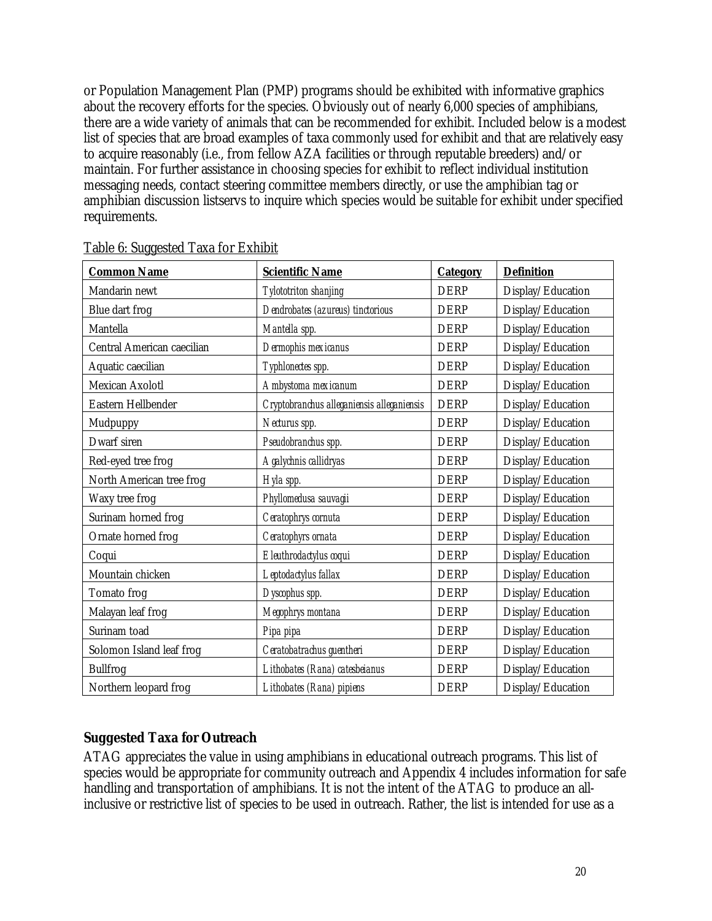or Population Management Plan (PMP) programs should be exhibited with informative graphics about the recovery efforts for the species. Obviously out of nearly 6,000 species of amphibians, there are a wide variety of animals that can be recommended for exhibit. Included below is a modest list of species that are broad examples of taxa commonly used for exhibit and that are relatively easy to acquire reasonably (i.e., from fellow AZA facilities or through reputable breeders) and/or maintain. For further assistance in choosing species for exhibit to reflect individual institution messaging needs, contact steering committee members directly, or use the amphibian tag or amphibian discussion listservs to inquire which species would be suitable for exhibit under specified requirements.

Table 6: Suggested Taxa for Exhibit

| Common Name | Scientific Name | Category | Definition |
|---|---|---|---|
| Mandarin newt | *Tylototriton shanjing* | DERP | Display/Education |
| Blue dart frog | *Dendrobates (azureus) tinctorious* | DERP | Display/Education |
| Mantella | *Mantella spp.* | DERP | Display/Education |
| Central American caecilian | *Dermophis mexicanus* | DERP | Display/Education |
| Aquatic caecilian | *Typhlonectes spp.* | DERP | Display/Education |
| Mexican Axolotl | *Ambystoma mexicanum* | DERP | Display/Education |
| Eastern Hellbender | *Cryptobranchus alleganiensis alleganiensis* | DERP | Display/Education |
| Mudpuppy | *Necturus spp.* | DERP | Display/Education |
| Dwarf siren | *Pseudobranchus spp.* | DERP | Display/Education |
| Red-eyed tree frog | *Agalychnis callidryas* | DERP | Display/Education |
| North American tree frog | *Hyla spp.* | DERP | Display/Education |
| Waxy tree frog | *Phyllomedusa sauvagii* | DERP | Display/Education |
| Surinam horned frog | *Ceratophrys cornuta* | DERP | Display/Education |
| Ornate horned frog | *Ceratophyrs ornata* | DERP | Display/Education |
| Coqui | *Eleuthrodactylus coqui* | DERP | Display/Education |
| Mountain chicken | *Leptodactylus fallax* | DERP | Display/Education |
| Tomato frog | *Dyscophus spp.* | DERP | Display/Education |
| Malayan leaf frog | *Megophrys montana* | DERP | Display/Education |
| Surinam toad | *Pipa pipa* | DERP | Display/Education |
| Solomon Island leaf frog | *Ceratobatrachus guentheri* | DERP | Display/Education |
| Bullfrog | *Lithobates (Rana) catesbeianus* | DERP | Display/Education |
| Northern leopard frog | *Lithobates (Rana) pipiens* | DERP | Display/Education |

## Suggested Taxa for Outreach

ATAG appreciates the value in using amphibians in educational outreach programs. This list of species would be appropriate for community outreach and Appendix 4 includes information for safe handling and transportation of amphibians. It is not the intent of the ATAG to produce an all-inclusive or restrictive list of species to be used in outreach. Rather, the list is intended for use as a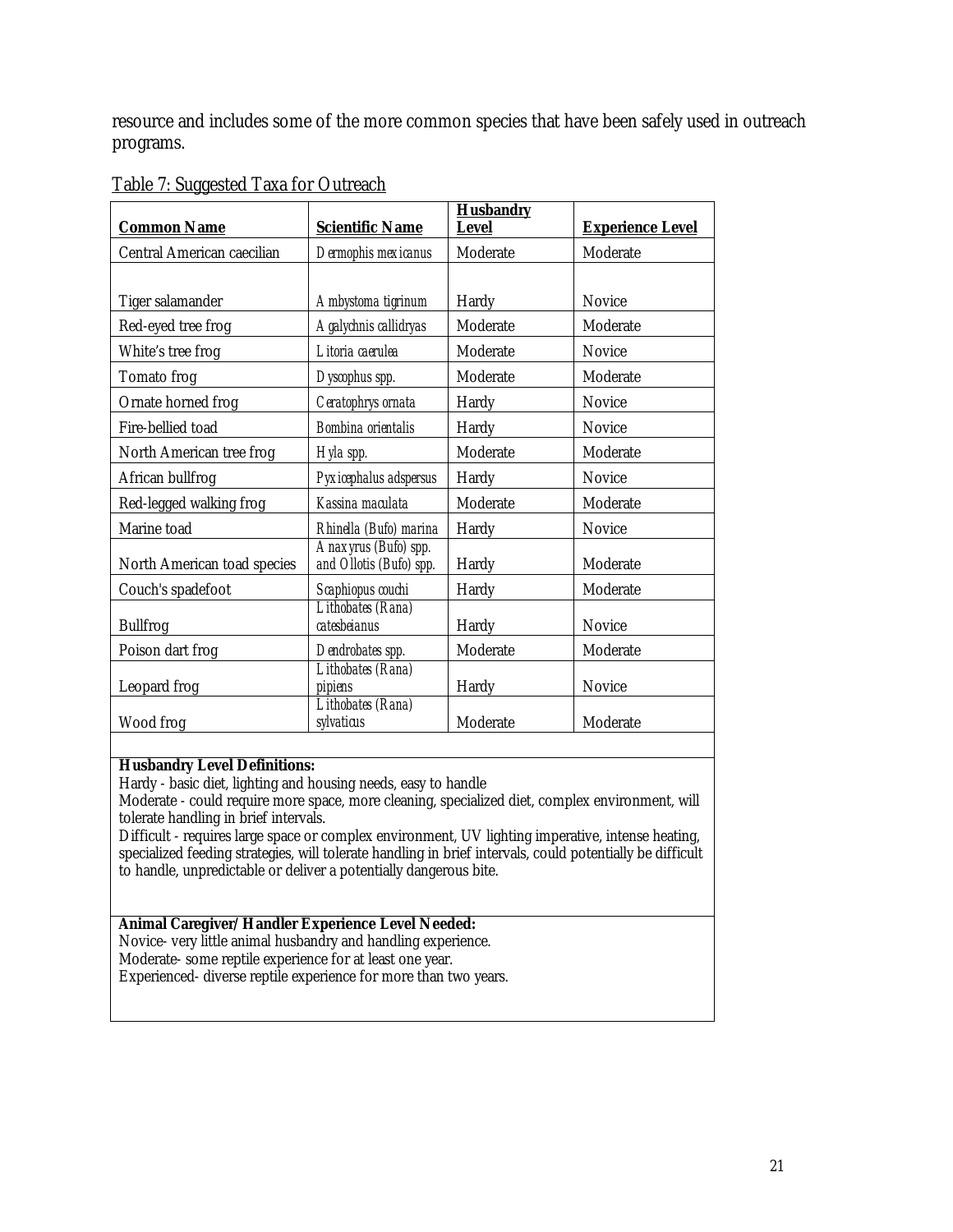resource and includes some of the more common species that have been safely used in outreach programs.

Table 7: Suggested Taxa for Outreach

| Common Name | Scientific Name | Husbandry Level | Experience Level |
|---|---|---|---|
| Central American caecilian | *Dermophis mexicanus* | Moderate | Moderate |
| Tiger salamander | *Ambystoma tigrinum* | Hardy | Novice |
| Red-eyed tree frog | *Agalychnis callidryas* | Moderate | Moderate |
| White's tree frog | *Litoria caerulea* | Moderate | Novice |
| Tomato frog | *Dyscophus spp.* | Moderate | Moderate |
| Ornate horned frog | *Ceratophrys ornata* | Hardy | Novice |
| Fire-bellied toad | *Bombina orientalis* | Hardy | Novice |
| North American tree frog | *Hyla spp.* | Moderate | Moderate |
| African bullfrog | *Pyxicephalus adspersus* | Hardy | Novice |
| Red-legged walking frog | *Kassina maculata* | Moderate | Moderate |
| Marine toad | *Rhinella (Bufo) marina* | Hardy | Novice |
| North American toad species | *Anaxyrus (Bufo) spp. and Ollotis (Bufo) spp.* | Hardy | Moderate |
| Couch's spadefoot | *Scaphiopus couchi* | Hardy | Moderate |
| Bullfrog | *Lithobates (Rana) catesbeianus* | Hardy | Novice |
| Poison dart frog | *Dendrobates spp.* | Moderate | Moderate |
| Leopard frog | *Lithobates (Rana) pipiens* | Hardy | Novice |
| Wood frog | *Lithobates (Rana) sylvaticus* | Moderate | Moderate |

**Husbandry Level Definitions:**
Hardy - basic diet, lighting and housing needs, easy to handle
Moderate - could require more space, more cleaning, specialized diet, complex environment, will tolerate handling in brief intervals.
Difficult - requires large space or complex environment, UV lighting imperative, intense heating, specialized feeding strategies, will tolerate handling in brief intervals, could potentially be difficult to handle, unpredictable or deliver a potentially dangerous bite.

**Animal Caregiver/ Handler Experience Level Needed:**
Novice- very little animal husbandry and handling experience.
Moderate- some reptile experience for at least one year.
Experienced- diverse reptile experience for more than two years.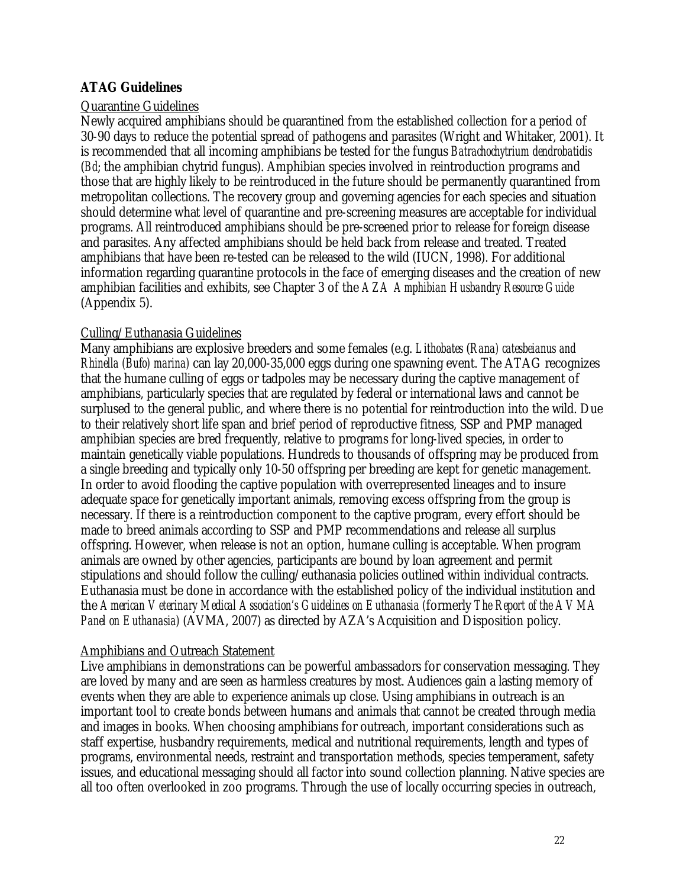## ATAG Guidelines

### Quarantine Guidelines

Newly acquired amphibians should be quarantined from the established collection for a period of 30-90 days to reduce the potential spread of pathogens and parasites (Wright and Whitaker, 2001). It is recommended that all incoming amphibians be tested for the fungus *Batrachochytrium dendrobatidis* (*Bd*; the amphibian chytrid fungus). Amphibian species involved in reintroduction programs and those that are highly likely to be reintroduced in the future should be permanently quarantined from metropolitan collections. The recovery group and governing agencies for each species and situation should determine what level of quarantine and pre-screening measures are acceptable for individual programs. All reintroduced amphibians should be pre-screened prior to release for foreign disease and parasites. Any affected amphibians should be held back from release and treated. Treated amphibians that have been re-tested can be released to the wild (IUCN, 1998). For additional information regarding quarantine protocols in the face of emerging diseases and the creation of new amphibian facilities and exhibits, see Chapter 3 of the *AZA Amphibian Husbandry Resource Guide* (Appendix 5).

### Culling/Euthanasia Guidelines

Many amphibians are explosive breeders and some females (e.g. *Lithobates (Rana) catesbeianus and Rhinella (Bufo) marina)* can lay 20,000-35,000 eggs during one spawning event. The ATAG recognizes that the humane culling of eggs or tadpoles may be necessary during the captive management of amphibians, particularly species that are regulated by federal or international laws and cannot be surplused to the general public, and where there is no potential for reintroduction into the wild. Due to their relatively short life span and brief period of reproductive fitness, SSP and PMP managed amphibian species are bred frequently, relative to programs for long-lived species, in order to maintain genetically viable populations. Hundreds to thousands of offspring may be produced from a single breeding and typically only 10-50 offspring per breeding are kept for genetic management. In order to avoid flooding the captive population with overrepresented lineages and to insure adequate space for genetically important animals, removing excess offspring from the group is necessary. If there is a reintroduction component to the captive program, every effort should be made to breed animals according to SSP and PMP recommendations and release all surplus offspring. However, when release is not an option, humane culling is acceptable. When program animals are owned by other agencies, participants are bound by loan agreement and permit stipulations and should follow the culling/euthanasia policies outlined within individual contracts. Euthanasia must be done in accordance with the established policy of the individual institution and the *American Veterinary Medical Association's Guidelines on Euthanasia* (formerly *The Report of the AVMA Panel on Euthanasia)* (AVMA, 2007) as directed by AZA's Acquisition and Disposition policy.

### Amphibians and Outreach Statement

Live amphibians in demonstrations can be powerful ambassadors for conservation messaging. They are loved by many and are seen as harmless creatures by most. Audiences gain a lasting memory of events when they are able to experience animals up close. Using amphibians in outreach is an important tool to create bonds between humans and animals that cannot be created through media and images in books. When choosing amphibians for outreach, important considerations such as staff expertise, husbandry requirements, medical and nutritional requirements, length and types of programs, environmental needs, restraint and transportation methods, species temperament, safety issues, and educational messaging should all factor into sound collection planning. Native species are all too often overlooked in zoo programs. Through the use of locally occurring species in outreach,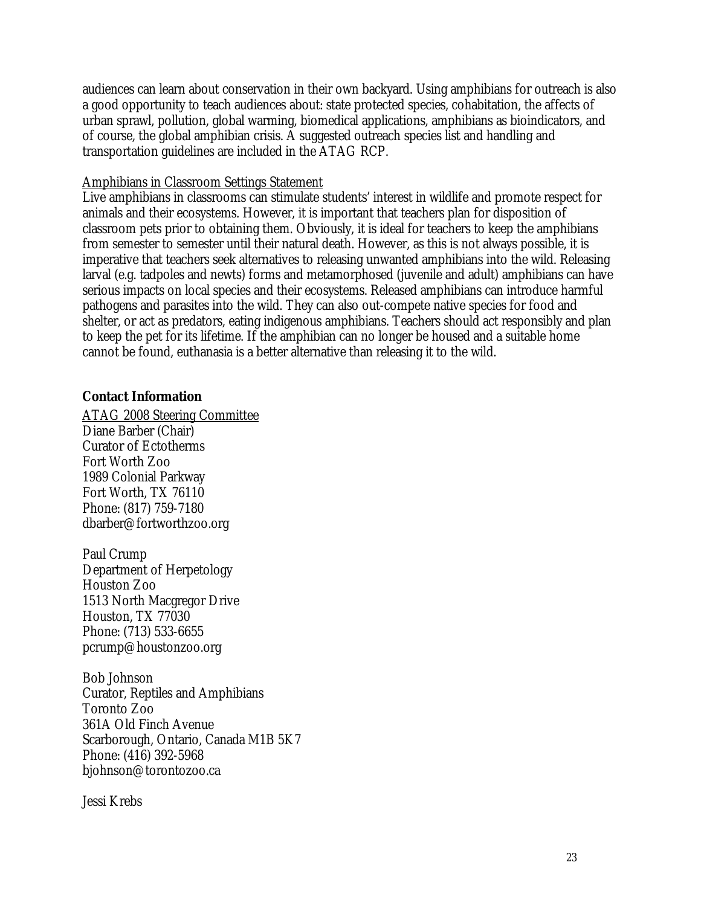audiences can learn about conservation in their own backyard. Using amphibians for outreach is also a good opportunity to teach audiences about: state protected species, cohabitation, the affects of urban sprawl, pollution, global warming, biomedical applications, amphibians as bioindicators, and of course, the global amphibian crisis. A suggested outreach species list and handling and transportation guidelines are included in the ATAG RCP.

<u>Amphibians in Classroom Settings Statement</u>

Live amphibians in classrooms can stimulate students' interest in wildlife and promote respect for animals and their ecosystems. However, it is important that teachers plan for disposition of classroom pets prior to obtaining them. Obviously, it is ideal for teachers to keep the amphibians from semester to semester until their natural death. However, as this is not always possible, it is imperative that teachers seek alternatives to releasing unwanted amphibians into the wild. Releasing larval (e.g. tadpoles and newts) forms and metamorphosed (juvenile and adult) amphibians can have serious impacts on local species and their ecosystems. Released amphibians can introduce harmful pathogens and parasites into the wild. They can also out-compete native species for food and shelter, or act as predators, eating indigenous amphibians. Teachers should act responsibly and plan to keep the pet for its lifetime. If the amphibian can no longer be housed and a suitable home cannot be found, euthanasia is a better alternative than releasing it to the wild.

**Contact Information**

<u>ATAG 2008 Steering Committee</u>

Diane Barber (Chair)
Curator of Ectotherms
Fort Worth Zoo
1989 Colonial Parkway
Fort Worth, TX 76110
Phone: (817) 759-7180
dbarber@fortworthzoo.org

Paul Crump
Department of Herpetology
Houston Zoo
1513 North Macgregor Drive
Houston, TX 77030
Phone: (713) 533-6655
pcrump@houstonzoo.org

Bob Johnson
Curator, Reptiles and Amphibians
Toronto Zoo
361A Old Finch Avenue
Scarborough, Ontario, Canada M1B 5K7
Phone: (416) 392-5968
bjohnson@torontozoo.ca

Jessi Krebs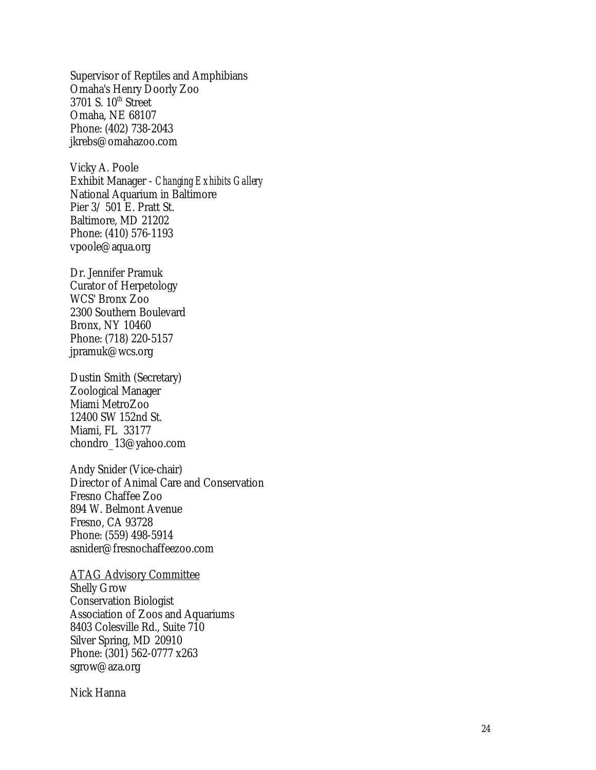Supervisor of Reptiles and Amphibians
Omaha's Henry Doorly Zoo
3701 S. 10th Street
Omaha, NE 68107
Phone: (402) 738-2043
jkrebs@omahazoo.com

Vicky A. Poole
Exhibit Manager - *Changing Exhibits Gallery*
National Aquarium in Baltimore
Pier 3/ 501 E. Pratt St.
Baltimore, MD 21202
Phone: (410) 576-1193
vpoole@aqua.org

Dr. Jennifer Pramuk
Curator of Herpetology
WCS' Bronx Zoo
2300 Southern Boulevard
Bronx, NY 10460
Phone: (718) 220-5157
jpramuk@wcs.org

Dustin Smith (Secretary)
Zoological Manager
Miami MetroZoo
12400 SW 152nd St.
Miami, FL 33177
chondro_13@yahoo.com

Andy Snider (Vice-chair)
Director of Animal Care and Conservation
Fresno Chaffee Zoo
894 W. Belmont Avenue
Fresno, CA 93728
Phone: (559) 498-5914
asnider@fresnochaffeezoo.com

<u>ATAG Advisory Committee</u>
Shelly Grow
Conservation Biologist
Association of Zoos and Aquariums
8403 Colesville Rd., Suite 710
Silver Spring, MD 20910
Phone: (301) 562-0777 x263
sgrow@aza.org

Nick Hanna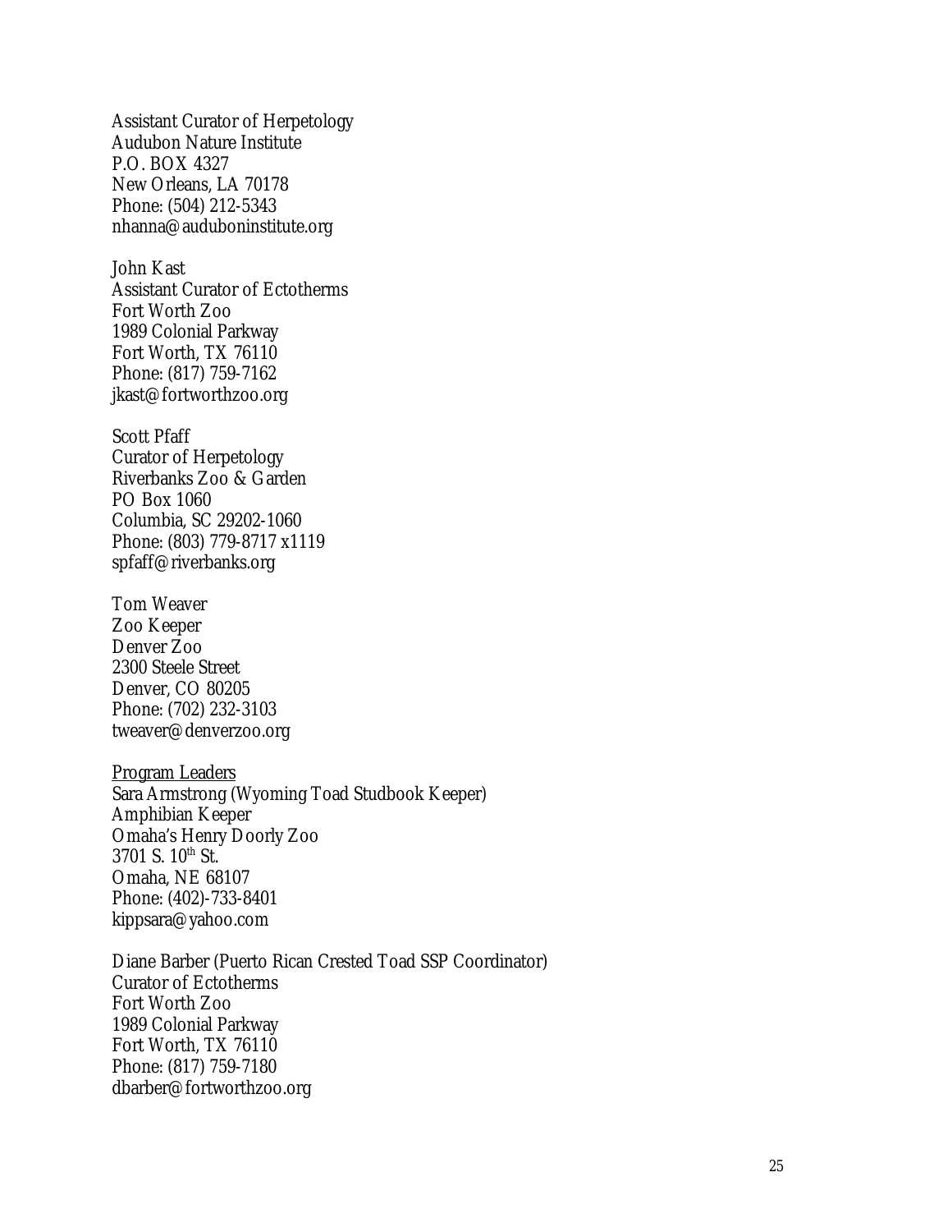Assistant Curator of Herpetology
Audubon Nature Institute
P.O. BOX 4327
New Orleans, LA 70178
Phone: (504) 212-5343
nhanna@auduboninstitute.org

John Kast
Assistant Curator of Ectotherms
Fort Worth Zoo
1989 Colonial Parkway
Fort Worth, TX 76110
Phone: (817) 759-7162
jkast@fortworthzoo.org

Scott Pfaff
Curator of Herpetology
Riverbanks Zoo & Garden
PO Box 1060
Columbia, SC 29202-1060
Phone: (803) 779-8717 x1119
spfaff@riverbanks.org

Tom Weaver
Zoo Keeper
Denver Zoo
2300 Steele Street
Denver, CO 80205
Phone: (702) 232-3103
tweaver@denverzoo.org

<u>Program Leaders</u>
Sara Armstrong (Wyoming Toad Studbook Keeper)
Amphibian Keeper
Omaha's Henry Doorly Zoo
3701 S. 10th St.
Omaha, NE 68107
Phone: (402)-733-8401
kippsara@yahoo.com

Diane Barber (Puerto Rican Crested Toad SSP Coordinator)
Curator of Ectotherms
Fort Worth Zoo
1989 Colonial Parkway
Fort Worth, TX 76110
Phone: (817) 759-7180
dbarber@fortworthzoo.org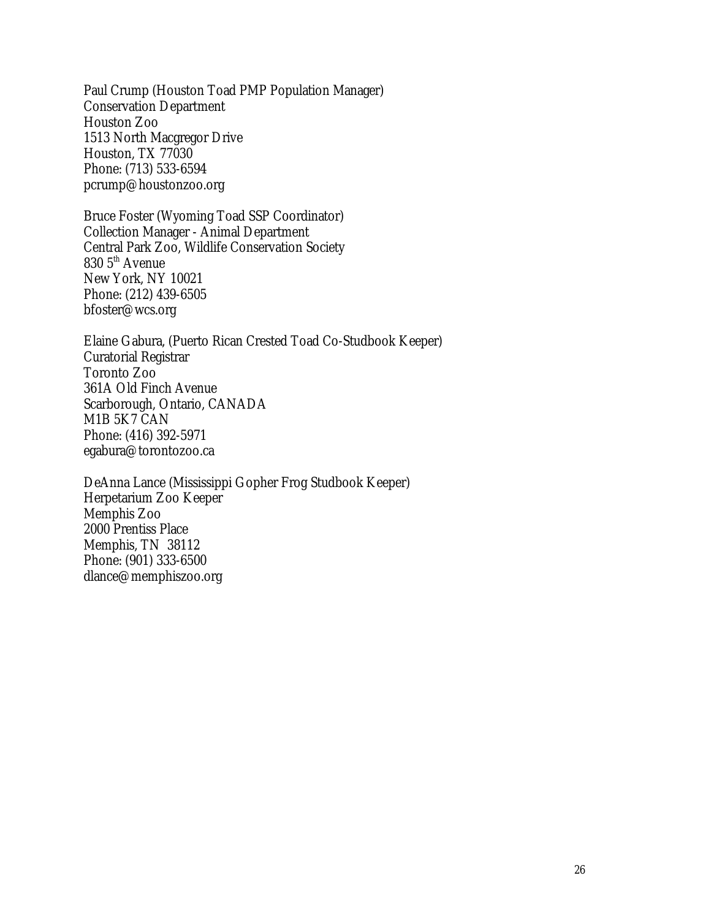Paul Crump (Houston Toad PMP Population Manager)
Conservation Department
Houston Zoo
1513 North Macgregor Drive
Houston, TX 77030
Phone: (713) 533-6594
pcrump@houstonzoo.org

Bruce Foster (Wyoming Toad SSP Coordinator)
Collection Manager - Animal Department
Central Park Zoo, Wildlife Conservation Society
830 5th Avenue
New York, NY 10021
Phone: (212) 439-6505
bfoster@wcs.org

Elaine Gabura, (Puerto Rican Crested Toad Co-Studbook Keeper)
Curatorial Registrar
Toronto Zoo
361A Old Finch Avenue
Scarborough, Ontario, CANADA
M1B 5K7 CAN
Phone: (416) 392-5971
egabura@torontozoo.ca

DeAnna Lance (Mississippi Gopher Frog Studbook Keeper)
Herpetarium Zoo Keeper
Memphis Zoo
2000 Prentiss Place
Memphis, TN 38112
Phone: (901) 333-6500
dlance@memphiszoo.org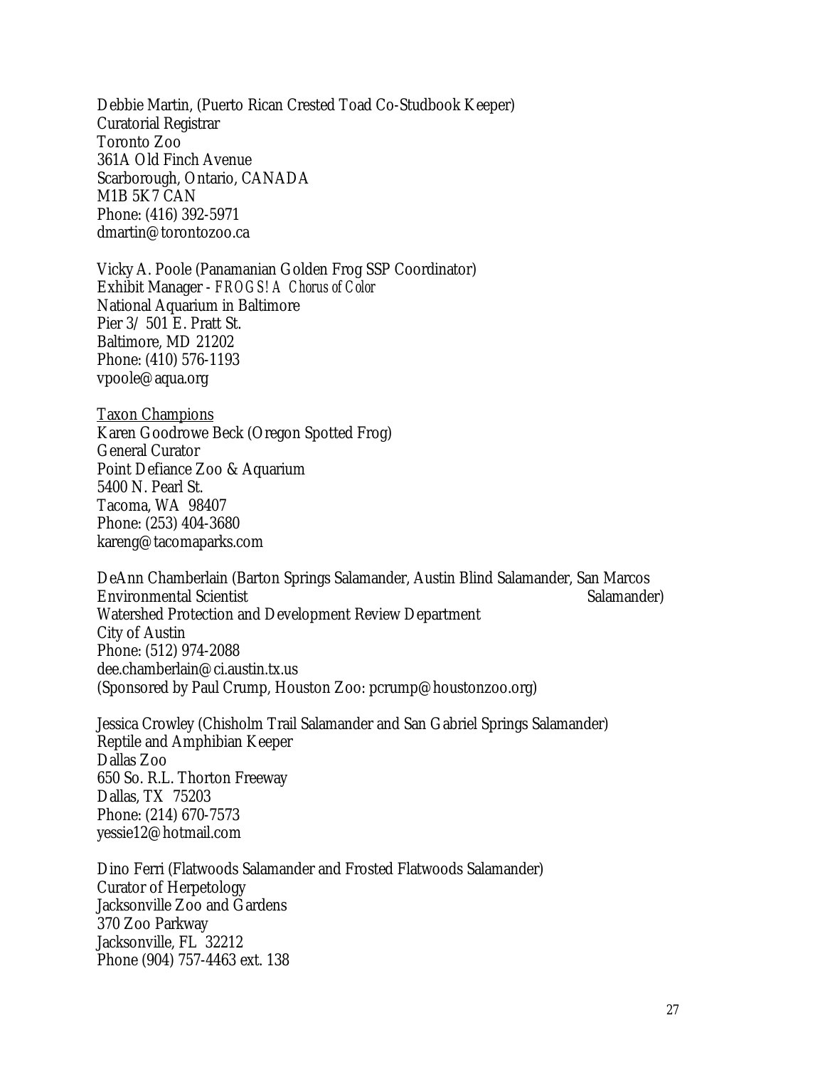Debbie Martin, (Puerto Rican Crested Toad Co-Studbook Keeper)
Curatorial Registrar
Toronto Zoo
361A Old Finch Avenue
Scarborough, Ontario, CANADA
M1B 5K7 CAN
Phone: (416) 392-5971
dmartin@torontozoo.ca

Vicky A. Poole (Panamanian Golden Frog SSP Coordinator)
Exhibit Manager - *FROGS! A Chorus of Color*
National Aquarium in Baltimore
Pier 3/ 501 E. Pratt St.
Baltimore, MD 21202
Phone: (410) 576-1193
vpoole@aqua.org

<u>Taxon Champions</u>
Karen Goodrowe Beck (Oregon Spotted Frog)
General Curator
Point Defiance Zoo & Aquarium
5400 N. Pearl St.
Tacoma, WA 98407
Phone: (253) 404-3680
kareng@tacomaparks.com

DeAnn Chamberlain (Barton Springs Salamander, Austin Blind Salamander, San Marcos Salamander)
Environmental Scientist
Watershed Protection and Development Review Department
City of Austin
Phone: (512) 974-2088
dee.chamberlain@ci.austin.tx.us
(Sponsored by Paul Crump, Houston Zoo: pcrump@houstonzoo.org)

Jessica Crowley (Chisholm Trail Salamander and San Gabriel Springs Salamander)
Reptile and Amphibian Keeper
Dallas Zoo
650 So. R.L. Thorton Freeway
Dallas, TX 75203
Phone: (214) 670-7573
yessie12@hotmail.com

Dino Ferri (Flatwoods Salamander and Frosted Flatwoods Salamander)
Curator of Herpetology
Jacksonville Zoo and Gardens
370 Zoo Parkway
Jacksonville, FL 32212
Phone (904) 757-4463 ext. 138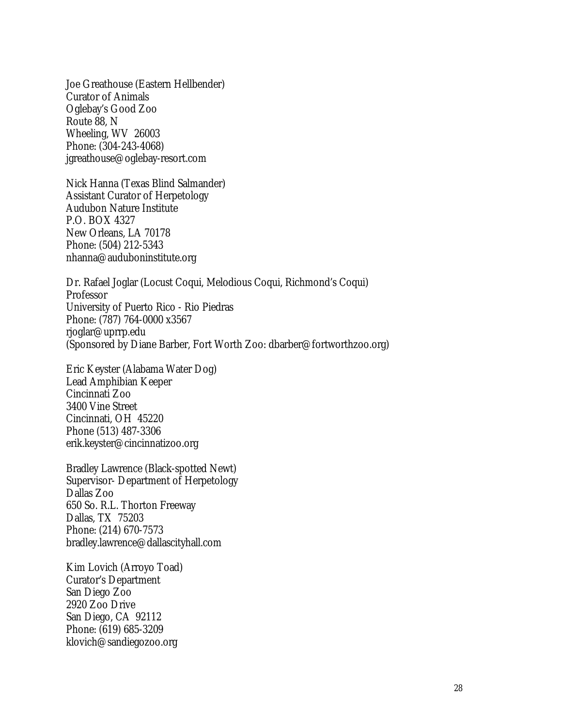Joe Greathouse (Eastern Hellbender)
Curator of Animals
Oglebay's Good Zoo
Route 88, N
Wheeling, WV 26003
Phone: (304-243-4068)
jgreathouse@oglebay-resort.com

Nick Hanna (Texas Blind Salmander)
Assistant Curator of Herpetology
Audubon Nature Institute
P.O. BOX 4327
New Orleans, LA 70178
Phone: (504) 212-5343
nhanna@auduboninstitute.org

Dr. Rafael Joglar (Locust Coqui, Melodious Coqui, Richmond's Coqui)
Professor
University of Puerto Rico - Rio Piedras
Phone: (787) 764-0000 x3567
rjoglar@uprrp.edu
(Sponsored by Diane Barber, Fort Worth Zoo: dbarber@fortworthzoo.org)

Eric Keyster (Alabama Water Dog)
Lead Amphibian Keeper
Cincinnati Zoo
3400 Vine Street
Cincinnati, OH 45220
Phone (513) 487-3306
erik.keyster@cincinnatizoo.org

Bradley Lawrence (Black-spotted Newt)
Supervisor- Department of Herpetology
Dallas Zoo
650 So. R.L. Thorton Freeway
Dallas, TX 75203
Phone: (214) 670-7573
bradley.lawrence@dallascityhall.com

Kim Lovich (Arroyo Toad)
Curator's Department
San Diego Zoo
2920 Zoo Drive
San Diego, CA 92112
Phone: (619) 685-3209
klovich@sandiegozoo.org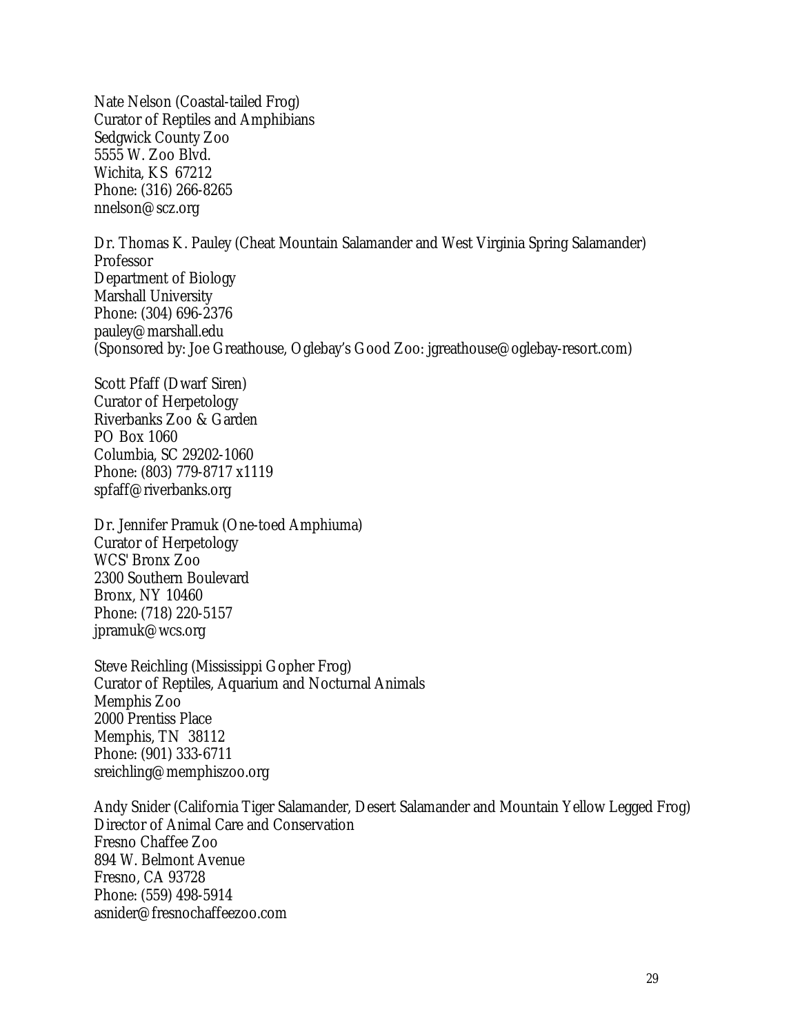Nate Nelson (Coastal-tailed Frog)
Curator of Reptiles and Amphibians
Sedgwick County Zoo
5555 W. Zoo Blvd.
Wichita, KS 67212
Phone: (316) 266-8265
nnelson@scz.org

Dr. Thomas K. Pauley (Cheat Mountain Salamander and West Virginia Spring Salamander)
Professor
Department of Biology
Marshall University
Phone: (304) 696-2376
pauley@marshall.edu
(Sponsored by: Joe Greathouse, Oglebay's Good Zoo: jgreathouse@oglebay-resort.com)

Scott Pfaff (Dwarf Siren)
Curator of Herpetology
Riverbanks Zoo & Garden
PO Box 1060
Columbia, SC 29202-1060
Phone: (803) 779-8717 x1119
spfaff@riverbanks.org

Dr. Jennifer Pramuk (One-toed Amphiuma)
Curator of Herpetology
WCS' Bronx Zoo
2300 Southern Boulevard
Bronx, NY 10460
Phone: (718) 220-5157
jpramuk@wcs.org

Steve Reichling (Mississippi Gopher Frog)
Curator of Reptiles, Aquarium and Nocturnal Animals
Memphis Zoo
2000 Prentiss Place
Memphis, TN 38112
Phone: (901) 333-6711
sreichling@memphiszoo.org

Andy Snider (California Tiger Salamander, Desert Salamander and Mountain Yellow Legged Frog)
Director of Animal Care and Conservation
Fresno Chaffee Zoo
894 W. Belmont Avenue
Fresno, CA 93728
Phone: (559) 498-5914
asnider@fresnochaffeezoo.com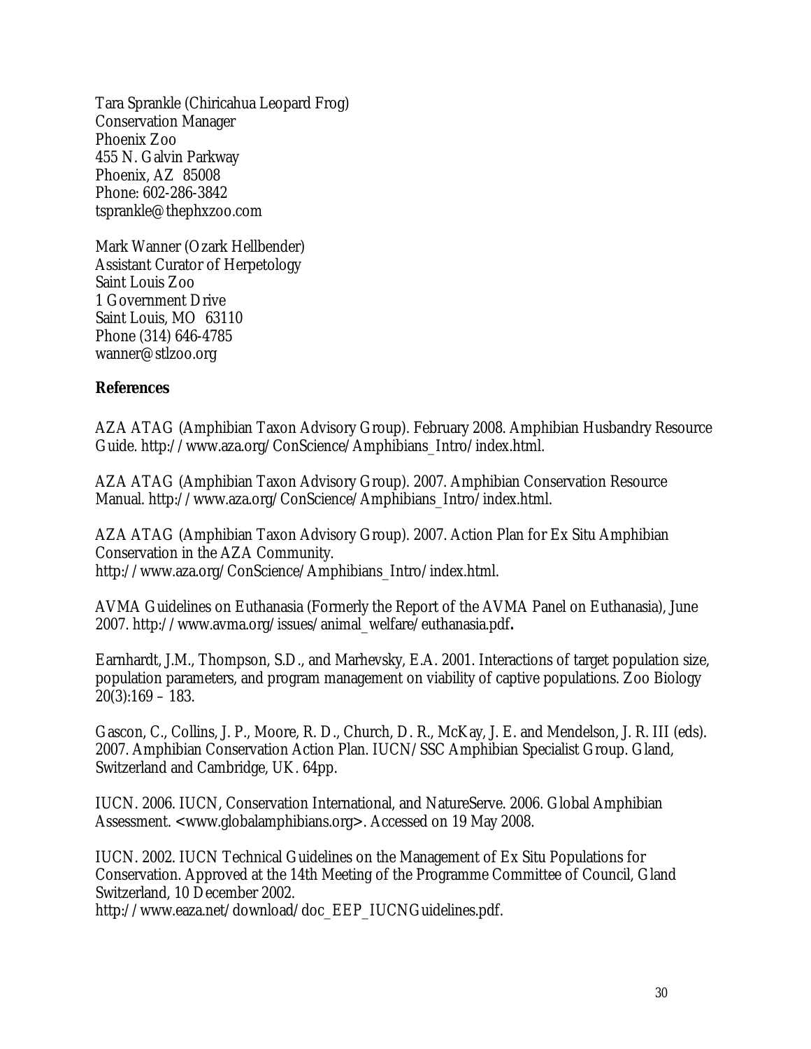Tara Sprankle (Chiricahua Leopard Frog)  
Conservation Manager  
Phoenix Zoo  
455 N. Galvin Parkway  
Phoenix, AZ 85008  
Phone: 602-286-3842  
tsprankle@thephxzoo.com

Mark Wanner (Ozark Hellbender)  
Assistant Curator of Herpetology  
Saint Louis Zoo  
1 Government Drive  
Saint Louis, MO 63110  
Phone (314) 646-4785  
wanner@stlzoo.org

## References

AZA ATAG (Amphibian Taxon Advisory Group). February 2008. Amphibian Husbandry Resource Guide. http://www.aza.org/ConScience/Amphibians_Intro/index.html.

AZA ATAG (Amphibian Taxon Advisory Group). 2007. Amphibian Conservation Resource Manual. http://www.aza.org/ConScience/Amphibians_Intro/index.html.

AZA ATAG (Amphibian Taxon Advisory Group). 2007. Action Plan for Ex Situ Amphibian Conservation in the AZA Community. http://www.aza.org/ConScience/Amphibians_Intro/index.html.

AVMA Guidelines on Euthanasia (Formerly the Report of the AVMA Panel on Euthanasia), June 2007. http://www.avma.org/issues/animal_welfare/euthanasia.pdf**.**

Earnhardt, J.M., Thompson, S.D., and Marhevsky, E.A. 2001. Interactions of target population size, population parameters, and program management on viability of captive populations. Zoo Biology 20(3):169 – 183.

Gascon, C., Collins, J. P., Moore, R. D., Church, D. R., McKay, J. E. and Mendelson, J. R. III (eds). 2007. Amphibian Conservation Action Plan. IUCN/SSC Amphibian Specialist Group. Gland, Switzerland and Cambridge, UK. 64pp.

IUCN. 2006. IUCN, Conservation International, and NatureServe. 2006. Global Amphibian Assessment. <www.globalamphibians.org>. Accessed on 19 May 2008.

IUCN. 2002. IUCN Technical Guidelines on the Management of Ex Situ Populations for Conservation. Approved at the 14th Meeting of the Programme Committee of Council, Gland Switzerland, 10 December 2002. http://www.eaza.net/download/doc_EEP_IUCNGuidelines.pdf.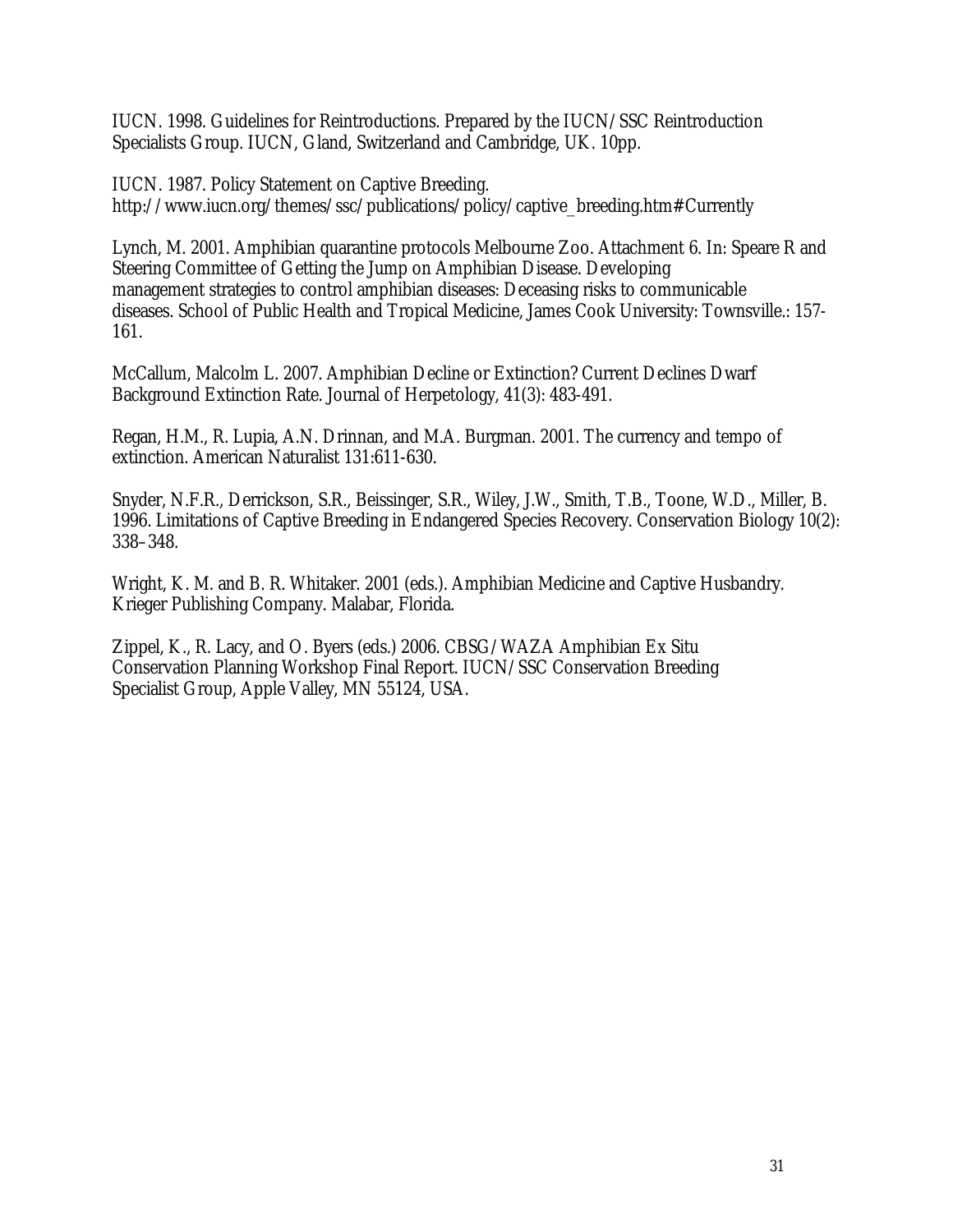IUCN. 1998. Guidelines for Reintroductions. Prepared by the IUCN/SSC Reintroduction Specialists Group. IUCN, Gland, Switzerland and Cambridge, UK. 10pp.

IUCN. 1987. Policy Statement on Captive Breeding. http://www.iucn.org/themes/ssc/publications/policy/captive_breeding.htm#Currently

Lynch, M. 2001. Amphibian quarantine protocols Melbourne Zoo. Attachment 6. In: Speare R and Steering Committee of Getting the Jump on Amphibian Disease. Developing management strategies to control amphibian diseases: Deceasing risks to communicable diseases. School of Public Health and Tropical Medicine, James Cook University: Townsville.: 157-161.

McCallum, Malcolm L. 2007. Amphibian Decline or Extinction? Current Declines Dwarf Background Extinction Rate. Journal of Herpetology, 41(3): 483-491.

Regan, H.M., R. Lupia, A.N. Drinnan, and M.A. Burgman. 2001. The currency and tempo of extinction. American Naturalist 131:611-630.

Snyder, N.F.R., Derrickson, S.R., Beissinger, S.R., Wiley, J.W., Smith, T.B., Toone, W.D., Miller, B. 1996. Limitations of Captive Breeding in Endangered Species Recovery. Conservation Biology 10(2): 338–348.

Wright, K. M. and B. R. Whitaker. 2001 (eds.). Amphibian Medicine and Captive Husbandry. Krieger Publishing Company. Malabar, Florida.

Zippel, K., R. Lacy, and O. Byers (eds.) 2006. CBSG/WAZA Amphibian Ex Situ Conservation Planning Workshop Final Report. IUCN/SSC Conservation Breeding Specialist Group, Apple Valley, MN 55124, USA.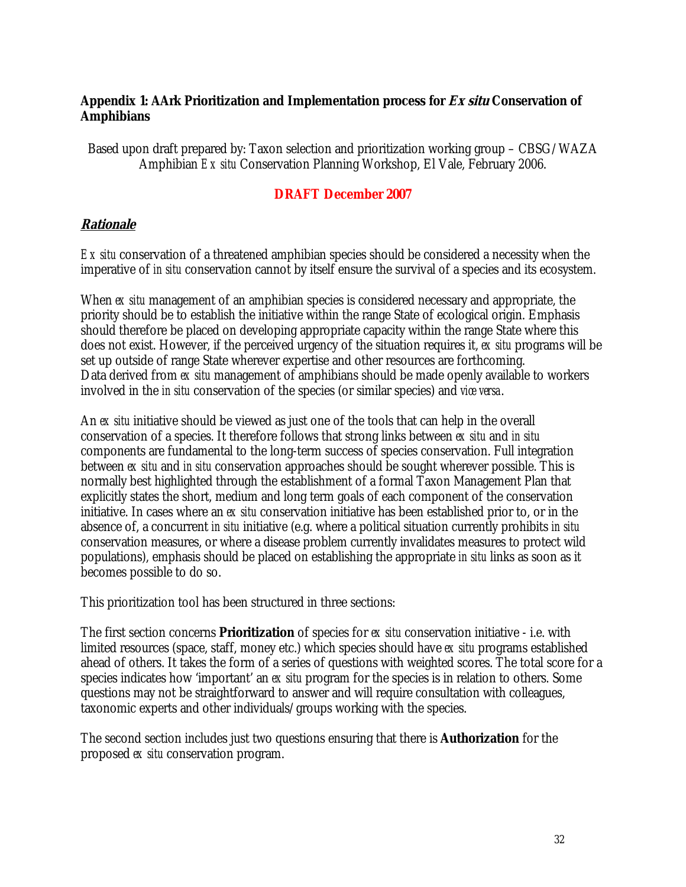**Appendix 1: AArk Prioritization and Implementation process for *Ex situ* Conservation of Amphibians**

Based upon draft prepared by: Taxon selection and prioritization working group – CBSG/WAZA Amphibian *Ex situ* Conservation Planning Workshop, El Vale, February 2006.

**DRAFT December 2007**

## ***Rationale***

*Ex situ* conservation of a threatened amphibian species should be considered a necessity when the imperative of *in situ* conservation cannot by itself ensure the survival of a species and its ecosystem.

When *ex situ* management of an amphibian species is considered necessary and appropriate, the priority should be to establish the initiative within the range State of ecological origin. Emphasis should therefore be placed on developing appropriate capacity within the range State where this does not exist. However, if the perceived urgency of the situation requires it, *ex situ* programs will be set up outside of range State wherever expertise and other resources are forthcoming. Data derived from *ex situ* management of amphibians should be made openly available to workers involved in the *in situ* conservation of the species (or similar species) and *vice versa*.

An *ex situ* initiative should be viewed as just one of the tools that can help in the overall conservation of a species. It therefore follows that strong links between *ex situ* and *in situ* components are fundamental to the long-term success of species conservation. Full integration between *ex situ* and *in situ* conservation approaches should be sought wherever possible. This is normally best highlighted through the establishment of a formal Taxon Management Plan that explicitly states the short, medium and long term goals of each component of the conservation initiative. In cases where an *ex situ* conservation initiative has been established prior to, or in the absence of, a concurrent *in situ* initiative (e.g. where a political situation currently prohibits *in situ* conservation measures, or where a disease problem currently invalidates measures to protect wild populations), emphasis should be placed on establishing the appropriate *in situ* links as soon as it becomes possible to do so.

This prioritization tool has been structured in three sections:

The first section concerns **Prioritization** of species for *ex situ* conservation initiative - i.e. with limited resources (space, staff, money etc.) which species should have *ex situ* programs established ahead of others. It takes the form of a series of questions with weighted scores. The total score for a species indicates how 'important' an *ex situ* program for the species is in relation to others. Some questions may not be straightforward to answer and will require consultation with colleagues, taxonomic experts and other individuals/groups working with the species.

The second section includes just two questions ensuring that there is **Authorization** for the proposed *ex situ* conservation program.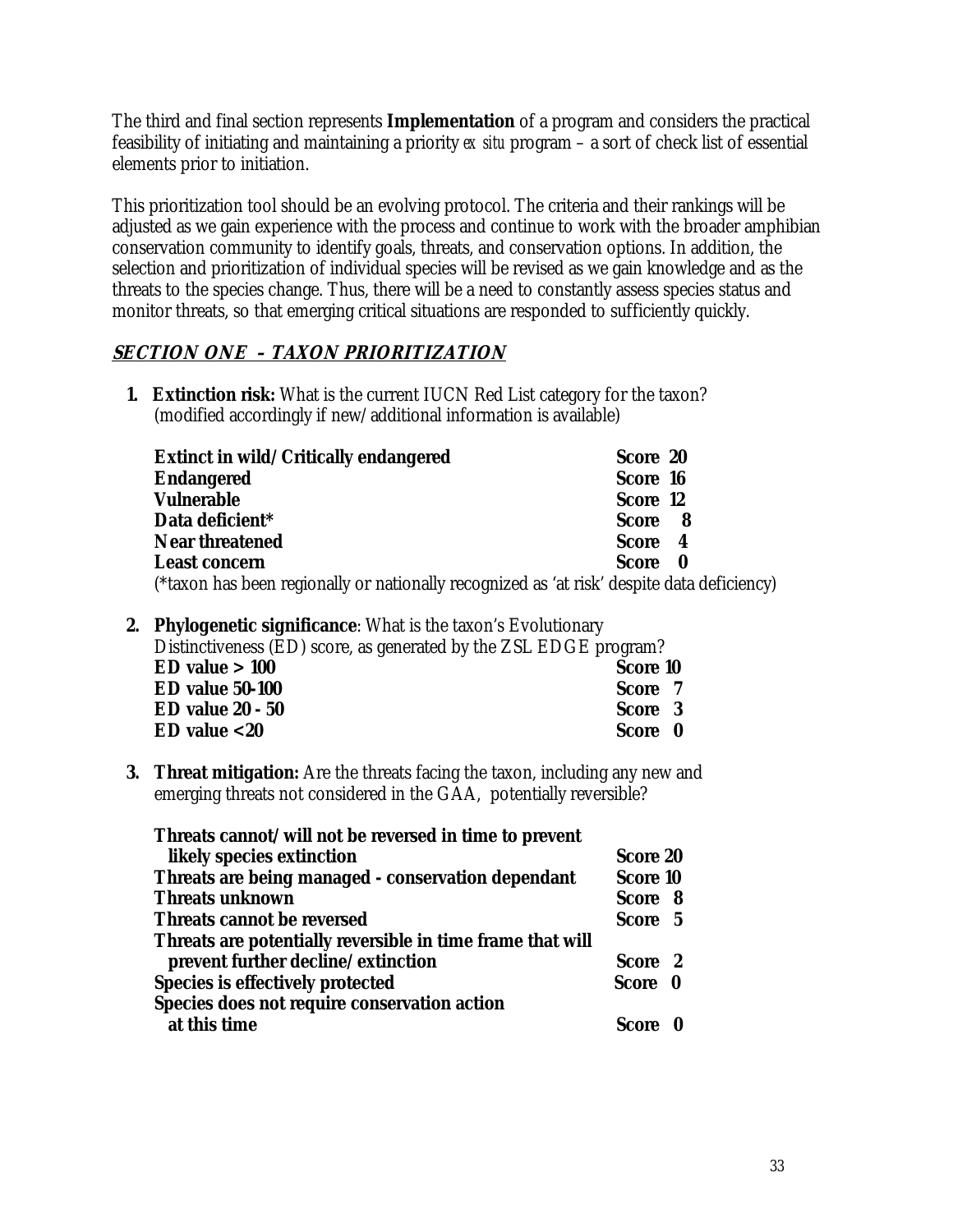The third and final section represents **Implementation** of a program and considers the practical feasibility of initiating and maintaining a priority *ex situ* program – a sort of check list of essential elements prior to initiation.

This prioritization tool should be an evolving protocol. The criteria and their rankings will be adjusted as we gain experience with the process and continue to work with the broader amphibian conservation community to identify goals, threats, and conservation options. In addition, the selection and prioritization of individual species will be revised as we gain knowledge and as the threats to the species change. Thus, there will be a need to constantly assess species status and monitor threats, so that emerging critical situations are responded to sufficiently quickly.

## ***SECTION ONE – TAXON PRIORITIZATION***

1. **Extinction risk:** What is the current IUCN Red List category for the taxon? (modified accordingly if new/additional information is available)

| | |
|---|---|
| **Extinct in wild/Critically endangered** | **Score 20** |
| **Endangered** | **Score 16** |
| **Vulnerable** | **Score 12** |
| **Data deficient*** | **Score 8** |
| **Near threatened** | **Score 4** |
| **Least concern** | **Score 0** |

(*taxon has been regionally or nationally recognized as 'at risk' despite data deficiency)

2. **Phylogenetic significance**: What is the taxon's Evolutionary Distinctiveness (ED) score, as generated by the ZSL EDGE program?

| | |
|---|---|
| **ED value > 100** | **Score 10** |
| **ED value 50-100** | **Score 7** |
| **ED value 20 - 50** | **Score 3** |
| **ED value <20** | **Score 0** |

3. **Threat mitigation:** Are the threats facing the taxon, including any new and emerging threats not considered in the GAA, potentially reversible?

| | |
|---|---|
| **Threats cannot/will not be reversed in time to prevent likely species extinction** | **Score 20** |
| **Threats are being managed - conservation dependant** | **Score 10** |
| **Threats unknown** | **Score 8** |
| **Threats cannot be reversed** | **Score 5** |
| **Threats are potentially reversible in time frame that will prevent further decline/extinction** | **Score 2** |
| **Species is effectively protected** | **Score 0** |
| **Species does not require conservation action at this time** | **Score 0** |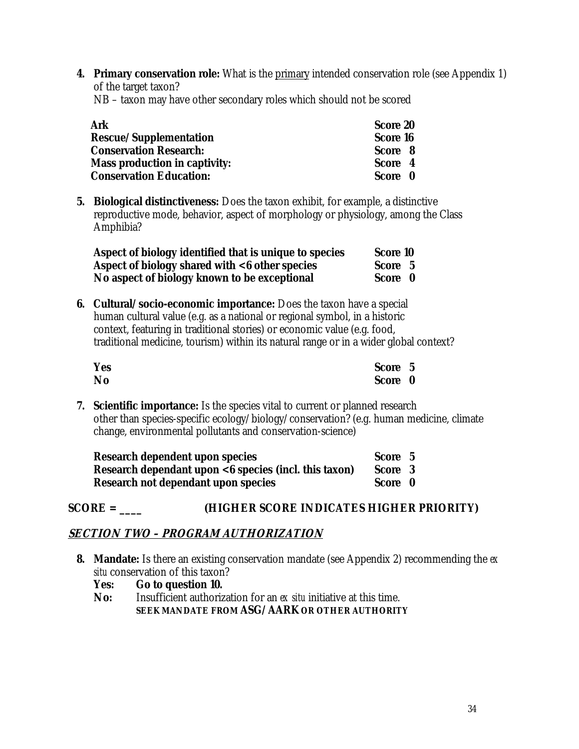4. **Primary conservation role:** What is the <u>primary</u> intended conservation role (see Appendix 1) of the target taxon?
   NB – taxon may have other secondary roles which should not be scored

| | |
|---|---|
| **Ark** | **Score 20** |
| **Rescue/Supplementation** | **Score 16** |
| **Conservation Research:** | **Score 8** |
| **Mass production in captivity:** | **Score 4** |
| **Conservation Education:** | **Score 0** |

5. **Biological distinctiveness:** Does the taxon exhibit, for example, a distinctive reproductive mode, behavior, aspect of morphology or physiology, among the Class Amphibia?

| | |
|---|---|
| **Aspect of biology identified that is unique to species** | **Score 10** |
| **Aspect of biology shared with <6 other species** | **Score 5** |
| **No aspect of biology known to be exceptional** | **Score 0** |

6. **Cultural/socio-economic importance:** Does the taxon have a special human cultural value (e.g. as a national or regional symbol, in a historic context, featuring in traditional stories) or economic value (e.g. food, traditional medicine, tourism) within its natural range or in a wider global context?

| | |
|---|---|
| **Yes** | **Score 5** |
| **No** | **Score 0** |

7. **Scientific importance:** Is the species vital to current or planned research other than species-specific ecology/biology/conservation? (e.g. human medicine, climate change, environmental pollutants and conservation-science)

| | |
|---|---|
| **Research dependent upon species** | **Score 5** |
| **Research dependant upon <6 species (incl. this taxon)** | **Score 3** |
| **Research not dependant upon species** | **Score 0** |

**SCORE = ____ (HIGHER SCORE INDICATES HIGHER PRIORITY)**

## ***<u>SECTION TWO – PROGRAM AUTHORIZATION</u>***

8. **Mandate:** Is there an existing conservation mandate (see Appendix 2) recommending the *ex situ* conservation of this taxon?
   **Yes:** **Go to question 10.**
   **No:** Insufficient authorization for an *ex situ* initiative at this time.
   **SEEK MANDATE FROM ASG/AARK OR OTHER AUTHORITY**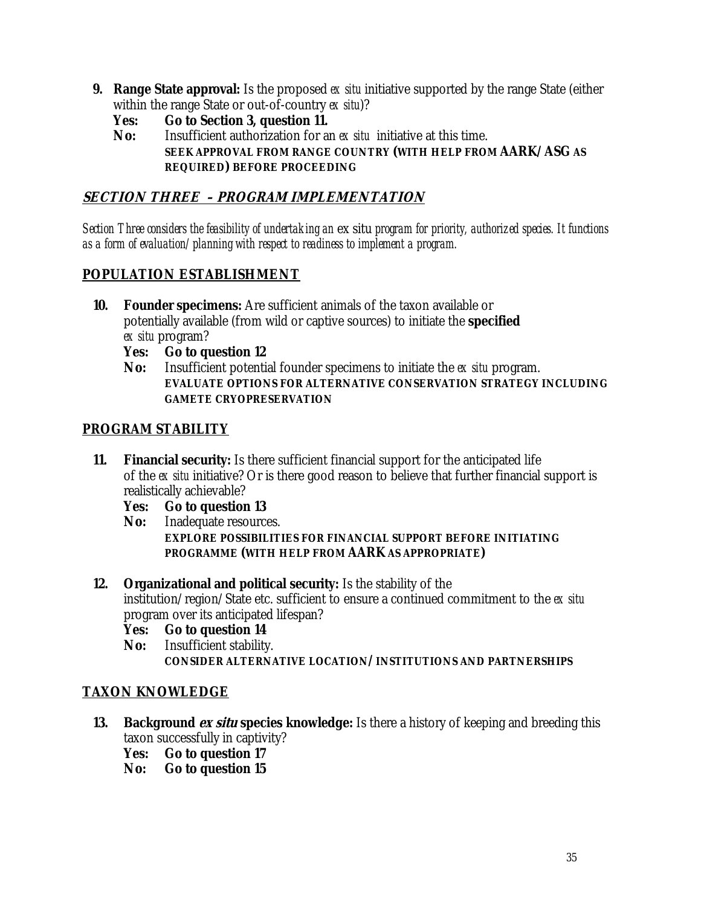**9. Range State approval:** Is the proposed *ex situ* initiative supported by the range State (either within the range State or out-of-country *ex situ*)?

**Yes: Go to Section 3, question 11.**

**No:** Insufficient authorization for an *ex situ* initiative at this time.
**SEEK APPROVAL FROM RANGE COUNTRY (WITH HELP FROM AARK/ASG AS REQUIRED) BEFORE PROCEEDING**

## *SECTION THREE – PROGRAM IMPLEMENTATION*

*Section Three considers the feasibility of undertaking an* ex situ *program for priority, authorized species. It functions as a form of evaluation/planning with respect to readiness to implement a program.*

### POPULATION ESTABLISHMENT

**10. Founder specimens:** Are sufficient animals of the taxon available or potentially available (from wild or captive sources) to initiate the **specified** *ex situ* program?

**Yes: Go to question 12**

**No:** Insufficient potential founder specimens to initiate the *ex situ* program.
**EVALUATE OPTIONS FOR ALTERNATIVE CONSERVATION STRATEGY INCLUDING GAMETE CRYOPRESERVATION**

### PROGRAM STABILITY

**11. Financial security:** Is there sufficient financial support for the anticipated life of the *ex situ* initiative? Or is there good reason to believe that further financial support is realistically achievable?

**Yes: Go to question 13**

**No:** Inadequate resources.
**EXPLORE POSSIBILITIES FOR FINANCIAL SUPPORT BEFORE INITIATING PROGRAMME (WITH HELP FROM AARK AS APPROPRIATE)**

**12. Organizational and political security:** Is the stability of the institution/region/State etc. sufficient to ensure a continued commitment to the *ex situ* program over its anticipated lifespan?

**Yes: Go to question 14**

**No:** Insufficient stability.
**CONSIDER ALTERNATIVE LOCATION/INSTITUTIONS AND PARTNERSHIPS**

### TAXON KNOWLEDGE

**13. Background *ex situ* species knowledge:** Is there a history of keeping and breeding this taxon successfully in captivity?

**Yes: Go to question 17**

**No: Go to question 15**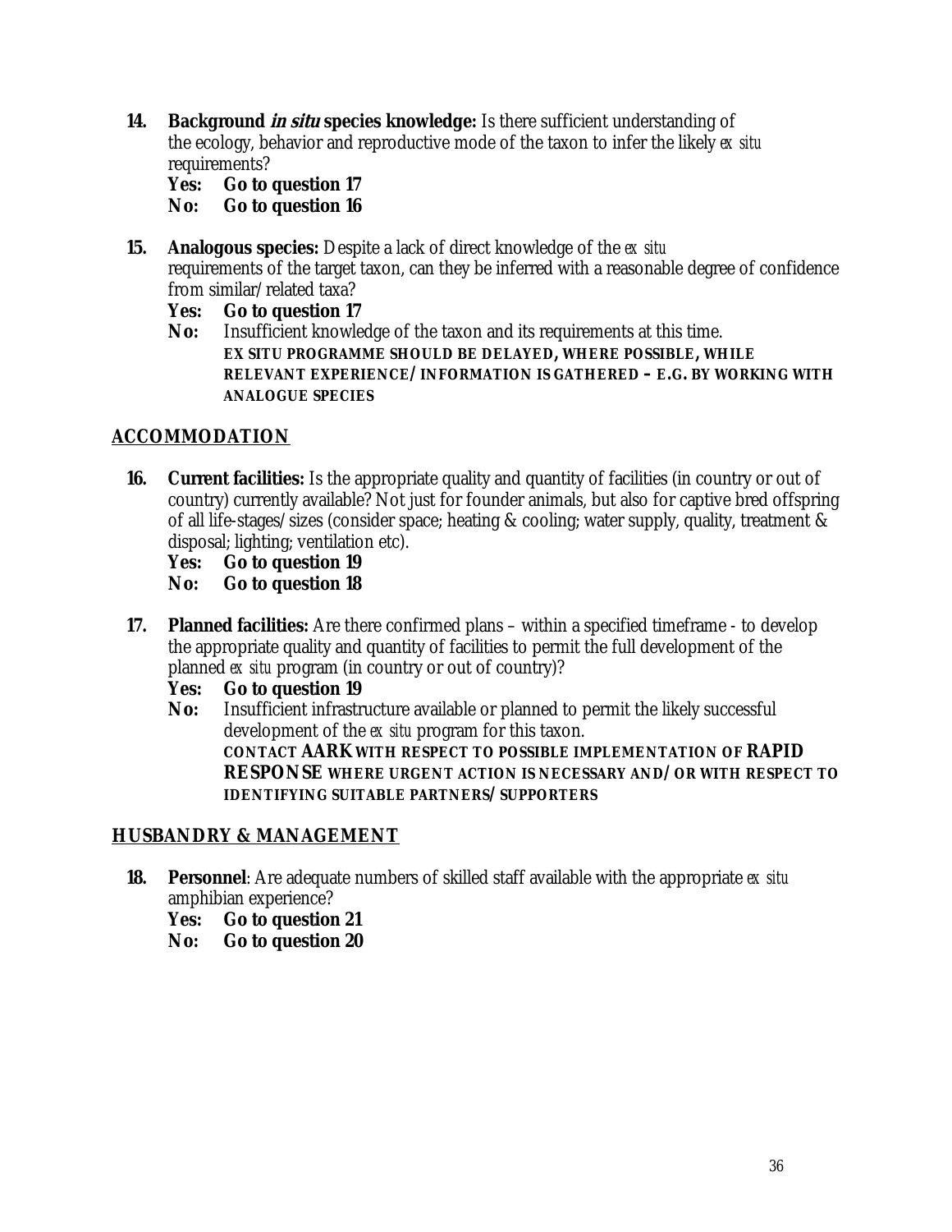**14. Background *in situ* species knowledge:** Is there sufficient understanding of the ecology, behavior and reproductive mode of the taxon to infer the likely *ex situ* requirements?

**Yes: Go to question 17**
**No: Go to question 16**

**15. Analogous species:** Despite a lack of direct knowledge of the *ex situ* requirements of the target taxon, can they be inferred with a reasonable degree of confidence from similar/related taxa?

**Yes: Go to question 17**
**No:** Insufficient knowledge of the taxon and its requirements at this time.
**EX SITU PROGRAMME SHOULD BE DELAYED, WHERE POSSIBLE, WHILE RELEVANT EXPERIENCE/INFORMATION IS GATHERED – E.G. BY WORKING WITH ANALOGUE SPECIES**

## ACCOMMODATION

**16. Current facilities:** Is the appropriate quality and quantity of facilities (in country or out of country) currently available? Not just for founder animals, but also for captive bred offspring of all life-stages/sizes (consider space; heating & cooling; water supply, quality, treatment & disposal; lighting; ventilation etc).

**Yes: Go to question 19**
**No: Go to question 18**

**17. Planned facilities:** Are there confirmed plans – within a specified timeframe - to develop the appropriate quality and quantity of facilities to permit the full development of the planned *ex situ* program (in country or out of country)?

**Yes: Go to question 19**
**No:** Insufficient infrastructure available or planned to permit the likely successful development of the *ex situ* program for this taxon.
**CONTACT AARK WITH RESPECT TO POSSIBLE IMPLEMENTATION OF RAPID RESPONSE WHERE URGENT ACTION IS NECESSARY AND/OR WITH RESPECT TO IDENTIFYING SUITABLE PARTNERS/SUPPORTERS**

## HUSBANDRY & MANAGEMENT

**18. Personnel**: Are adequate numbers of skilled staff available with the appropriate *ex situ* amphibian experience?

**Yes: Go to question 21**
**No: Go to question 20**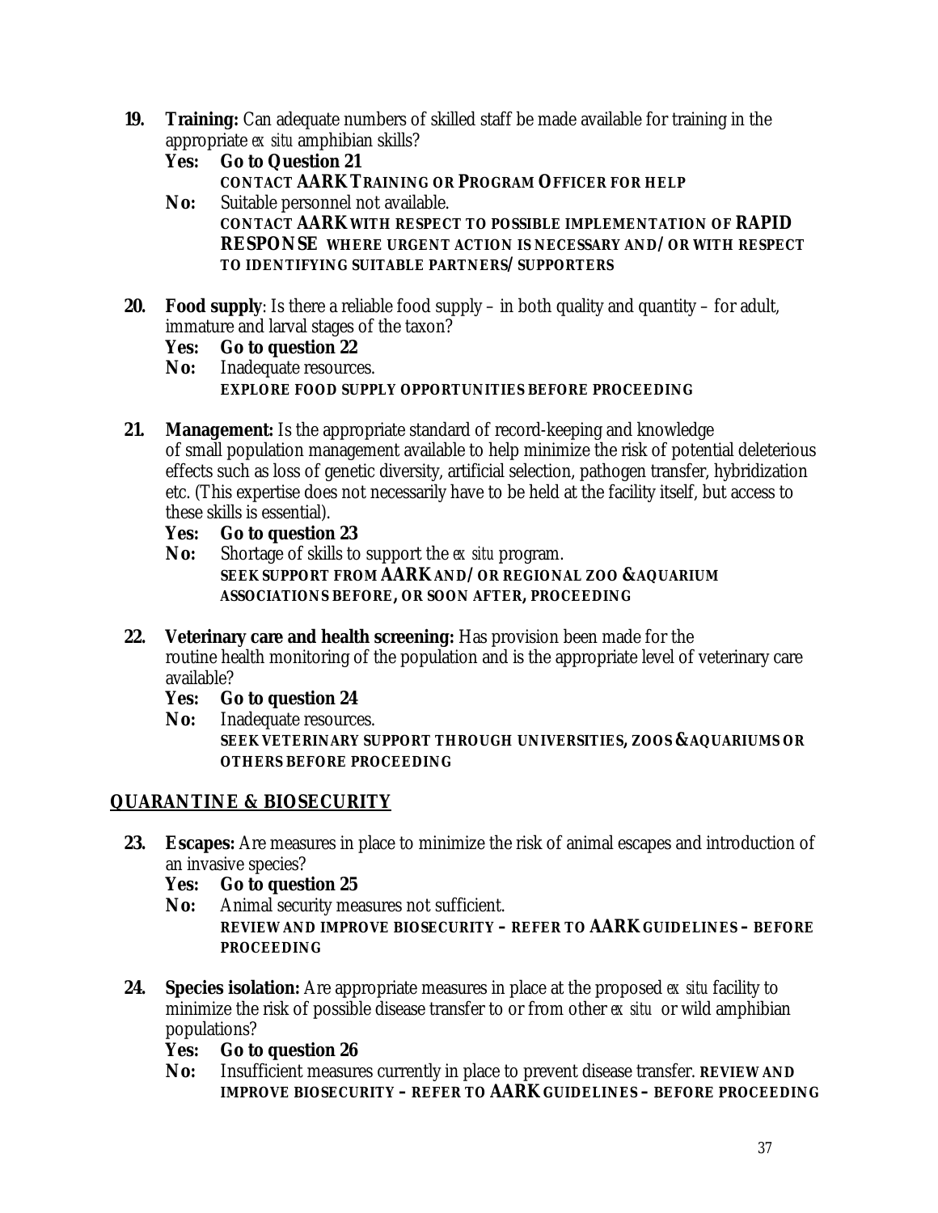**19. Training:** Can adequate numbers of skilled staff be made available for training in the appropriate *ex situ* amphibian skills?

**Yes: Go to Question 21**
CONTACT **AARK** TRAINING OR PROGRAM OFFICER FOR HELP

**No:** Suitable personnel not available.
CONTACT **AARK** WITH RESPECT TO POSSIBLE IMPLEMENTATION OF **RAPID RESPONSE** WHERE URGENT ACTION IS NECESSARY AND/OR WITH RESPECT TO IDENTIFYING SUITABLE PARTNERS/SUPPORTERS

**20. Food supply**: Is there a reliable food supply – in both quality and quantity – for adult, immature and larval stages of the taxon?

**Yes: Go to question 22**

**No:** Inadequate resources.
EXPLORE FOOD SUPPLY OPPORTUNITIES BEFORE PROCEEDING

**21. Management:** Is the appropriate standard of record-keeping and knowledge of small population management available to help minimize the risk of potential deleterious effects such as loss of genetic diversity, artificial selection, pathogen transfer, hybridization etc. (This expertise does not necessarily have to be held at the facility itself, but access to these skills is essential).

**Yes: Go to question 23**

**No:** Shortage of skills to support the *ex situ* program.
SEEK SUPPORT FROM **AARK** AND/OR REGIONAL ZOO & AQUARIUM ASSOCIATIONS BEFORE, OR SOON AFTER, PROCEEDING

**22. Veterinary care and health screening:** Has provision been made for the routine health monitoring of the population and is the appropriate level of veterinary care available?

**Yes: Go to question 24**

**No:** Inadequate resources.
SEEK VETERINARY SUPPORT THROUGH UNIVERSITIES, ZOOS & AQUARIUMS OR OTHERS BEFORE PROCEEDING

## QUARANTINE & BIOSECURITY

**23. Escapes:** Are measures in place to minimize the risk of animal escapes and introduction of an invasive species?

**Yes: Go to question 25**

**No:** Animal security measures not sufficient.
REVIEW AND IMPROVE BIOSECURITY – REFER TO **AARK** GUIDELINES – BEFORE PROCEEDING

**24. Species isolation:** Are appropriate measures in place at the proposed *ex situ* facility to minimize the risk of possible disease transfer to or from other *ex situ* or wild amphibian populations?

**Yes: Go to question 26**

**No:** Insufficient measures currently in place to prevent disease transfer. REVIEW AND IMPROVE BIOSECURITY – REFER TO **AARK** GUIDELINES – BEFORE PROCEEDING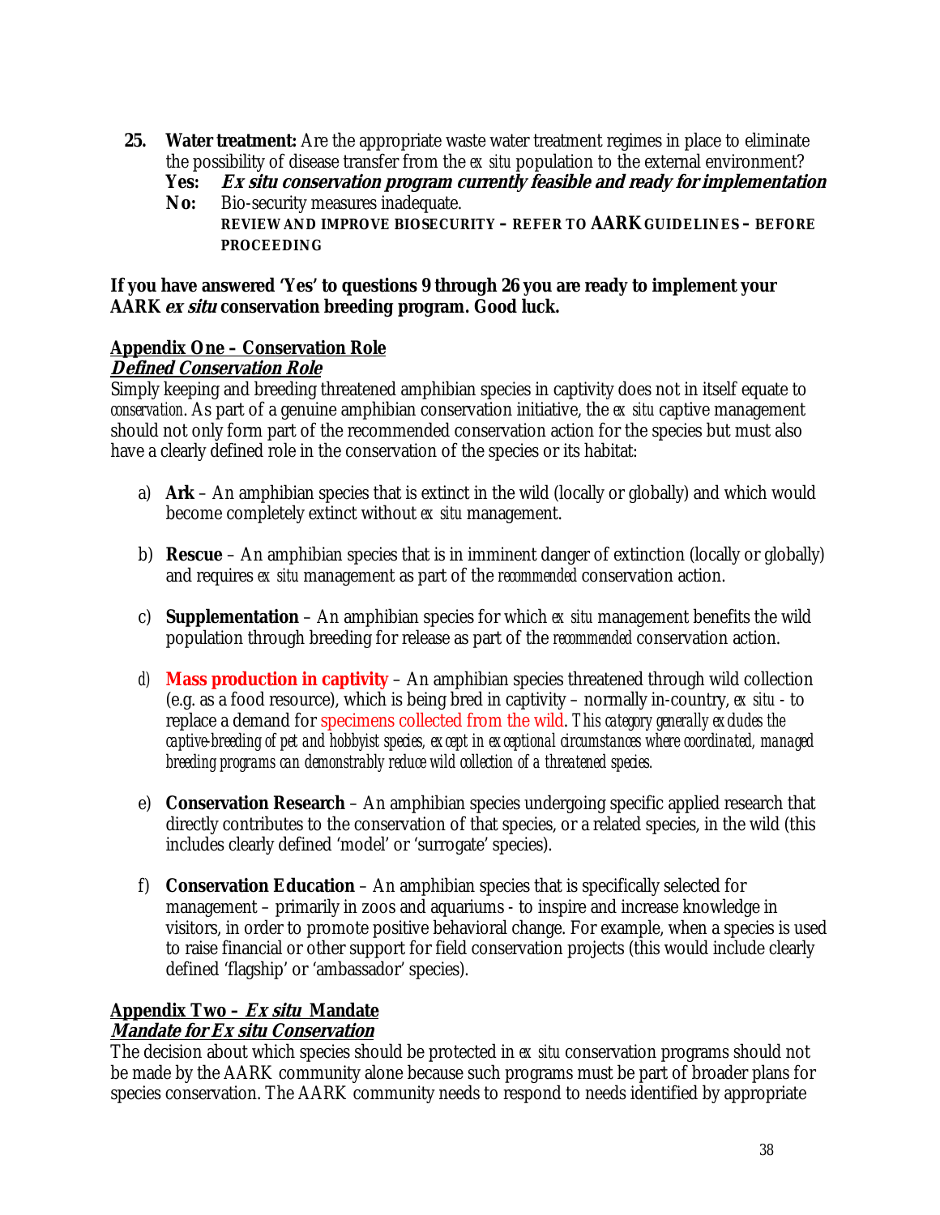**25. Water treatment:** Are the appropriate waste water treatment regimes in place to eliminate the possibility of disease transfer from the *ex situ* population to the external environment?

**Yes:** ***Ex situ conservation program currently feasible and ready for implementation***

**No:** Bio-security measures inadequate.
**REVIEW AND IMPROVE BIOSECURITY – REFER TO AARK GUIDELINES – BEFORE PROCEEDING**

**If you have answered 'Yes' to questions 9 through 26 you are ready to implement your AARK *ex situ* conservation breeding program. Good luck.**

## Appendix One – Conservation Role

### *Defined Conservation Role*

Simply keeping and breeding threatened amphibian species in captivity does not in itself equate to *conservation*. As part of a genuine amphibian conservation initiative, the *ex situ* captive management should not only form part of the recommended conservation action for the species but must also have a clearly defined role in the conservation of the species or its habitat:

a) **Ark** – An amphibian species that is extinct in the wild (locally or globally) and which would become completely extinct without *ex situ* management.

b) **Rescue** – An amphibian species that is in imminent danger of extinction (locally or globally) and requires *ex situ* management as part of the *recommended* conservation action.

c) **Supplementation** – An amphibian species for which *ex situ* management benefits the wild population through breeding for release as part of the *recommended* conservation action.

d) **Mass production in captivity** – An amphibian species threatened through wild collection (e.g. as a food resource), which is being bred in captivity – normally in-country, *ex situ* - to replace a demand for specimens collected from the wild. *This category generally excludes the captive-breeding of pet and hobbyist species, except in exceptional circumstances where coordinated, managed breeding programs can demonstrably reduce wild collection of a threatened species.*

e) **Conservation Research** – An amphibian species undergoing specific applied research that directly contributes to the conservation of that species, or a related species, in the wild (this includes clearly defined 'model' or 'surrogate' species).

f) **Conservation Education** – An amphibian species that is specifically selected for management – primarily in zoos and aquariums - to inspire and increase knowledge in visitors, in order to promote positive behavioral change. For example, when a species is used to raise financial or other support for field conservation projects (this would include clearly defined 'flagship' or 'ambassador' species).

## Appendix Two – *Ex situ* Mandate

### *Mandate for Ex situ Conservation*

The decision about which species should be protected in *ex situ* conservation programs should not be made by the AARK community alone because such programs must be part of broader plans for species conservation. The AARK community needs to respond to needs identified by appropriate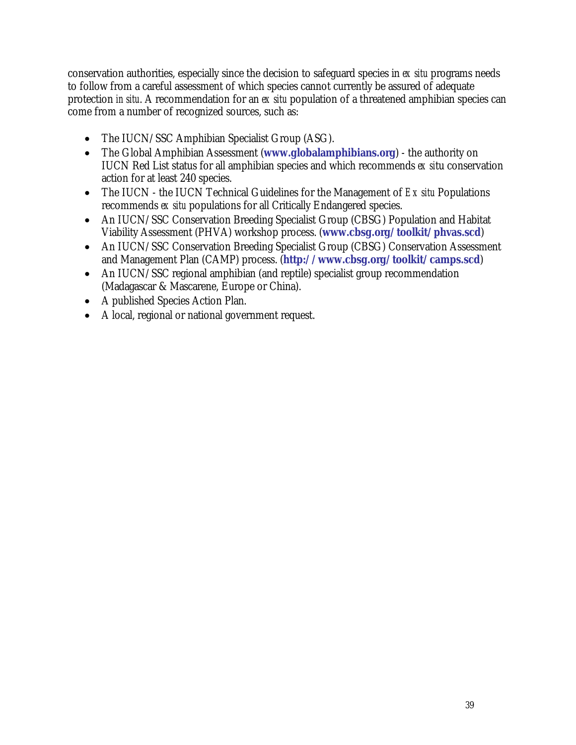conservation authorities, especially since the decision to safeguard species in *ex situ* programs needs to follow from a careful assessment of which species cannot currently be assured of adequate protection *in situ*. A recommendation for an *ex situ* population of a threatened amphibian species can come from a number of recognized sources, such as:

- The IUCN/SSC Amphibian Specialist Group (ASG).
- The Global Amphibian Assessment (**www.globalamphibians.org**) - the authority on IUCN Red List status for all amphibian species and which recommends *ex situ* conservation action for at least 240 species.
- The IUCN - the IUCN Technical Guidelines for the Management of *Ex situ* Populations recommends *ex situ* populations for all Critically Endangered species.
- An IUCN/SSC Conservation Breeding Specialist Group (CBSG) Population and Habitat Viability Assessment (PHVA) workshop process. (**www.cbsg.org/toolkit/phvas.scd**)
- An IUCN/SSC Conservation Breeding Specialist Group (CBSG) Conservation Assessment and Management Plan (CAMP) process. (**http://www.cbsg.org/toolkit/camps.scd**)
- An IUCN/SSC regional amphibian (and reptile) specialist group recommendation (Madagascar & Mascarene, Europe or China).
- A published Species Action Plan.
- A local, regional or national government request.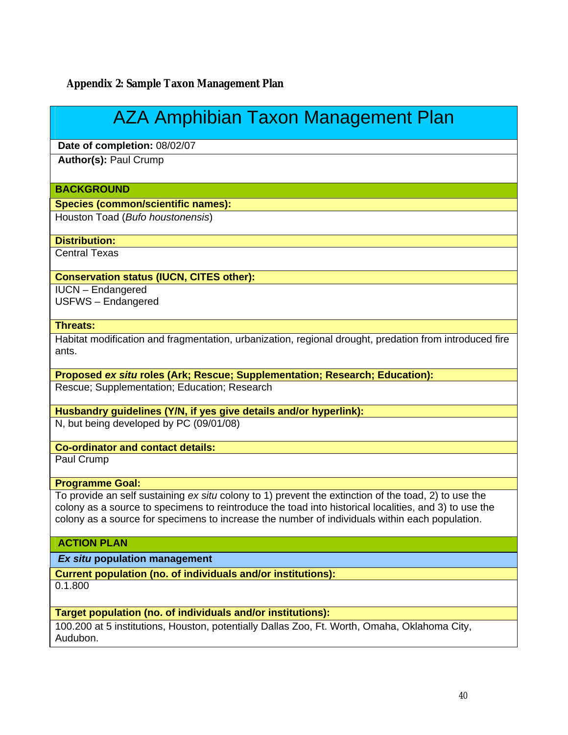**Appendix 2: Sample Taxon Management Plan**

# AZA Amphibian Taxon Management Plan

**Date of completion:** 08/02/07

**Author(s):** Paul Crump

## BACKGROUND

**Species (common/scientific names):**

Houston Toad (*Bufo houstonensis*)

**Distribution:**

Central Texas

**Conservation status (IUCN, CITES other):**

IUCN – Endangered
USFWS – Endangered

**Threats:**

Habitat modification and fragmentation, urbanization, regional drought, predation from introduced fire ants.

**Proposed *ex situ* roles (Ark; Rescue; Supplementation; Research; Education):**

Rescue; Supplementation; Education; Research

**Husbandry guidelines (Y/N, if yes give details and/or hyperlink):**

N, but being developed by PC (09/01/08)

**Co-ordinator and contact details:**

Paul Crump

**Programme Goal:**

To provide an self sustaining *ex situ* colony to 1) prevent the extinction of the toad, 2) to use the colony as a source to specimens to reintroduce the toad into historical localities, and 3) to use the colony as a source for specimens to increase the number of individuals within each population.

## ACTION PLAN

### *Ex situ* population management

**Current population (no. of individuals and/or institutions):**

0.1.800

**Target population (no. of individuals and/or institutions):**

100.200 at 5 institutions, Houston, potentially Dallas Zoo, Ft. Worth, Omaha, Oklahoma City, Audubon.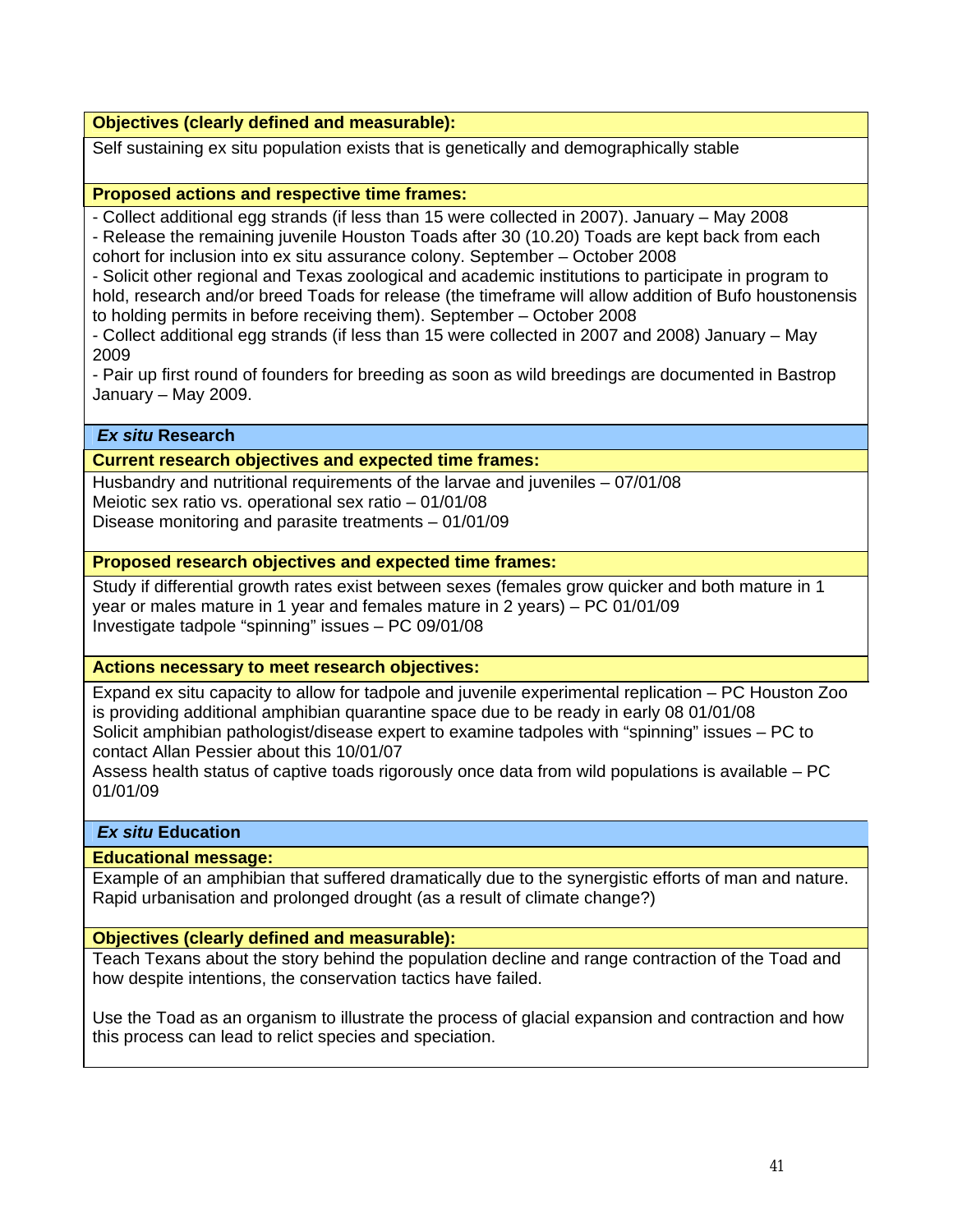**Objectives (clearly defined and measurable):**

Self sustaining ex situ population exists that is genetically and demographically stable

**Proposed actions and respective time frames:**

- Collect additional egg strands (if less than 15 were collected in 2007). January – May 2008
- Release the remaining juvenile Houston Toads after 30 (10.20) Toads are kept back from each cohort for inclusion into ex situ assurance colony. September – October 2008
- Solicit other regional and Texas zoological and academic institutions to participate in program to hold, research and/or breed Toads for release (the timeframe will allow addition of Bufo houstonensis to holding permits in before receiving them). September – October 2008
- Collect additional egg strands (if less than 15 were collected in 2007 and 2008) January – May 2009
- Pair up first round of founders for breeding as soon as wild breedings are documented in Bastrop January – May 2009.

## *Ex situ* Research

**Current research objectives and expected time frames:**

Husbandry and nutritional requirements of the larvae and juveniles – 07/01/08
Meiotic sex ratio vs. operational sex ratio – 01/01/08
Disease monitoring and parasite treatments – 01/01/09

**Proposed research objectives and expected time frames:**

Study if differential growth rates exist between sexes (females grow quicker and both mature in 1 year or males mature in 1 year and females mature in 2 years) – PC 01/01/09
Investigate tadpole "spinning" issues – PC 09/01/08

**Actions necessary to meet research objectives:**

Expand ex situ capacity to allow for tadpole and juvenile experimental replication – PC Houston Zoo is providing additional amphibian quarantine space due to be ready in early 08 01/01/08
Solicit amphibian pathologist/disease expert to examine tadpoles with "spinning" issues – PC to contact Allan Pessier about this 10/01/07
Assess health status of captive toads rigorously once data from wild populations is available – PC 01/01/09

## *Ex situ* Education

**Educational message:**

Example of an amphibian that suffered dramatically due to the synergistic efforts of man and nature. Rapid urbanisation and prolonged drought (as a result of climate change?)

**Objectives (clearly defined and measurable):**

Teach Texans about the story behind the population decline and range contraction of the Toad and how despite intentions, the conservation tactics have failed.

Use the Toad as an organism to illustrate the process of glacial expansion and contraction and how this process can lead to relict species and speciation.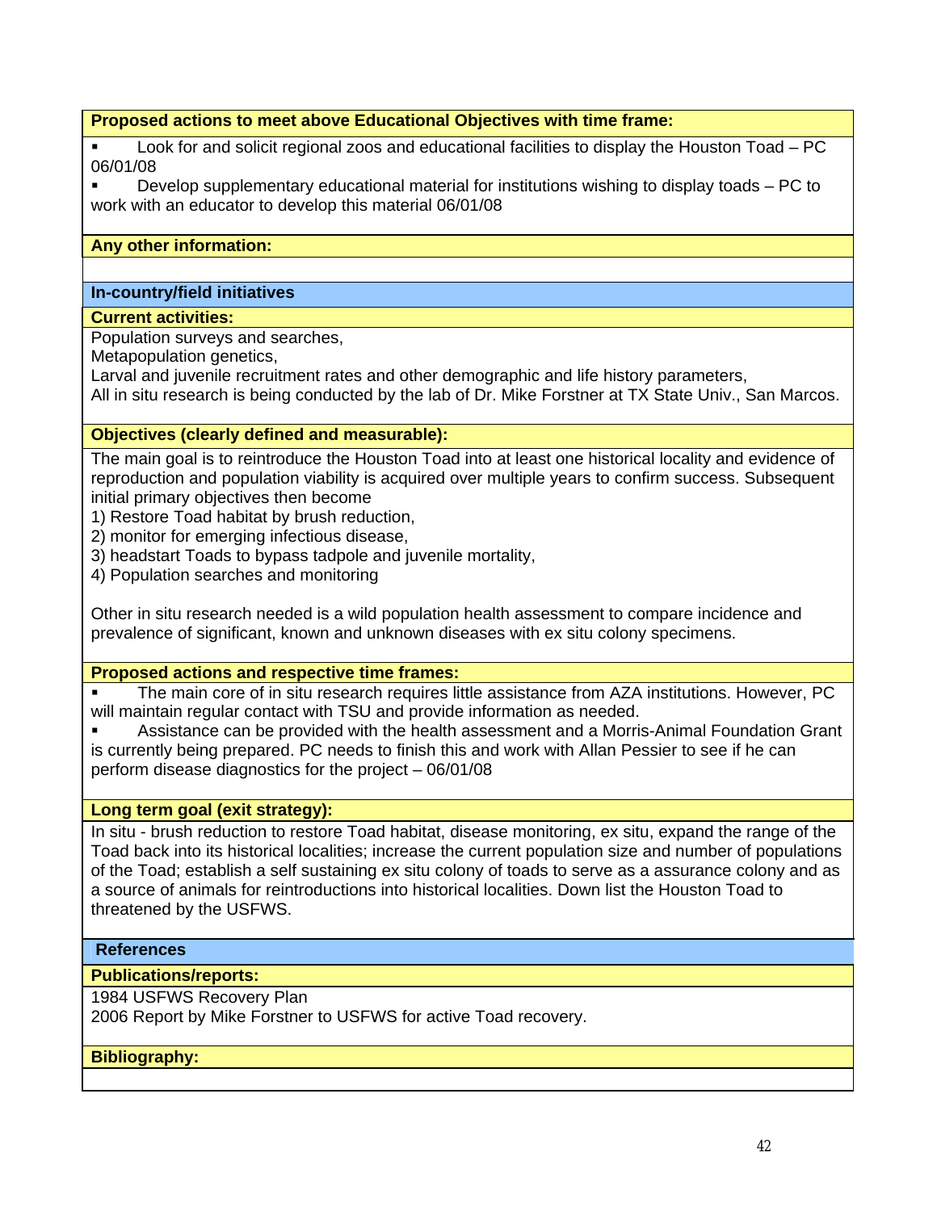**Proposed actions to meet above Educational Objectives with time frame:**

- Look for and solicit regional zoos and educational facilities to display the Houston Toad – PC 06/01/08
- Develop supplementary educational material for institutions wishing to display toads – PC to work with an educator to develop this material 06/01/08

**Any other information:**

## In-country/field initiatives

**Current activities:**

Population surveys and searches,
Metapopulation genetics,
Larval and juvenile recruitment rates and other demographic and life history parameters,
All in situ research is being conducted by the lab of Dr. Mike Forstner at TX State Univ., San Marcos.

**Objectives (clearly defined and measurable):**

The main goal is to reintroduce the Houston Toad into at least one historical locality and evidence of reproduction and population viability is acquired over multiple years to confirm success. Subsequent initial primary objectives then become
1) Restore Toad habitat by brush reduction,
2) monitor for emerging infectious disease,
3) headstart Toads to bypass tadpole and juvenile mortality,
4) Population searches and monitoring

Other in situ research needed is a wild population health assessment to compare incidence and prevalence of significant, known and unknown diseases with ex situ colony specimens.

**Proposed actions and respective time frames:**

- The main core of in situ research requires little assistance from AZA institutions. However, PC will maintain regular contact with TSU and provide information as needed.
- Assistance can be provided with the health assessment and a Morris-Animal Foundation Grant is currently being prepared. PC needs to finish this and work with Allan Pessier to see if he can perform disease diagnostics for the project – 06/01/08

**Long term goal (exit strategy):**

In situ - brush reduction to restore Toad habitat, disease monitoring, ex situ, expand the range of the Toad back into its historical localities; increase the current population size and number of populations of the Toad; establish a self sustaining ex situ colony of toads to serve as a assurance colony and as a source of animals for reintroductions into historical localities. Down list the Houston Toad to threatened by the USFWS.

## References

**Publications/reports:**

1984 USFWS Recovery Plan
2006 Report by Mike Forstner to USFWS for active Toad recovery.

**Bibliography:**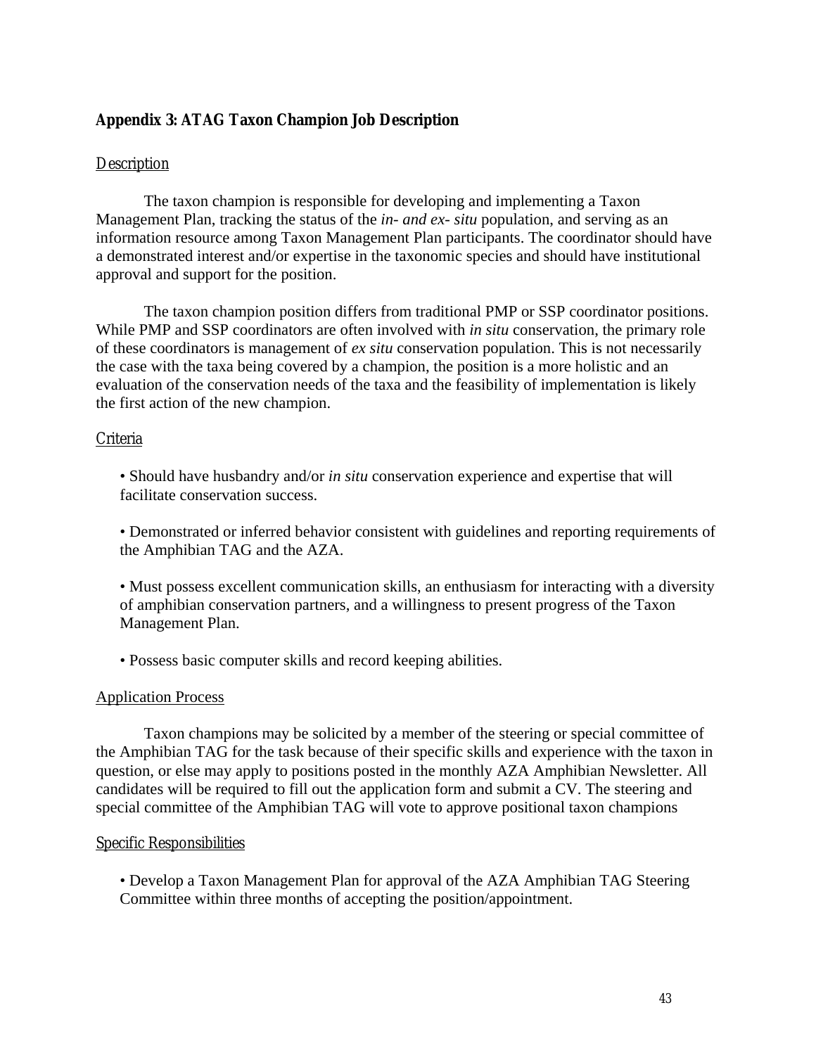## Appendix 3: ATAG Taxon Champion Job Description

### Description

The taxon champion is responsible for developing and implementing a Taxon Management Plan, tracking the status of the *in- and ex- situ* population, and serving as an information resource among Taxon Management Plan participants. The coordinator should have a demonstrated interest and/or expertise in the taxonomic species and should have institutional approval and support for the position.

The taxon champion position differs from traditional PMP or SSP coordinator positions. While PMP and SSP coordinators are often involved with *in situ* conservation, the primary role of these coordinators is management of *ex situ* conservation population. This is not necessarily the case with the taxa being covered by a champion, the position is a more holistic and an evaluation of the conservation needs of the taxa and the feasibility of implementation is likely the first action of the new champion.

### Criteria

- Should have husbandry and/or *in situ* conservation experience and expertise that will facilitate conservation success.
- Demonstrated or inferred behavior consistent with guidelines and reporting requirements of the Amphibian TAG and the AZA.
- Must possess excellent communication skills, an enthusiasm for interacting with a diversity of amphibian conservation partners, and a willingness to present progress of the Taxon Management Plan.
- Possess basic computer skills and record keeping abilities.

### Application Process

Taxon champions may be solicited by a member of the steering or special committee of the Amphibian TAG for the task because of their specific skills and experience with the taxon in question, or else may apply to positions posted in the monthly AZA Amphibian Newsletter. All candidates will be required to fill out the application form and submit a CV. The steering and special committee of the Amphibian TAG will vote to approve positional taxon champions

### Specific Responsibilities

- Develop a Taxon Management Plan for approval of the AZA Amphibian TAG Steering Committee within three months of accepting the position/appointment.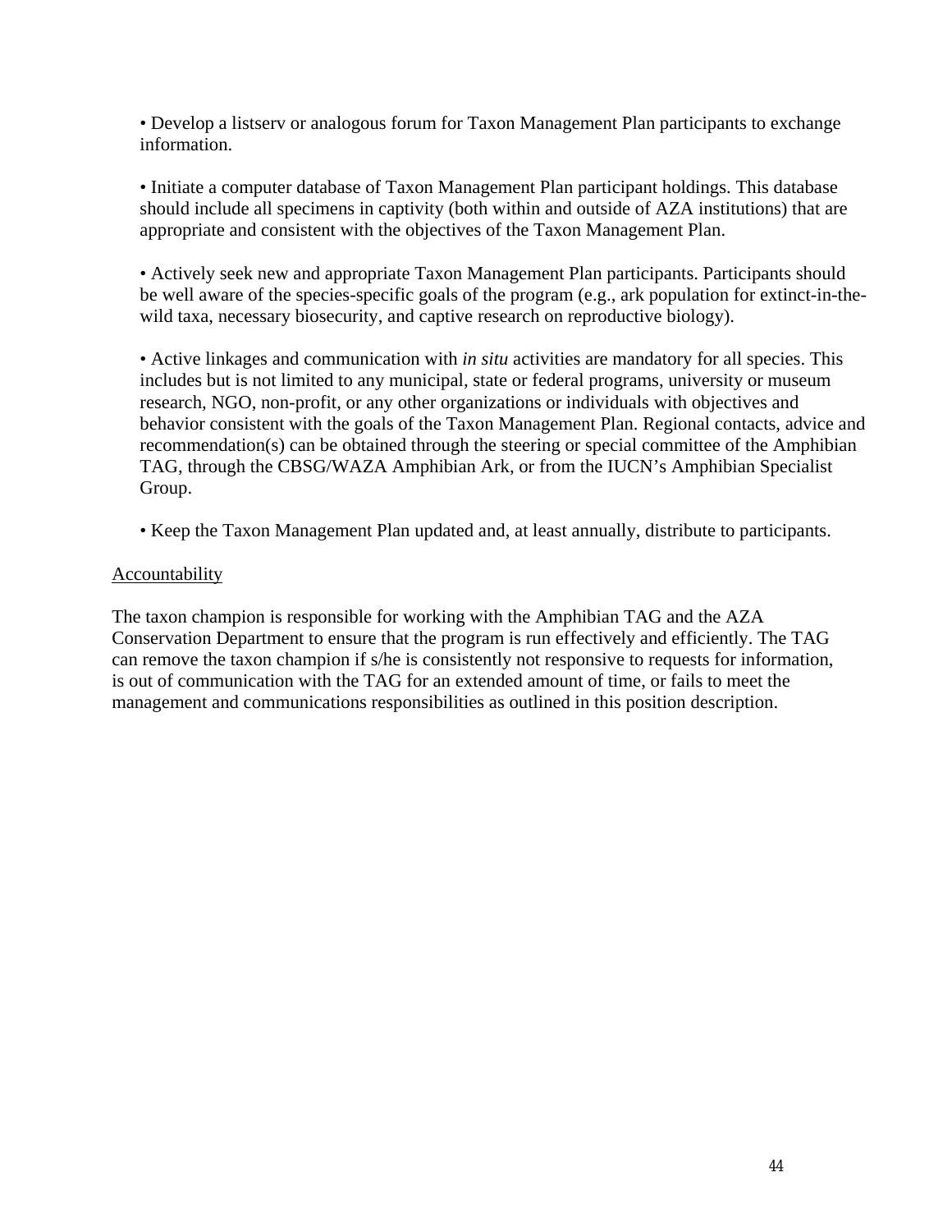- Develop a listserv or analogous forum for Taxon Management Plan participants to exchange information.

- Initiate a computer database of Taxon Management Plan participant holdings. This database should include all specimens in captivity (both within and outside of AZA institutions) that are appropriate and consistent with the objectives of the Taxon Management Plan.

- Actively seek new and appropriate Taxon Management Plan participants. Participants should be well aware of the species-specific goals of the program (e.g., ark population for extinct-in-the-wild taxa, necessary biosecurity, and captive research on reproductive biology).

- Active linkages and communication with *in situ* activities are mandatory for all species. This includes but is not limited to any municipal, state or federal programs, university or museum research, NGO, non-profit, or any other organizations or individuals with objectives and behavior consistent with the goals of the Taxon Management Plan. Regional contacts, advice and recommendation(s) can be obtained through the steering or special committee of the Amphibian TAG, through the CBSG/WAZA Amphibian Ark, or from the IUCN's Amphibian Specialist Group.

- Keep the Taxon Management Plan updated and, at least annually, distribute to participants.

<u>Accountability</u>

The taxon champion is responsible for working with the Amphibian TAG and the AZA Conservation Department to ensure that the program is run effectively and efficiently. The TAG can remove the taxon champion if s/he is consistently not responsive to requests for information, is out of communication with the TAG for an extended amount of time, or fails to meet the management and communications responsibilities as outlined in this position description.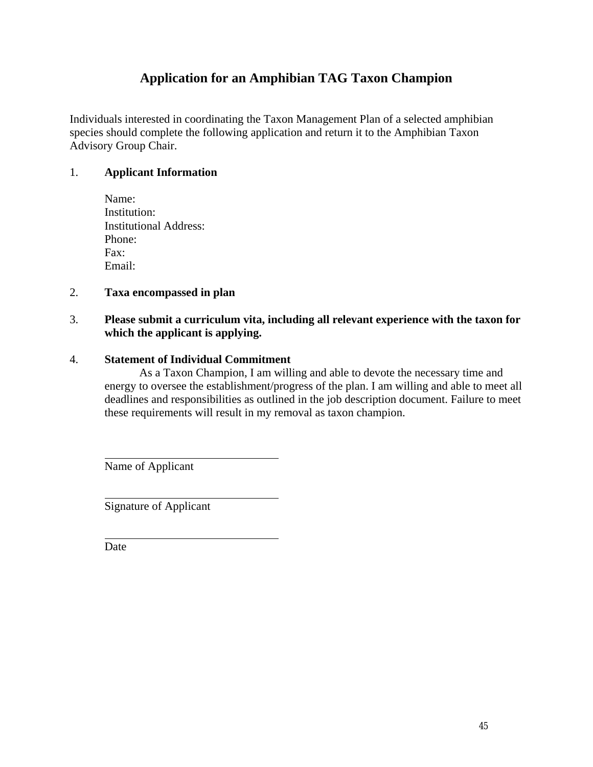# Application for an Amphibian TAG Taxon Champion

Individuals interested in coordinating the Taxon Management Plan of a selected amphibian species should complete the following application and return it to the Amphibian Taxon Advisory Group Chair.

1. **Applicant Information**

   Name:
   Institution:
   Institutional Address:
   Phone:
   Fax:
   Email:

2. **Taxa encompassed in plan**

3. **Please submit a curriculum vita, including all relevant experience with the taxon for which the applicant is applying.**

4. **Statement of Individual Commitment**

   As a Taxon Champion, I am willing and able to devote the necessary time and energy to oversee the establishment/progress of the plan. I am willing and able to meet all deadlines and responsibilities as outlined in the job description document. Failure to meet these requirements will result in my removal as taxon champion.

______________________________
Name of Applicant

______________________________
Signature of Applicant

______________________________
Date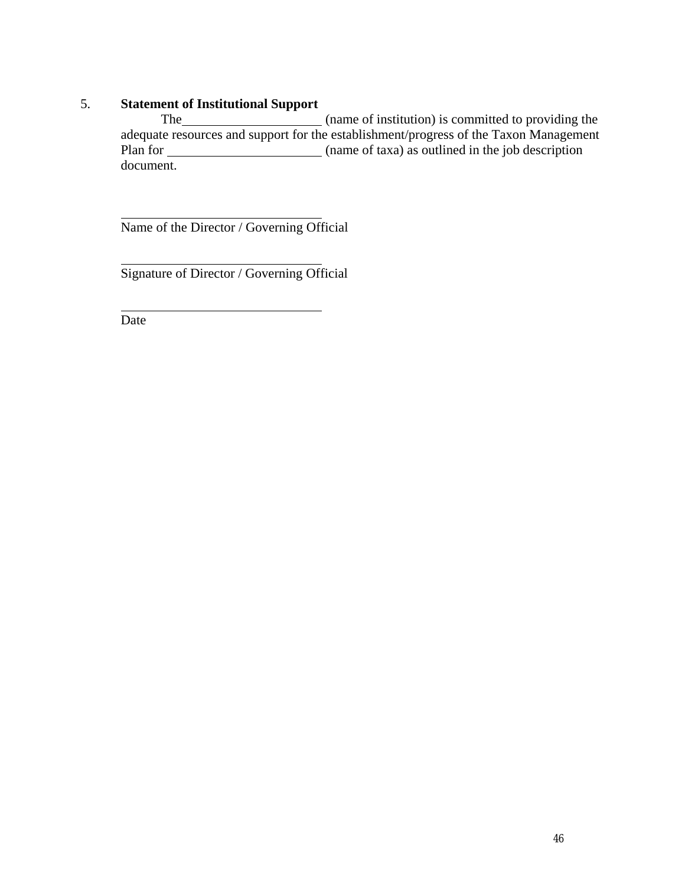5. **Statement of Institutional Support**

The ____________________ (name of institution) is committed to providing the adequate resources and support for the establishment/progress of the Taxon Management Plan for ______________________ (name of taxa) as outlined in the job description document.

______________________________
Name of the Director / Governing Official

______________________________
Signature of Director / Governing Official

______________________________
Date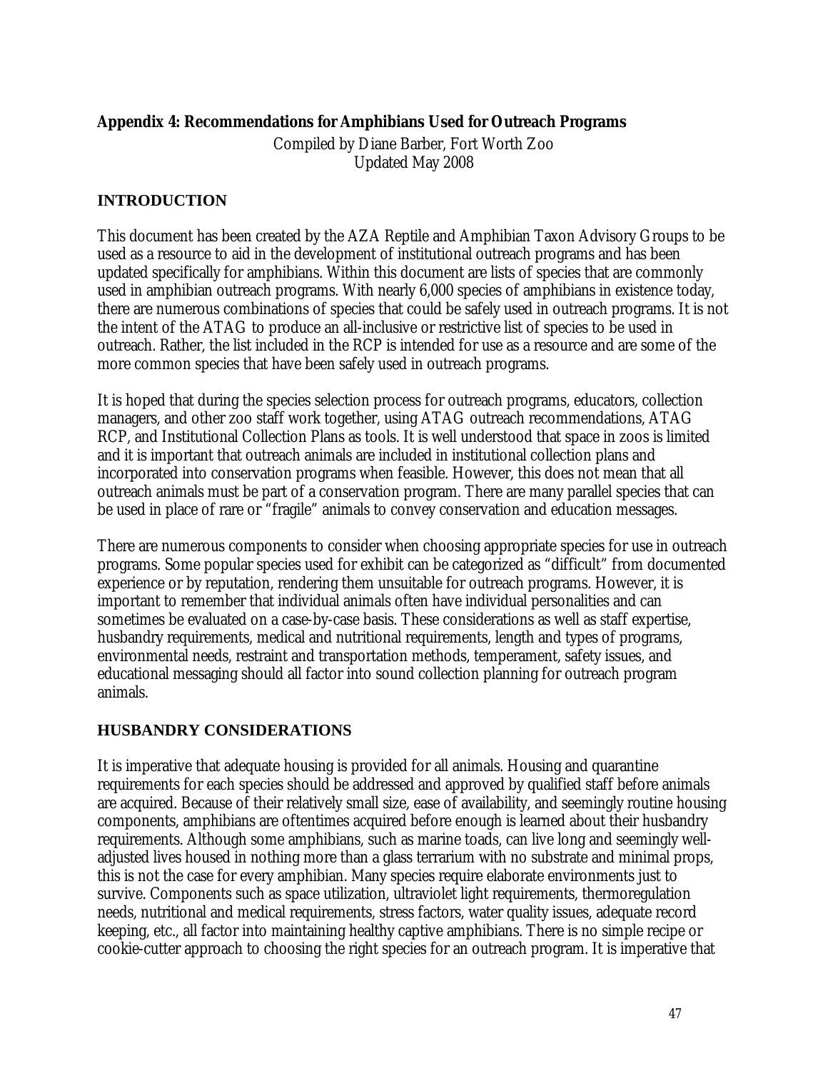## Appendix 4: Recommendations for Amphibians Used for Outreach Programs

Compiled by Diane Barber, Fort Worth Zoo
Updated May 2008

### INTRODUCTION

This document has been created by the AZA Reptile and Amphibian Taxon Advisory Groups to be used as a resource to aid in the development of institutional outreach programs and has been updated specifically for amphibians. Within this document are lists of species that are commonly used in amphibian outreach programs. With nearly 6,000 species of amphibians in existence today, there are numerous combinations of species that could be safely used in outreach programs. It is not the intent of the ATAG to produce an all-inclusive or restrictive list of species to be used in outreach. Rather, the list included in the RCP is intended for use as a resource and are some of the more common species that have been safely used in outreach programs.

It is hoped that during the species selection process for outreach programs, educators, collection managers, and other zoo staff work together, using ATAG outreach recommendations, ATAG RCP, and Institutional Collection Plans as tools. It is well understood that space in zoos is limited and it is important that outreach animals are included in institutional collection plans and incorporated into conservation programs when feasible. However, this does not mean that all outreach animals must be part of a conservation program. There are many parallel species that can be used in place of rare or "fragile" animals to convey conservation and education messages.

There are numerous components to consider when choosing appropriate species for use in outreach programs. Some popular species used for exhibit can be categorized as "difficult" from documented experience or by reputation, rendering them unsuitable for outreach programs. However, it is important to remember that individual animals often have individual personalities and can sometimes be evaluated on a case-by-case basis. These considerations as well as staff expertise, husbandry requirements, medical and nutritional requirements, length and types of programs, environmental needs, restraint and transportation methods, temperament, safety issues, and educational messaging should all factor into sound collection planning for outreach program animals.

### HUSBANDRY CONSIDERATIONS

It is imperative that adequate housing is provided for all animals. Housing and quarantine requirements for each species should be addressed and approved by qualified staff before animals are acquired. Because of their relatively small size, ease of availability, and seemingly routine housing components, amphibians are oftentimes acquired before enough is learned about their husbandry requirements. Although some amphibians, such as marine toads, can live long and seemingly well-adjusted lives housed in nothing more than a glass terrarium with no substrate and minimal props, this is not the case for every amphibian. Many species require elaborate environments just to survive. Components such as space utilization, ultraviolet light requirements, thermoregulation needs, nutritional and medical requirements, stress factors, water quality issues, adequate record keeping, etc., all factor into maintaining healthy captive amphibians. There is no simple recipe or cookie-cutter approach to choosing the right species for an outreach program. It is imperative that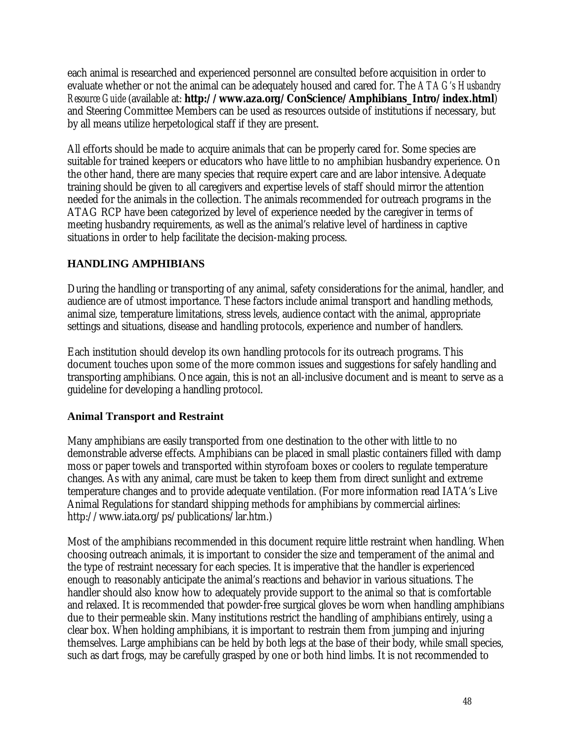each animal is researched and experienced personnel are consulted before acquisition in order to evaluate whether or not the animal can be adequately housed and cared for. The *ATAG's Husbandry Resource Guide* (available at: **http://www.aza.org/ConScience/Amphibians_Intro/index.html**) and Steering Committee Members can be used as resources outside of institutions if necessary, but by all means utilize herpetological staff if they are present.

All efforts should be made to acquire animals that can be properly cared for. Some species are suitable for trained keepers or educators who have little to no amphibian husbandry experience. On the other hand, there are many species that require expert care and are labor intensive. Adequate training should be given to all caregivers and expertise levels of staff should mirror the attention needed for the animals in the collection. The animals recommended for outreach programs in the ATAG RCP have been categorized by level of experience needed by the caregiver in terms of meeting husbandry requirements, as well as the animal's relative level of hardiness in captive situations in order to help facilitate the decision-making process.

## HANDLING AMPHIBIANS

During the handling or transporting of any animal, safety considerations for the animal, handler, and audience are of utmost importance. These factors include animal transport and handling methods, animal size, temperature limitations, stress levels, audience contact with the animal, appropriate settings and situations, disease and handling protocols, experience and number of handlers.

Each institution should develop its own handling protocols for its outreach programs. This document touches upon some of the more common issues and suggestions for safely handling and transporting amphibians. Once again, this is not an all-inclusive document and is meant to serve as a guideline for developing a handling protocol.

### Animal Transport and Restraint

Many amphibians are easily transported from one destination to the other with little to no demonstrable adverse effects. Amphibians can be placed in small plastic containers filled with damp moss or paper towels and transported within styrofoam boxes or coolers to regulate temperature changes. As with any animal, care must be taken to keep them from direct sunlight and extreme temperature changes and to provide adequate ventilation. (For more information read IATA's Live Animal Regulations for standard shipping methods for amphibians by commercial airlines: http://www.iata.org/ps/publications/lar.htm.)

Most of the amphibians recommended in this document require little restraint when handling. When choosing outreach animals, it is important to consider the size and temperament of the animal and the type of restraint necessary for each species. It is imperative that the handler is experienced enough to reasonably anticipate the animal's reactions and behavior in various situations. The handler should also know how to adequately provide support to the animal so that is comfortable and relaxed. It is recommended that powder-free surgical gloves be worn when handling amphibians due to their permeable skin. Many institutions restrict the handling of amphibians entirely, using a clear box. When holding amphibians, it is important to restrain them from jumping and injuring themselves. Large amphibians can be held by both legs at the base of their body, while small species, such as dart frogs, may be carefully grasped by one or both hind limbs. It is not recommended to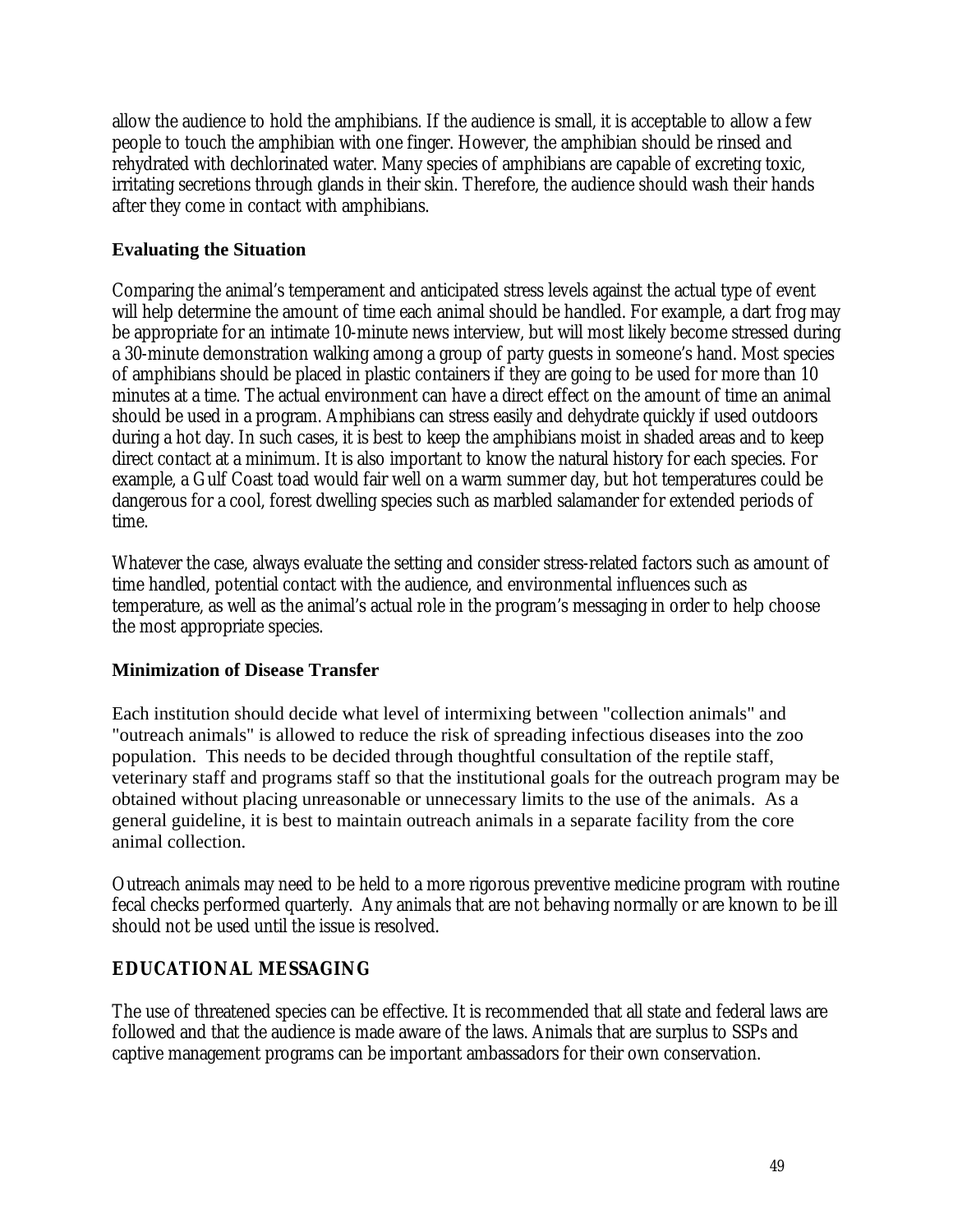allow the audience to hold the amphibians. If the audience is small, it is acceptable to allow a few people to touch the amphibian with one finger. However, the amphibian should be rinsed and rehydrated with dechlorinated water. Many species of amphibians are capable of excreting toxic, irritating secretions through glands in their skin. Therefore, the audience should wash their hands after they come in contact with amphibians.

**Evaluating the Situation**

Comparing the animal's temperament and anticipated stress levels against the actual type of event will help determine the amount of time each animal should be handled. For example, a dart frog may be appropriate for an intimate 10-minute news interview, but will most likely become stressed during a 30-minute demonstration walking among a group of party guests in someone's hand. Most species of amphibians should be placed in plastic containers if they are going to be used for more than 10 minutes at a time. The actual environment can have a direct effect on the amount of time an animal should be used in a program. Amphibians can stress easily and dehydrate quickly if used outdoors during a hot day. In such cases, it is best to keep the amphibians moist in shaded areas and to keep direct contact at a minimum. It is also important to know the natural history for each species. For example, a Gulf Coast toad would fair well on a warm summer day, but hot temperatures could be dangerous for a cool, forest dwelling species such as marbled salamander for extended periods of time.

Whatever the case, always evaluate the setting and consider stress-related factors such as amount of time handled, potential contact with the audience, and environmental influences such as temperature, as well as the animal's actual role in the program's messaging in order to help choose the most appropriate species.

**Minimization of Disease Transfer**

Each institution should decide what level of intermixing between "collection animals" and "outreach animals" is allowed to reduce the risk of spreading infectious diseases into the zoo population. This needs to be decided through thoughtful consultation of the reptile staff, veterinary staff and programs staff so that the institutional goals for the outreach program may be obtained without placing unreasonable or unnecessary limits to the use of the animals. As a general guideline, it is best to maintain outreach animals in a separate facility from the core animal collection.

Outreach animals may need to be held to a more rigorous preventive medicine program with routine fecal checks performed quarterly. Any animals that are not behaving normally or are known to be ill should not be used until the issue is resolved.

## EDUCATIONAL MESSAGING

The use of threatened species can be effective. It is recommended that all state and federal laws are followed and that the audience is made aware of the laws. Animals that are surplus to SSPs and captive management programs can be important ambassadors for their own conservation.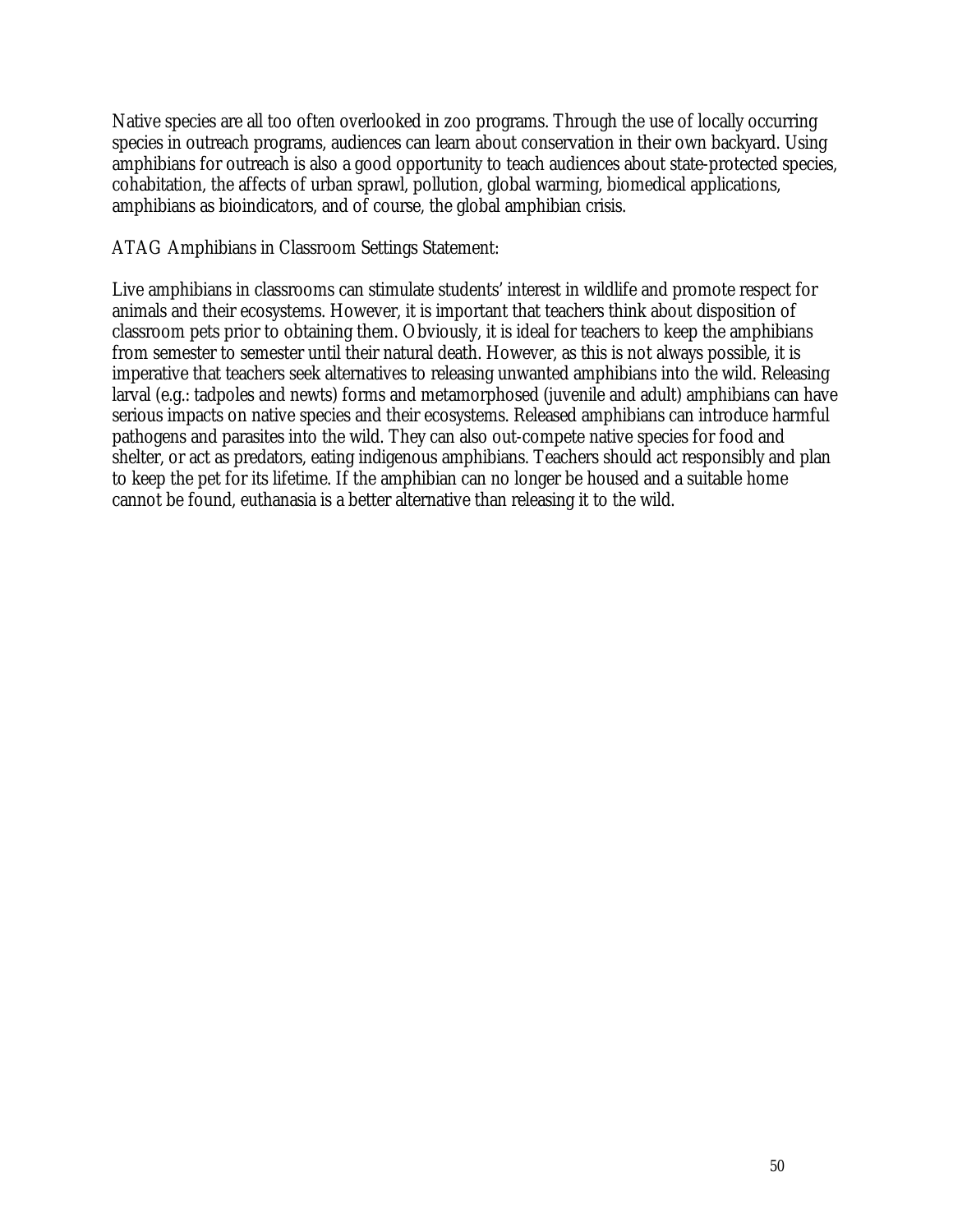Native species are all too often overlooked in zoo programs. Through the use of locally occurring species in outreach programs, audiences can learn about conservation in their own backyard. Using amphibians for outreach is also a good opportunity to teach audiences about state-protected species, cohabitation, the affects of urban sprawl, pollution, global warming, biomedical applications, amphibians as bioindicators, and of course, the global amphibian crisis.

ATAG Amphibians in Classroom Settings Statement:

Live amphibians in classrooms can stimulate students' interest in wildlife and promote respect for animals and their ecosystems. However, it is important that teachers think about disposition of classroom pets prior to obtaining them. Obviously, it is ideal for teachers to keep the amphibians from semester to semester until their natural death. However, as this is not always possible, it is imperative that teachers seek alternatives to releasing unwanted amphibians into the wild. Releasing larval (e.g.: tadpoles and newts) forms and metamorphosed (juvenile and adult) amphibians can have serious impacts on native species and their ecosystems. Released amphibians can introduce harmful pathogens and parasites into the wild. They can also out-compete native species for food and shelter, or act as predators, eating indigenous amphibians. Teachers should act responsibly and plan to keep the pet for its lifetime. If the amphibian can no longer be housed and a suitable home cannot be found, euthanasia is a better alternative than releasing it to the wild.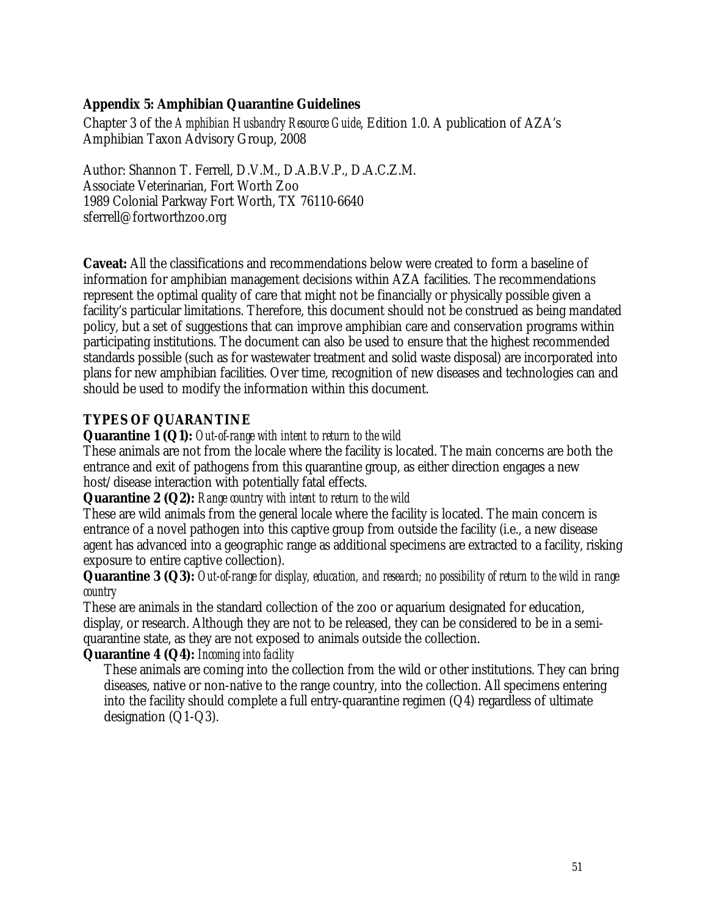## Appendix 5: Amphibian Quarantine Guidelines

Chapter 3 of the *Amphibian Husbandry Resource Guide*, Edition 1.0. A publication of AZA's Amphibian Taxon Advisory Group, 2008

Author: Shannon T. Ferrell, D.V.M., D.A.B.V.P., D.A.C.Z.M.
Associate Veterinarian, Fort Worth Zoo
1989 Colonial Parkway Fort Worth, TX 76110-6640
sferrell@fortworthzoo.org

**Caveat:** All the classifications and recommendations below were created to form a baseline of information for amphibian management decisions within AZA facilities. The recommendations represent the optimal quality of care that might not be financially or physically possible given a facility's particular limitations. Therefore, this document should not be construed as being mandated policy, but a set of suggestions that can improve amphibian care and conservation programs within participating institutions. The document can also be used to ensure that the highest recommended standards possible (such as for wastewater treatment and solid waste disposal) are incorporated into plans for new amphibian facilities. Over time, recognition of new diseases and technologies can and should be used to modify the information within this document.

### TYPES OF QUARANTINE

**Quarantine 1 (Q1):** *Out-of-range with intent to return to the wild*

These animals are not from the locale where the facility is located. The main concerns are both the entrance and exit of pathogens from this quarantine group, as either direction engages a new host/disease interaction with potentially fatal effects.

**Quarantine 2 (Q2):** *Range country with intent to return to the wild*

These are wild animals from the general locale where the facility is located. The main concern is entrance of a novel pathogen into this captive group from outside the facility (i.e., a new disease agent has advanced into a geographic range as additional specimens are extracted to a facility, risking exposure to entire captive collection).

**Quarantine 3 (Q3):** *Out-of-range for display, education, and research; no possibility of return to the wild in range country*

These are animals in the standard collection of the zoo or aquarium designated for education, display, or research. Although they are not to be released, they can be considered to be in a semi-quarantine state, as they are not exposed to animals outside the collection.

**Quarantine 4 (Q4):** *Incoming into facility*

These animals are coming into the collection from the wild or other institutions. They can bring diseases, native or non-native to the range country, into the collection. All specimens entering into the facility should complete a full entry-quarantine regimen (Q4) regardless of ultimate designation (Q1-Q3).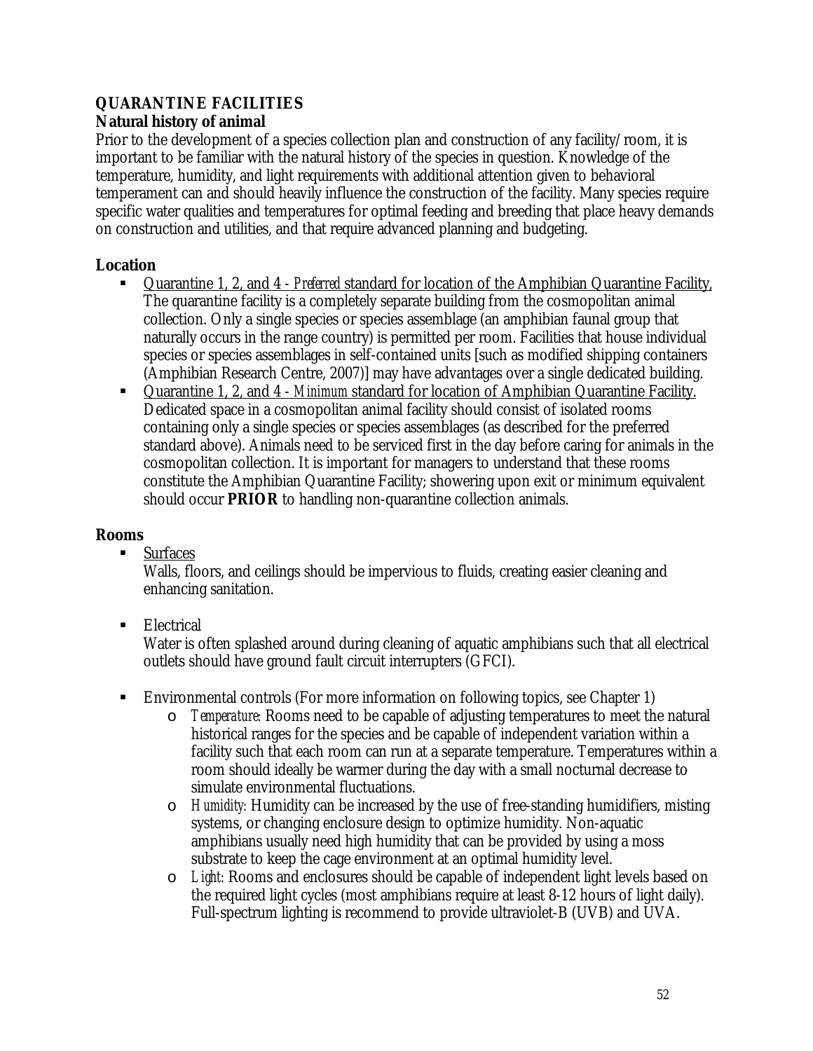## QUARANTINE FACILITIES

### Natural history of animal

Prior to the development of a species collection plan and construction of any facility/room, it is important to be familiar with the natural history of the species in question. Knowledge of the temperature, humidity, and light requirements with additional attention given to behavioral temperament can and should heavily influence the construction of the facility. Many species require specific water qualities and temperatures for optimal feeding and breeding that place heavy demands on construction and utilities, and that require advanced planning and budgeting.

### Location

- Quarantine 1, 2, and 4 - *Preferred* standard for location of the Amphibian Quarantine Facility. The quarantine facility is a completely separate building from the cosmopolitan animal collection. Only a single species or species assemblage (an amphibian faunal group that naturally occurs in the range country) is permitted per room. Facilities that house individual species or species assemblages in self-contained units [such as modified shipping containers (Amphibian Research Centre, 2007)] may have advantages over a single dedicated building.
- Quarantine 1, 2, and 4 - *Minimum* standard for location of Amphibian Quarantine Facility. Dedicated space in a cosmopolitan animal facility should consist of isolated rooms containing only a single species or species assemblages (as described for the preferred standard above). Animals need to be serviced first in the day before caring for animals in the cosmopolitan collection. It is important for managers to understand that these rooms constitute the Amphibian Quarantine Facility; showering upon exit or minimum equivalent should occur **PRIOR** to handling non-quarantine collection animals.

### Rooms

- Surfaces
  Walls, floors, and ceilings should be impervious to fluids, creating easier cleaning and enhancing sanitation.

- Electrical
  Water is often splashed around during cleaning of aquatic amphibians such that all electrical outlets should have ground fault circuit interrupters (GFCI).

- Environmental controls (For more information on following topics, see Chapter 1)
  - *Temperature*: Rooms need to be capable of adjusting temperatures to meet the natural historical ranges for the species and be capable of independent variation within a facility such that each room can run at a separate temperature. Temperatures within a room should ideally be warmer during the day with a small nocturnal decrease to simulate environmental fluctuations.
  - *Humidity:* Humidity can be increased by the use of free-standing humidifiers, misting systems, or changing enclosure design to optimize humidity. Non-aquatic amphibians usually need high humidity that can be provided by using a moss substrate to keep the cage environment at an optimal humidity level.
  - *Light:* Rooms and enclosures should be capable of independent light levels based on the required light cycles (most amphibians require at least 8-12 hours of light daily). Full-spectrum lighting is recommend to provide ultraviolet-B (UVB) and UVA.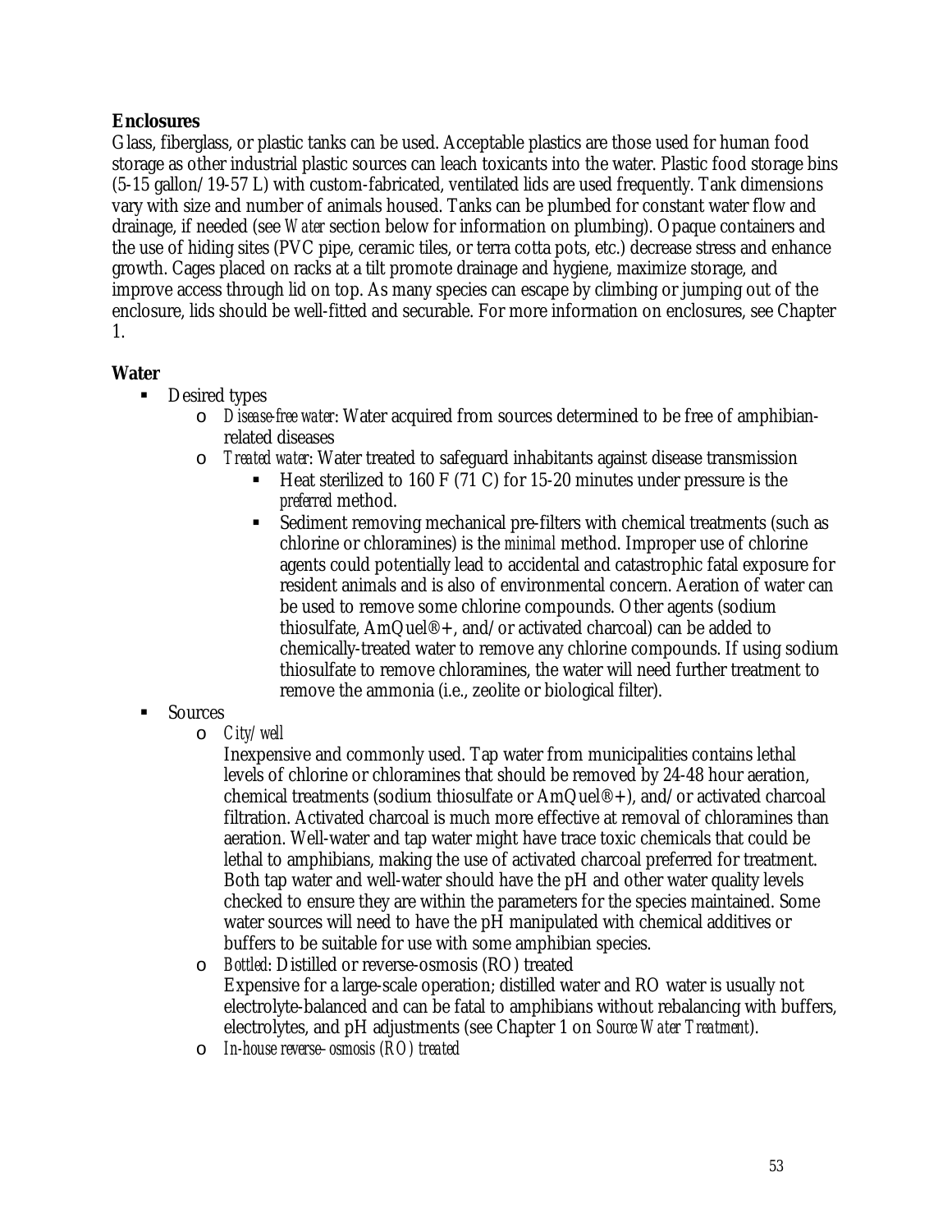**Enclosures**

Glass, fiberglass, or plastic tanks can be used. Acceptable plastics are those used for human food storage as other industrial plastic sources can leach toxicants into the water. Plastic food storage bins (5-15 gallon/19-57 L) with custom-fabricated, ventilated lids are used frequently. Tank dimensions vary with size and number of animals housed. Tanks can be plumbed for constant water flow and drainage, if needed (see *Water* section below for information on plumbing). Opaque containers and the use of hiding sites (PVC pipe, ceramic tiles, or terra cotta pots, etc.) decrease stress and enhance growth. Cages placed on racks at a tilt promote drainage and hygiene, maximize storage, and improve access through lid on top. As many species can escape by climbing or jumping out of the enclosure, lids should be well-fitted and securable. For more information on enclosures, see Chapter 1.

**Water**

- Desired types
  - *Disease-free water*: Water acquired from sources determined to be free of amphibian-related diseases
  - *Treated water*: Water treated to safeguard inhabitants against disease transmission
    - Heat sterilized to 160 F (71 C) for 15-20 minutes under pressure is the *preferred* method.
    - Sediment removing mechanical pre-filters with chemical treatments (such as chlorine or chloramines) is the *minimal* method. Improper use of chlorine agents could potentially lead to accidental and catastrophic fatal exposure for resident animals and is also of environmental concern. Aeration of water can be used to remove some chlorine compounds. Other agents (sodium thiosulfate, AmQuel®+, and/or activated charcoal) can be added to chemically-treated water to remove any chlorine compounds. If using sodium thiosulfate to remove chloramines, the water will need further treatment to remove the ammonia (i.e., zeolite or biological filter).
- Sources
  - *City/well*
    Inexpensive and commonly used. Tap water from municipalities contains lethal levels of chlorine or chloramines that should be removed by 24-48 hour aeration, chemical treatments (sodium thiosulfate or AmQuel®+), and/or activated charcoal filtration. Activated charcoal is much more effective at removal of chloramines than aeration. Well-water and tap water might have trace toxic chemicals that could be lethal to amphibians, making the use of activated charcoal preferred for treatment. Both tap water and well-water should have the pH and other water quality levels checked to ensure they are within the parameters for the species maintained. Some water sources will need to have the pH manipulated with chemical additives or buffers to be suitable for use with some amphibian species.
  - *Bottled*: Distilled or reverse-osmosis (RO) treated
    Expensive for a large-scale operation; distilled water and RO water is usually not electrolyte-balanced and can be fatal to amphibians without rebalancing with buffers, electrolytes, and pH adjustments (see Chapter 1 on *Source Water Treatment*).
  - *In-house reverse-osmosis (RO) treated*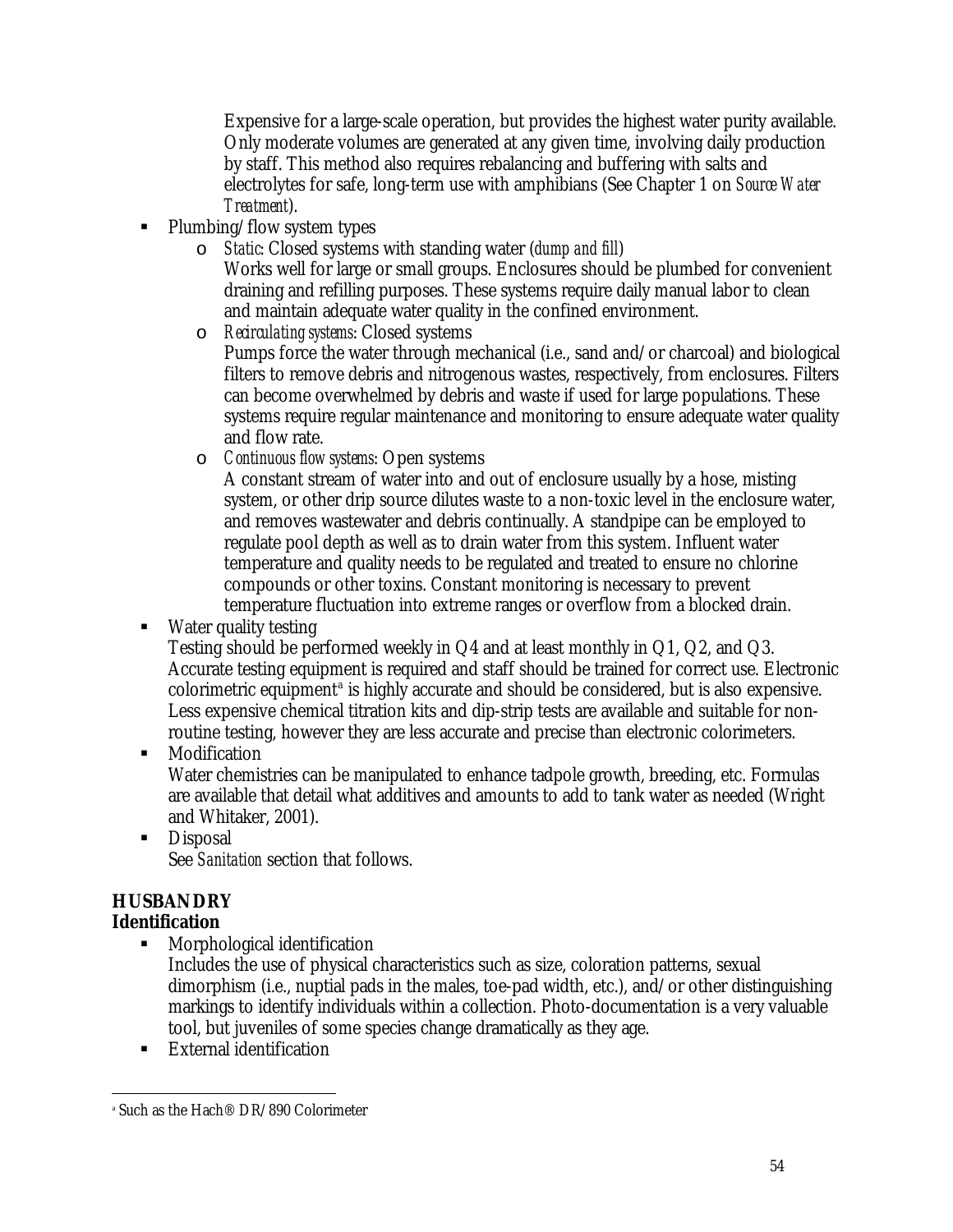Expensive for a large-scale operation, but provides the highest water purity available. Only moderate volumes are generated at any given time, involving daily production by staff. This method also requires rebalancing and buffering with salts and electrolytes for safe, long-term use with amphibians (See Chapter 1 on *Source Water Treatment*).

- Plumbing/flow system types
    - *Static*: Closed systems with standing water (*dump and fill*)
      Works well for large or small groups. Enclosures should be plumbed for convenient draining and refilling purposes. These systems require daily manual labor to clean and maintain adequate water quality in the confined environment.
    - *Recirculating systems*: Closed systems
      Pumps force the water through mechanical (i.e., sand and/or charcoal) and biological filters to remove debris and nitrogenous wastes, respectively, from enclosures. Filters can become overwhelmed by debris and waste if used for large populations. These systems require regular maintenance and monitoring to ensure adequate water quality and flow rate.
    - *Continuous flow systems*: Open systems
      A constant stream of water into and out of enclosure usually by a hose, misting system, or other drip source dilutes waste to a non-toxic level in the enclosure water, and removes wastewater and debris continually. A standpipe can be employed to regulate pool depth as well as to drain water from this system. Influent water temperature and quality needs to be regulated and treated to ensure no chlorine compounds or other toxins. Constant monitoring is necessary to prevent temperature fluctuation into extreme ranges or overflow from a blocked drain.
- Water quality testing
  Testing should be performed weekly in Q4 and at least monthly in Q1, Q2, and Q3. Accurate testing equipment is required and staff should be trained for correct use. Electronic colorimetric equipment[a] is highly accurate and should be considered, but is also expensive. Less expensive chemical titration kits and dip-strip tests are available and suitable for non-routine testing, however they are less accurate and precise than electronic colorimeters.
- Modification
  Water chemistries can be manipulated to enhance tadpole growth, breeding, etc. Formulas are available that detail what additives and amounts to add to tank water as needed (Wright and Whitaker, 2001).
- Disposal
  See *Sanitation* section that follows.

## HUSBANDRY

### Identification

- Morphological identification
  Includes the use of physical characteristics such as size, coloration patterns, sexual dimorphism (i.e., nuptial pads in the males, toe-pad width, etc.), and/or other distinguishing markings to identify individuals within a collection. Photo-documentation is a very valuable tool, but juveniles of some species change dramatically as they age.
- External identification

[a] Such as the Hach® DR/890 Colorimeter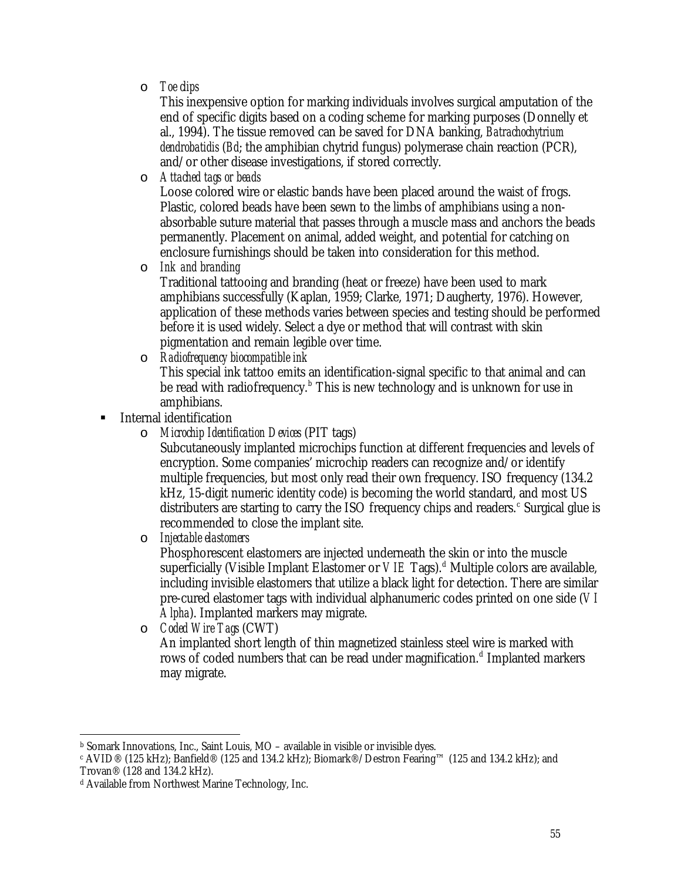- *Toe clips*

  This inexpensive option for marking individuals involves surgical amputation of the end of specific digits based on a coding scheme for marking purposes (Donnelly et al., 1994). The tissue removed can be saved for DNA banking, *Batrachochytrium dendrobatidis* (*Bd*; the amphibian chytrid fungus) polymerase chain reaction (PCR), and/or other disease investigations, if stored correctly.
- *Attached tags or beads*

  Loose colored wire or elastic bands have been placed around the waist of frogs. Plastic, colored beads have been sewn to the limbs of amphibians using a non-absorbable suture material that passes through a muscle mass and anchors the beads permanently. Placement on animal, added weight, and potential for catching on enclosure furnishings should be taken into consideration for this method.
- *Ink and branding*

  Traditional tattooing and branding (heat or freeze) have been used to mark amphibians successfully (Kaplan, 1959; Clarke, 1971; Daugherty, 1976). However, application of these methods varies between species and testing should be performed before it is used widely. Select a dye or method that will contrast with skin pigmentation and remain legible over time.
- *Radiofrequency biocompatible ink*

  This special ink tattoo emits an identification-signal specific to that animal and can be read with radiofrequency.[b] This is new technology and is unknown for use in amphibians.

- Internal identification
  - *Microchip Identification Devices* (PIT tags)

    Subcutaneously implanted microchips function at different frequencies and levels of encryption. Some companies' microchip readers can recognize and/or identify multiple frequencies, but most only read their own frequency. ISO frequency (134.2 kHz, 15-digit numeric identity code) is becoming the world standard, and most US distributers are starting to carry the ISO frequency chips and readers.[c] Surgical glue is recommended to close the implant site.
  - *Injectable elastomers*

    Phosphorescent elastomers are injected underneath the skin or into the muscle superficially (Visible Implant Elastomer or *VIE* Tags).[d] Multiple colors are available, including invisible elastomers that utilize a black light for detection. There are similar pre-cured elastomer tags with individual alphanumeric codes printed on one side (*VI Alpha*). Implanted markers may migrate.
  - *Coded Wire Tags* (CWT)

    An implanted short length of thin magnetized stainless steel wire is marked with rows of coded numbers that can be read under magnification.[d] Implanted markers may migrate.

---

[b] Somark Innovations, Inc., Saint Louis, MO – available in visible or invisible dyes.

[c] AVID® (125 kHz); Banfield® (125 and 134.2 kHz); Biomark®/Destron Fearing™ (125 and 134.2 kHz); and Trovan® (128 and 134.2 kHz).

[d] Available from Northwest Marine Technology, Inc.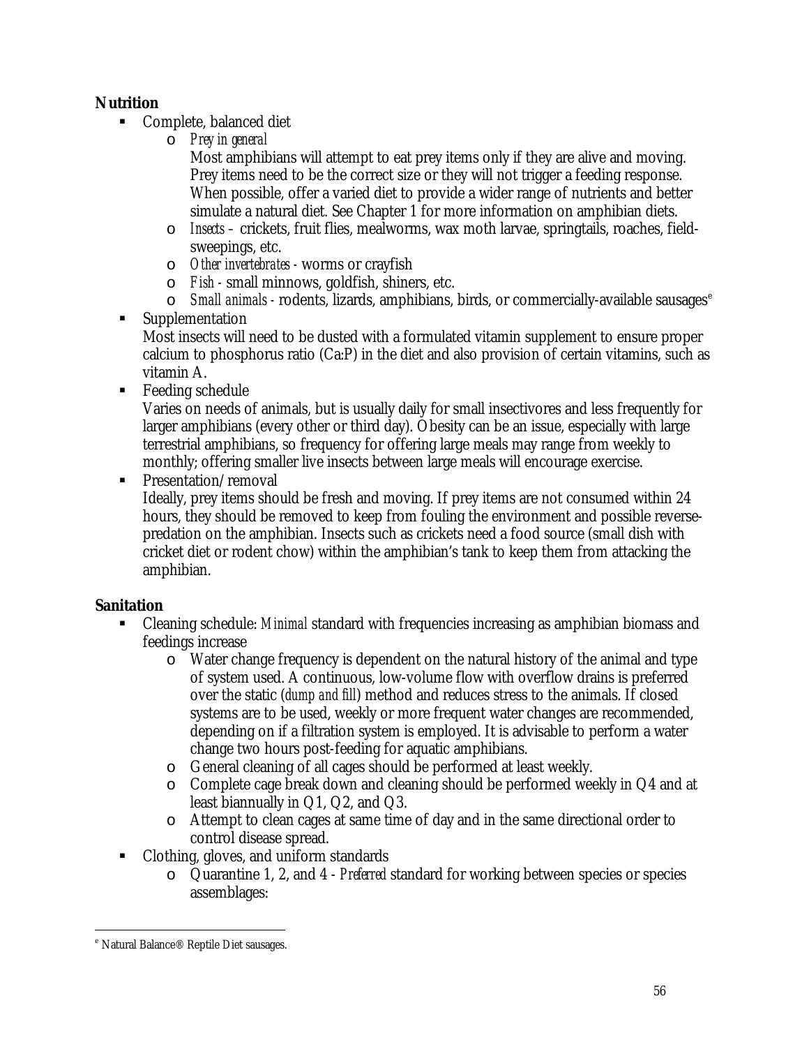**Nutrition**

- Complete, balanced diet
  - *Prey in general*
    Most amphibians will attempt to eat prey items only if they are alive and moving. Prey items need to be the correct size or they will not trigger a feeding response. When possible, offer a varied diet to provide a wider range of nutrients and better simulate a natural diet. See Chapter 1 for more information on amphibian diets.
  - *Insects* – crickets, fruit flies, mealworms, wax moth larvae, springtails, roaches, field-sweepings, etc.
  - *Other invertebrates* - worms or crayfish
  - *Fish* - small minnows, goldfish, shiners, etc.
  - *Small animals* - rodents, lizards, amphibians, birds, or commercially-available sausages[e]
- Supplementation
  Most insects will need to be dusted with a formulated vitamin supplement to ensure proper calcium to phosphorus ratio (Ca:P) in the diet and also provision of certain vitamins, such as vitamin A.
- Feeding schedule
  Varies on needs of animals, but is usually daily for small insectivores and less frequently for larger amphibians (every other or third day). Obesity can be an issue, especially with large terrestrial amphibians, so frequency for offering large meals may range from weekly to monthly; offering smaller live insects between large meals will encourage exercise.
- Presentation/removal
  Ideally, prey items should be fresh and moving. If prey items are not consumed within 24 hours, they should be removed to keep from fouling the environment and possible reverse-predation on the amphibian. Insects such as crickets need a food source (small dish with cricket diet or rodent chow) within the amphibian's tank to keep them from attacking the amphibian.

**Sanitation**

- Cleaning schedule: *Minimal* standard with frequencies increasing as amphibian biomass and feedings increase
  - Water change frequency is dependent on the natural history of the animal and type of system used. A continuous, low-volume flow with overflow drains is preferred over the static (*dump and fill*) method and reduces stress to the animals. If closed systems are to be used, weekly or more frequent water changes are recommended, depending on if a filtration system is employed. It is advisable to perform a water change two hours post-feeding for aquatic amphibians.
  - General cleaning of all cages should be performed at least weekly.
  - Complete cage break down and cleaning should be performed weekly in Q4 and at least biannually in Q1, Q2, and Q3.
  - Attempt to clean cages at same time of day and in the same directional order to control disease spread.
- Clothing, gloves, and uniform standards
  - Quarantine 1, 2, and 4 - *Preferred* standard for working between species or species assemblages:

---

[e] Natural Balance® Reptile Diet sausages.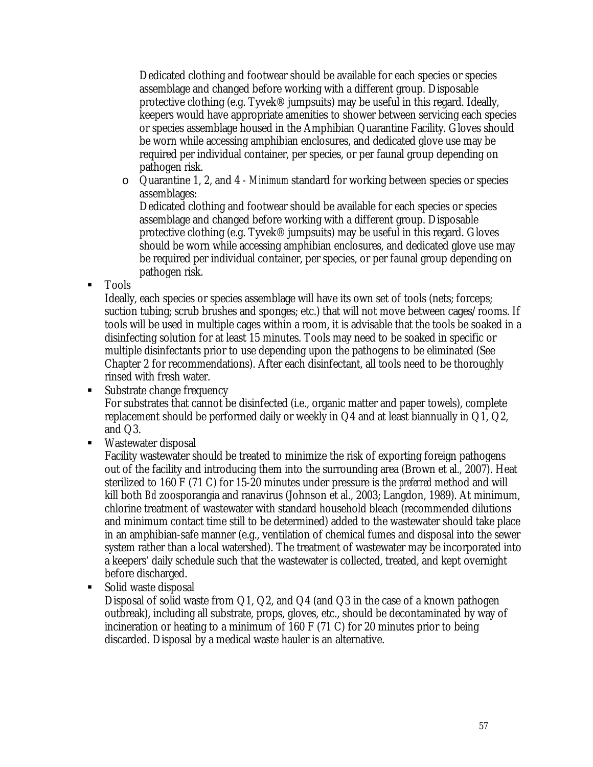Dedicated clothing and footwear should be available for each species or species assemblage and changed before working with a different group. Disposable protective clothing (e.g. Tyvek® jumpsuits) may be useful in this regard. Ideally, keepers would have appropriate amenities to shower between servicing each species or species assemblage housed in the Amphibian Quarantine Facility. Gloves should be worn while accessing amphibian enclosures, and dedicated glove use may be required per individual container, per species, or per faunal group depending on pathogen risk.

  - Quarantine 1, 2, and 4 - *Minimum* standard for working between species or species assemblages:
    Dedicated clothing and footwear should be available for each species or species assemblage and changed before working with a different group. Disposable protective clothing (e.g. Tyvek® jumpsuits) may be useful in this regard. Gloves should be worn while accessing amphibian enclosures, and dedicated glove use may be required per individual container, per species, or per faunal group depending on pathogen risk.

- Tools
  Ideally, each species or species assemblage will have its own set of tools (nets; forceps; suction tubing; scrub brushes and sponges; etc.) that will not move between cages/rooms. If tools will be used in multiple cages within a room, it is advisable that the tools be soaked in a disinfecting solution for at least 15 minutes. Tools may need to be soaked in specific or multiple disinfectants prior to use depending upon the pathogens to be eliminated (See Chapter 2 for recommendations). After each disinfectant, all tools need to be thoroughly rinsed with fresh water.
- Substrate change frequency
  For substrates that cannot be disinfected (i.e., organic matter and paper towels), complete replacement should be performed daily or weekly in Q4 and at least biannually in Q1, Q2, and Q3.
- Wastewater disposal
  Facility wastewater should be treated to minimize the risk of exporting foreign pathogens out of the facility and introducing them into the surrounding area (Brown et al., 2007). Heat sterilized to 160 F (71 C) for 15-20 minutes under pressure is the *preferred* method and will kill both *Bd* zoosporangia and ranavirus (Johnson et al., 2003; Langdon, 1989). At minimum, chlorine treatment of wastewater with standard household bleach (recommended dilutions and minimum contact time still to be determined) added to the wastewater should take place in an amphibian-safe manner (e.g., ventilation of chemical fumes and disposal into the sewer system rather than a local watershed). The treatment of wastewater may be incorporated into a keepers' daily schedule such that the wastewater is collected, treated, and kept overnight before discharged.
- Solid waste disposal
  Disposal of solid waste from Q1, Q2, and Q4 (and Q3 in the case of a known pathogen outbreak), including all substrate, props, gloves, etc., should be decontaminated by way of incineration or heating to a minimum of 160 F (71 C) for 20 minutes prior to being discarded. Disposal by a medical waste hauler is an alternative.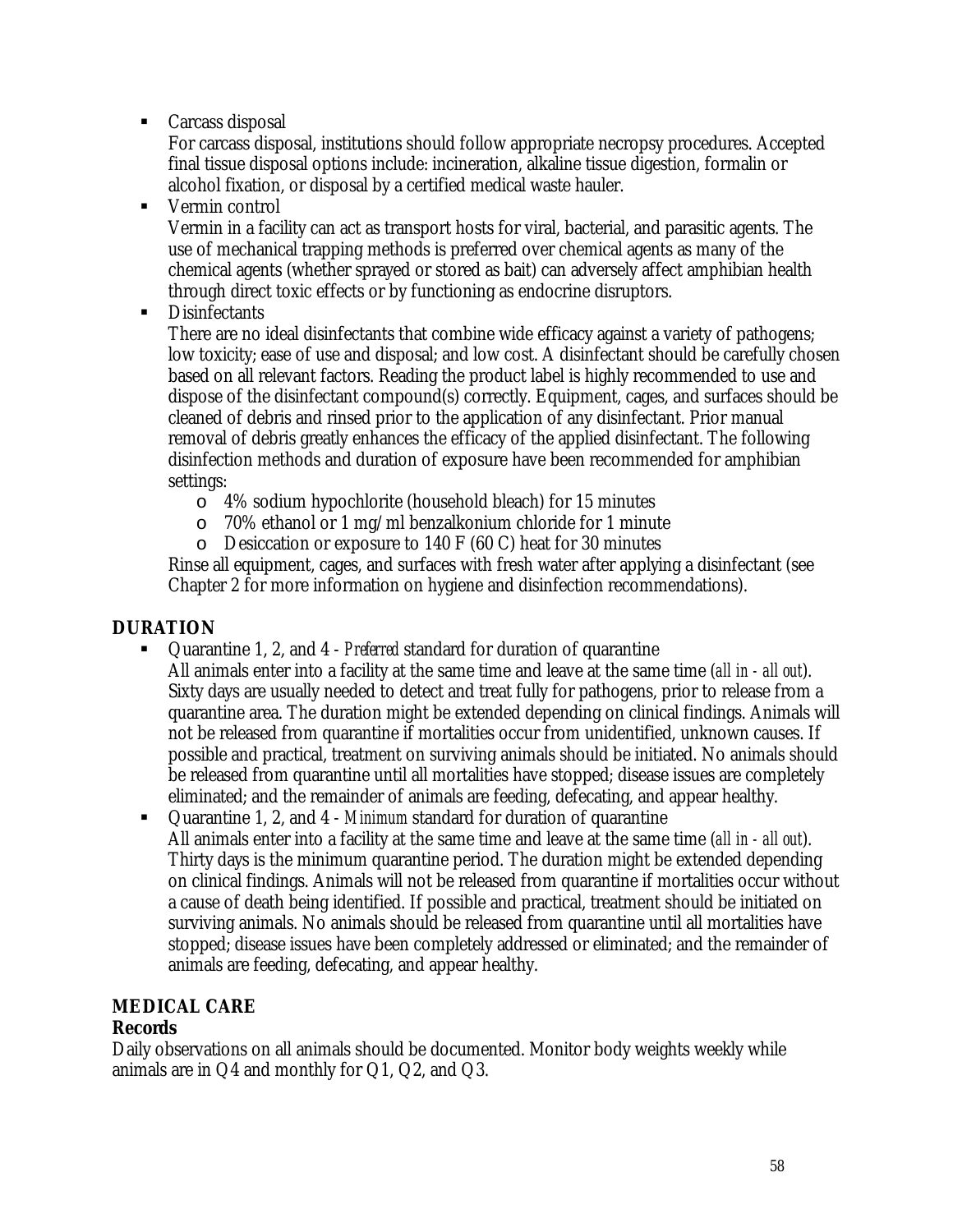- Carcass disposal
  For carcass disposal, institutions should follow appropriate necropsy procedures. Accepted final tissue disposal options include: incineration, alkaline tissue digestion, formalin or alcohol fixation, or disposal by a certified medical waste hauler.
- Vermin control
  Vermin in a facility can act as transport hosts for viral, bacterial, and parasitic agents. The use of mechanical trapping methods is preferred over chemical agents as many of the chemical agents (whether sprayed or stored as bait) can adversely affect amphibian health through direct toxic effects or by functioning as endocrine disruptors.
- Disinfectants
  There are no ideal disinfectants that combine wide efficacy against a variety of pathogens; low toxicity; ease of use and disposal; and low cost. A disinfectant should be carefully chosen based on all relevant factors. Reading the product label is highly recommended to use and dispose of the disinfectant compound(s) correctly. Equipment, cages, and surfaces should be cleaned of debris and rinsed prior to the application of any disinfectant. Prior manual removal of debris greatly enhances the efficacy of the applied disinfectant. The following disinfection methods and duration of exposure have been recommended for amphibian settings:
  - 4% sodium hypochlorite (household bleach) for 15 minutes
  - 70% ethanol or 1 mg/ml benzalkonium chloride for 1 minute
  - Desiccation or exposure to 140 F (60 C) heat for 30 minutes

  Rinse all equipment, cages, and surfaces with fresh water after applying a disinfectant (see Chapter 2 for more information on hygiene and disinfection recommendations).

## DURATION

- Quarantine 1, 2, and 4 - *Preferred* standard for duration of quarantine
  All animals enter into a facility at the same time and leave at the same time (*all in - all out*). Sixty days are usually needed to detect and treat fully for pathogens, prior to release from a quarantine area. The duration might be extended depending on clinical findings. Animals will not be released from quarantine if mortalities occur from unidentified, unknown causes. If possible and practical, treatment on surviving animals should be initiated. No animals should be released from quarantine until all mortalities have stopped; disease issues are completely eliminated; and the remainder of animals are feeding, defecating, and appear healthy.
- Quarantine 1, 2, and 4 - *Minimum* standard for duration of quarantine
  All animals enter into a facility at the same time and leave at the same time (*all in - all out*). Thirty days is the minimum quarantine period. The duration might be extended depending on clinical findings. Animals will not be released from quarantine if mortalities occur without a cause of death being identified. If possible and practical, treatment should be initiated on surviving animals. No animals should be released from quarantine until all mortalities have stopped; disease issues have been completely addressed or eliminated; and the remainder of animals are feeding, defecating, and appear healthy.

## MEDICAL CARE

### Records

Daily observations on all animals should be documented. Monitor body weights weekly while animals are in Q4 and monthly for Q1, Q2, and Q3.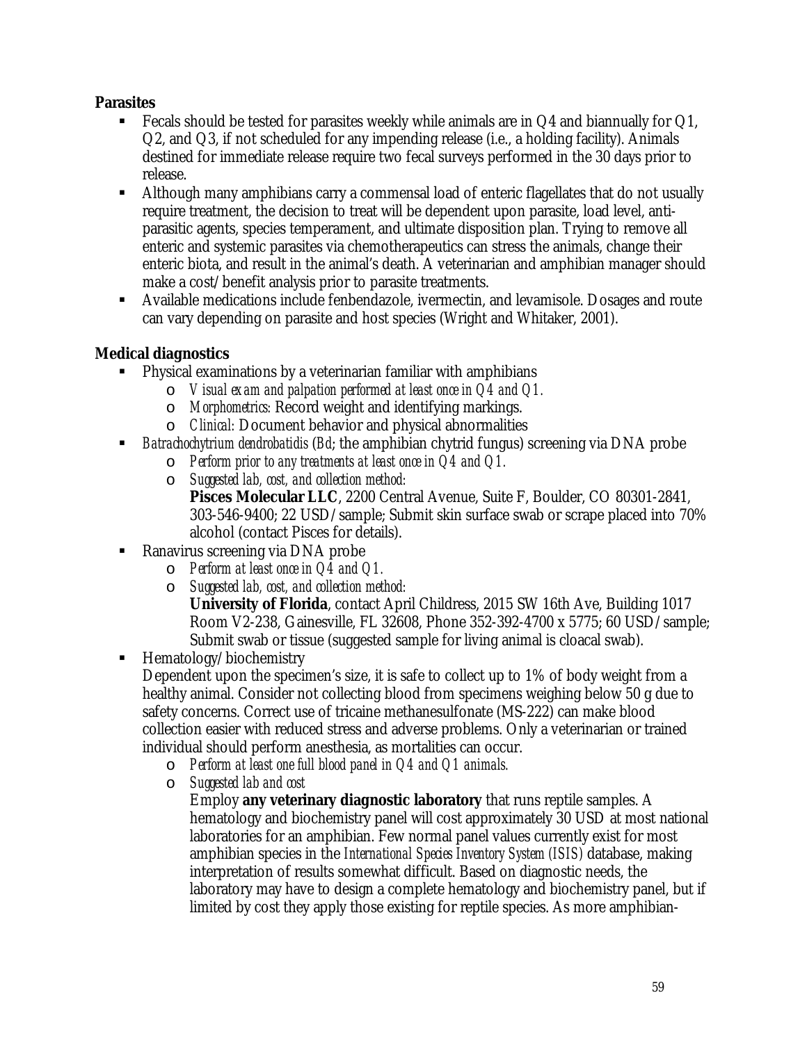**Parasites**

- Fecals should be tested for parasites weekly while animals are in Q4 and biannually for Q1, Q2, and Q3, if not scheduled for any impending release (i.e., a holding facility). Animals destined for immediate release require two fecal surveys performed in the 30 days prior to release.
- Although many amphibians carry a commensal load of enteric flagellates that do not usually require treatment, the decision to treat will be dependent upon parasite, load level, anti-parasitic agents, species temperament, and ultimate disposition plan. Trying to remove all enteric and systemic parasites via chemotherapeutics can stress the animals, change their enteric biota, and result in the animal's death. A veterinarian and amphibian manager should make a cost/benefit analysis prior to parasite treatments.
- Available medications include fenbendazole, ivermectin, and levamisole. Dosages and route can vary depending on parasite and host species (Wright and Whitaker, 2001).

**Medical diagnostics**

- Physical examinations by a veterinarian familiar with amphibians
  - *Visual exam and palpation performed at least once in Q4 and Q1.*
  - *Morphometrics:* Record weight and identifying markings.
  - *Clinical:* Document behavior and physical abnormalities
- *Batrachochytrium dendrobatidis* (*Bd*; the amphibian chytrid fungus) screening via DNA probe
  - *Perform prior to any treatments at least once in Q4 and Q1.*
  - *Suggested lab, cost, and collection method:*
    **Pisces Molecular LLC**, 2200 Central Avenue, Suite F, Boulder, CO 80301-2841, 303-546-9400; 22 USD/sample; Submit skin surface swab or scrape placed into 70% alcohol (contact Pisces for details).
- Ranavirus screening via DNA probe
  - *Perform at least once in Q4 and Q1.*
  - *Suggested lab, cost, and collection method:*
    **University of Florida**, contact April Childress, 2015 SW 16th Ave, Building 1017 Room V2-238, Gainesville, FL 32608, Phone 352-392-4700 x 5775; 60 USD/sample; Submit swab or tissue (suggested sample for living animal is cloacal swab).
- Hematology/biochemistry
  Dependent upon the specimen's size, it is safe to collect up to 1% of body weight from a healthy animal. Consider not collecting blood from specimens weighing below 50 g due to safety concerns. Correct use of tricaine methanesulfonate (MS-222) can make blood collection easier with reduced stress and adverse problems. Only a veterinarian or trained individual should perform anesthesia, as mortalities can occur.
  - *Perform at least one full blood panel in Q4 and Q1 animals.*
  - *Suggested lab and cost*
    Employ **any veterinary diagnostic laboratory** that runs reptile samples. A hematology and biochemistry panel will cost approximately 30 USD at most national laboratories for an amphibian. Few normal panel values currently exist for most amphibian species in the *International Species Inventory System (ISIS)* database, making interpretation of results somewhat difficult. Based on diagnostic needs, the laboratory may have to design a complete hematology and biochemistry panel, but if limited by cost they apply those existing for reptile species. As more amphibian-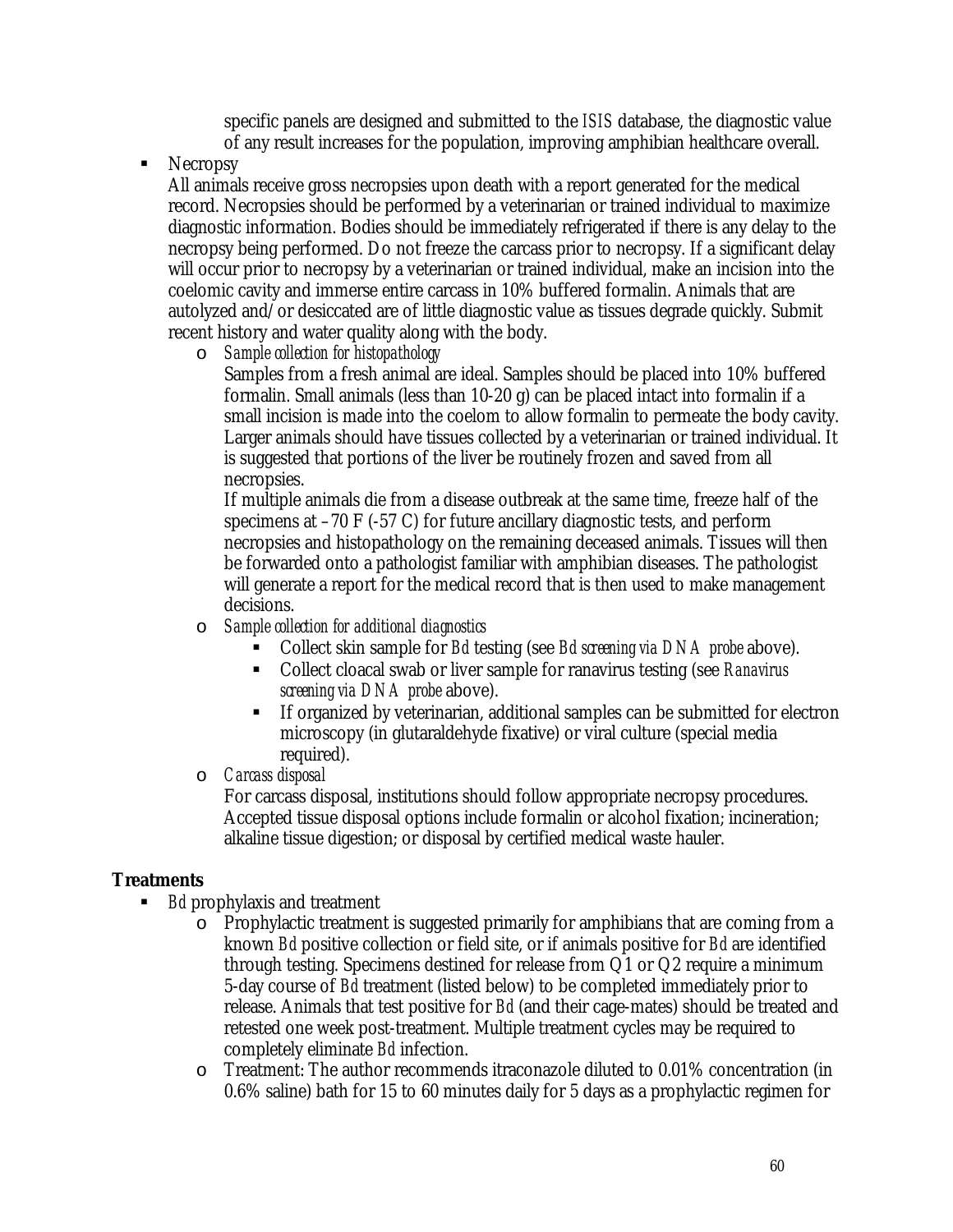specific panels are designed and submitted to the *ISIS* database, the diagnostic value of any result increases for the population, improving amphibian healthcare overall.

- Necropsy

  All animals receive gross necropsies upon death with a report generated for the medical record. Necropsies should be performed by a veterinarian or trained individual to maximize diagnostic information. Bodies should be immediately refrigerated if there is any delay to the necropsy being performed. Do not freeze the carcass prior to necropsy. If a significant delay will occur prior to necropsy by a veterinarian or trained individual, make an incision into the coelomic cavity and immerse entire carcass in 10% buffered formalin. Animals that are autolyzed and/or desiccated are of little diagnostic value as tissues degrade quickly. Submit recent history and water quality along with the body.

  - *Sample collection for histopathology*

    Samples from a fresh animal are ideal. Samples should be placed into 10% buffered formalin. Small animals (less than 10-20 g) can be placed intact into formalin if a small incision is made into the coelom to allow formalin to permeate the body cavity. Larger animals should have tissues collected by a veterinarian or trained individual. It is suggested that portions of the liver be routinely frozen and saved from all necropsies.

    If multiple animals die from a disease outbreak at the same time, freeze half of the specimens at –70 F (-57 C) for future ancillary diagnostic tests, and perform necropsies and histopathology on the remaining deceased animals. Tissues will then be forwarded onto a pathologist familiar with amphibian diseases. The pathologist will generate a report for the medical record that is then used to make management decisions.

  - *Sample collection for additional diagnostics*
    - Collect skin sample for *Bd* testing (see *Bd screening via DNA probe* above).
    - Collect cloacal swab or liver sample for ranavirus testing (see *Ranavirus screening via DNA probe* above).
    - If organized by veterinarian, additional samples can be submitted for electron microscopy (in glutaraldehyde fixative) or viral culture (special media required).

  - *Carcass disposal*

    For carcass disposal, institutions should follow appropriate necropsy procedures. Accepted tissue disposal options include formalin or alcohol fixation; incineration; alkaline tissue digestion; or disposal by certified medical waste hauler.

## Treatments

- *Bd* prophylaxis and treatment
  - Prophylactic treatment is suggested primarily for amphibians that are coming from a known *Bd* positive collection or field site, or if animals positive for *Bd* are identified through testing. Specimens destined for release from Q1 or Q2 require a minimum 5-day course of *Bd* treatment (listed below) to be completed immediately prior to release. Animals that test positive for *Bd* (and their cage-mates) should be treated and retested one week post-treatment. Multiple treatment cycles may be required to completely eliminate *Bd* infection.
  - Treatment: The author recommends itraconazole diluted to 0.01% concentration (in 0.6% saline) bath for 15 to 60 minutes daily for 5 days as a prophylactic regimen for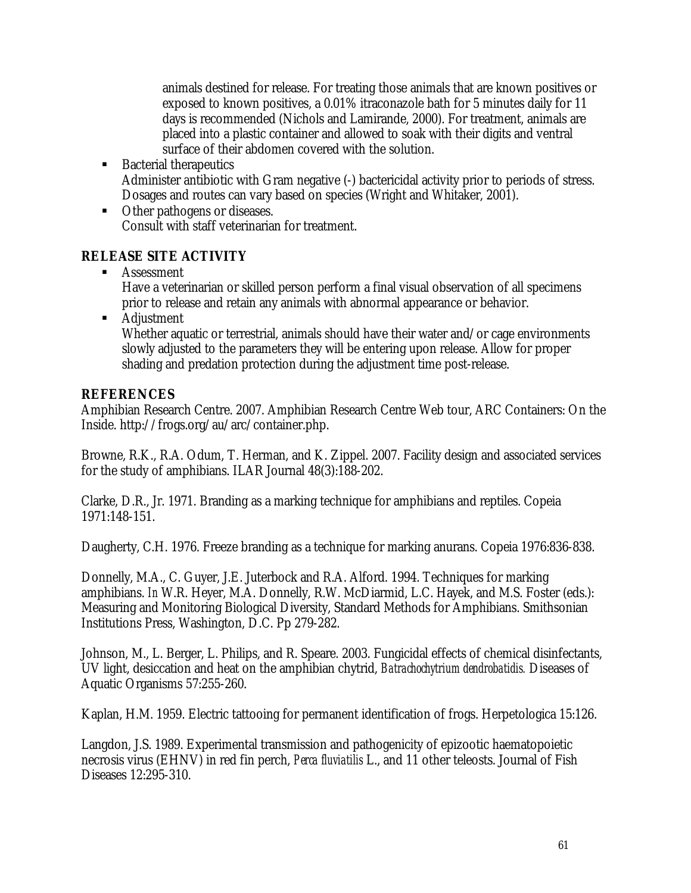animals destined for release. For treating those animals that are known positives or exposed to known positives, a 0.01% itraconazole bath for 5 minutes daily for 11 days is recommended (Nichols and Lamirande, 2000). For treatment, animals are placed into a plastic container and allowed to soak with their digits and ventral surface of their abdomen covered with the solution.

- Bacterial therapeutics
  Administer antibiotic with Gram negative (-) bactericidal activity prior to periods of stress. Dosages and routes can vary based on species (Wright and Whitaker, 2001).
- Other pathogens or diseases.
  Consult with staff veterinarian for treatment.

## RELEASE SITE ACTIVITY

- Assessment
  Have a veterinarian or skilled person perform a final visual observation of all specimens prior to release and retain any animals with abnormal appearance or behavior.
- Adjustment
  Whether aquatic or terrestrial, animals should have their water and/or cage environments slowly adjusted to the parameters they will be entering upon release. Allow for proper shading and predation protection during the adjustment time post-release.

## REFERENCES

Amphibian Research Centre. 2007. Amphibian Research Centre Web tour, ARC Containers: On the Inside. http://frogs.org/au/arc/container.php.

Browne, R.K., R.A. Odum, T. Herman, and K. Zippel. 2007. Facility design and associated services for the study of amphibians. ILAR Journal 48(3):188-202.

Clarke, D.R., Jr. 1971. Branding as a marking technique for amphibians and reptiles. Copeia 1971:148-151.

Daugherty, C.H. 1976. Freeze branding as a technique for marking anurans. Copeia 1976:836-838.

Donnelly, M.A., C. Guyer, J.E. Juterbock and R.A. Alford. 1994. Techniques for marking amphibians. *In* W.R. Heyer, M.A. Donnelly, R.W. McDiarmid, L.C. Hayek, and M.S. Foster (eds.): Measuring and Monitoring Biological Diversity, Standard Methods for Amphibians. Smithsonian Institutions Press, Washington, D.C. Pp 279-282.

Johnson, M., L. Berger, L. Philips, and R. Speare. 2003. Fungicidal effects of chemical disinfectants, UV light, desiccation and heat on the amphibian chytrid, *Batrachochytrium dendrobatidis.* Diseases of Aquatic Organisms 57:255-260.

Kaplan, H.M. 1959. Electric tattooing for permanent identification of frogs. Herpetologica 15:126.

Langdon, J.S. 1989. Experimental transmission and pathogenicity of epizootic haematopoietic necrosis virus (EHNV) in red fin perch, *Perca fluviatilis* L., and 11 other teleosts. Journal of Fish Diseases 12:295-310.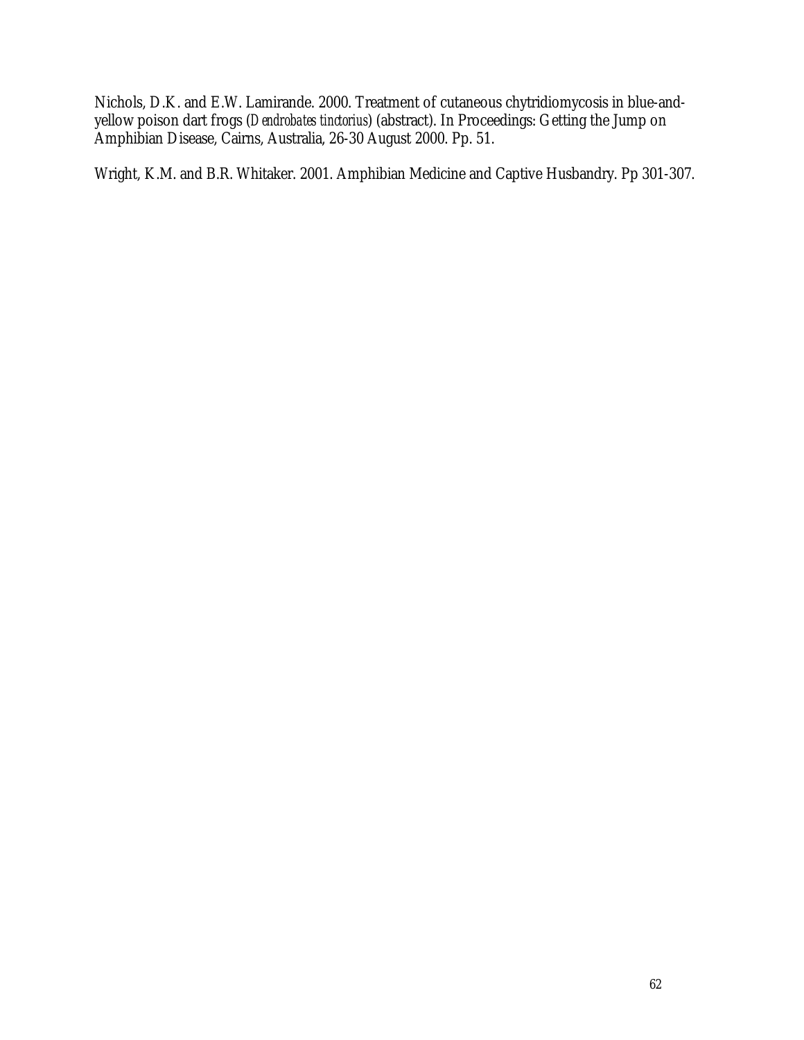Nichols, D.K. and E.W. Lamirande. 2000. Treatment of cutaneous chytridiomycosis in blue-and-yellow poison dart frogs (*Dendrobates tinctorius*) (abstract). In Proceedings: Getting the Jump on Amphibian Disease, Cairns, Australia, 26-30 August 2000. Pp. 51.

Wright, K.M. and B.R. Whitaker. 2001. Amphibian Medicine and Captive Husbandry. Pp 301-307.